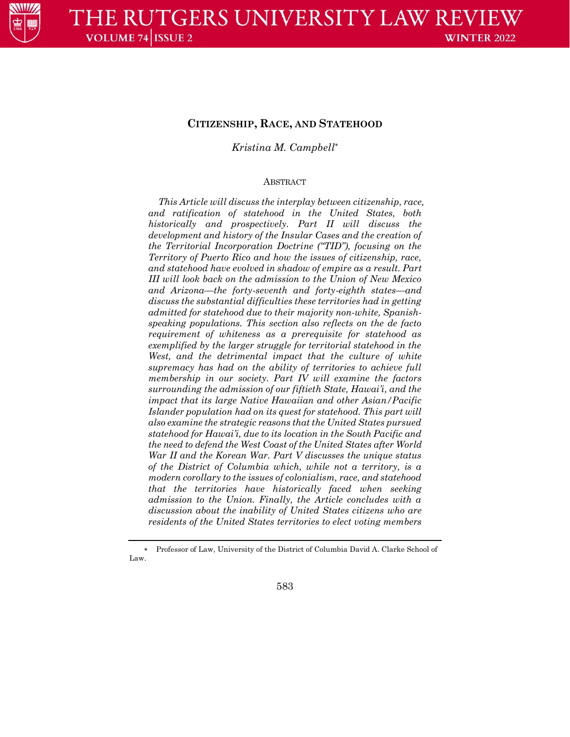# CITIZENSHIP, RACE, AND STATEHOOD

*Kristina M. Campbell*[*]

## ABSTRACT

*This Article will discuss the interplay between citizenship, race, and ratification of statehood in the United States, both historically and prospectively. Part II will discuss the development and history of the Insular Cases and the creation of the Territorial Incorporation Doctrine ("TID"), focusing on the Territory of Puerto Rico and how the issues of citizenship, race, and statehood have evolved in shadow of empire as a result. Part III will look back on the admission to the Union of New Mexico and Arizona—the forty-seventh and forty-eighth states—and discuss the substantial difficulties these territories had in getting admitted for statehood due to their majority non-white, Spanish-speaking populations. This section also reflects on the de facto requirement of whiteness as a prerequisite for statehood as exemplified by the larger struggle for territorial statehood in the West, and the detrimental impact that the culture of white supremacy has had on the ability of territories to achieve full membership in our society. Part IV will examine the factors surrounding the admission of our fiftieth State, Hawai'i, and the impact that its large Native Hawaiian and other Asian/Pacific Islander population had on its quest for statehood. This part will also examine the strategic reasons that the United States pursued statehood for Hawai'i, due to its location in the South Pacific and the need to defend the West Coast of the United States after World War II and the Korean War. Part V discusses the unique status of the District of Columbia which, while not a territory, is a modern corollary to the issues of colonialism, race, and statehood that the territories have historically faced when seeking admission to the Union. Finally, the Article concludes with a discussion about the inability of United States citizens who are residents of the United States territories to elect voting members*

---

[*] Professor of Law, University of the District of Columbia David A. Clarke School of Law.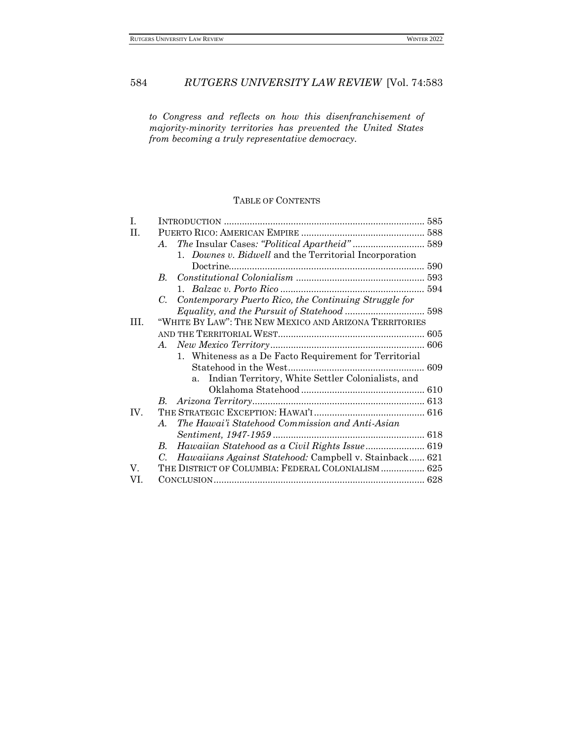*to Congress and reflects on how this disenfranchisement of majority-minority territories has prevented the United States from becoming a truly representative democracy.*

## TABLE OF CONTENTS

I. INTRODUCTION .......... 585

II. PUERTO RICO: AMERICAN EMPIRE .......... 588

- A. *The* Insular Cases*: "Political Apartheid"* .......... 589
  - 1. *Downes v. Bidwell* and the Territorial Incorporation Doctrine .......... 590
- B. *Constitutional Colonialism* .......... 593
  - 1. *Balzac v. Porto Rico* .......... 594
- C. *Contemporary Puerto Rico, the Continuing Struggle for Equality, and the Pursuit of Statehood* .......... 598

III. "WHITE BY LAW": THE NEW MEXICO AND ARIZONA TERRITORIES AND THE TERRITORIAL WEST .......... 605

- A. *New Mexico Territory* .......... 606
  - 1. Whiteness as a De Facto Requirement for Territorial Statehood in the West .......... 609
    - a. Indian Territory, White Settler Colonialists, and Oklahoma Statehood .......... 610
- B. *Arizona Territory* .......... 613

IV. THE STRATEGIC EXCEPTION: HAWAI'I .......... 616

- A. *The Hawai'i Statehood Commission and Anti-Asian Sentiment, 1947-1959* .......... 618
- B. *Hawaiian Statehood as a Civil Rights Issue* .......... 619
- C. *Hawaiians Against Statehood:* Campbell v. Stainback .......... 621

V. THE DISTRICT OF COLUMBIA: FEDERAL COLONIALISM .......... 625

VI. CONCLUSION .......... 628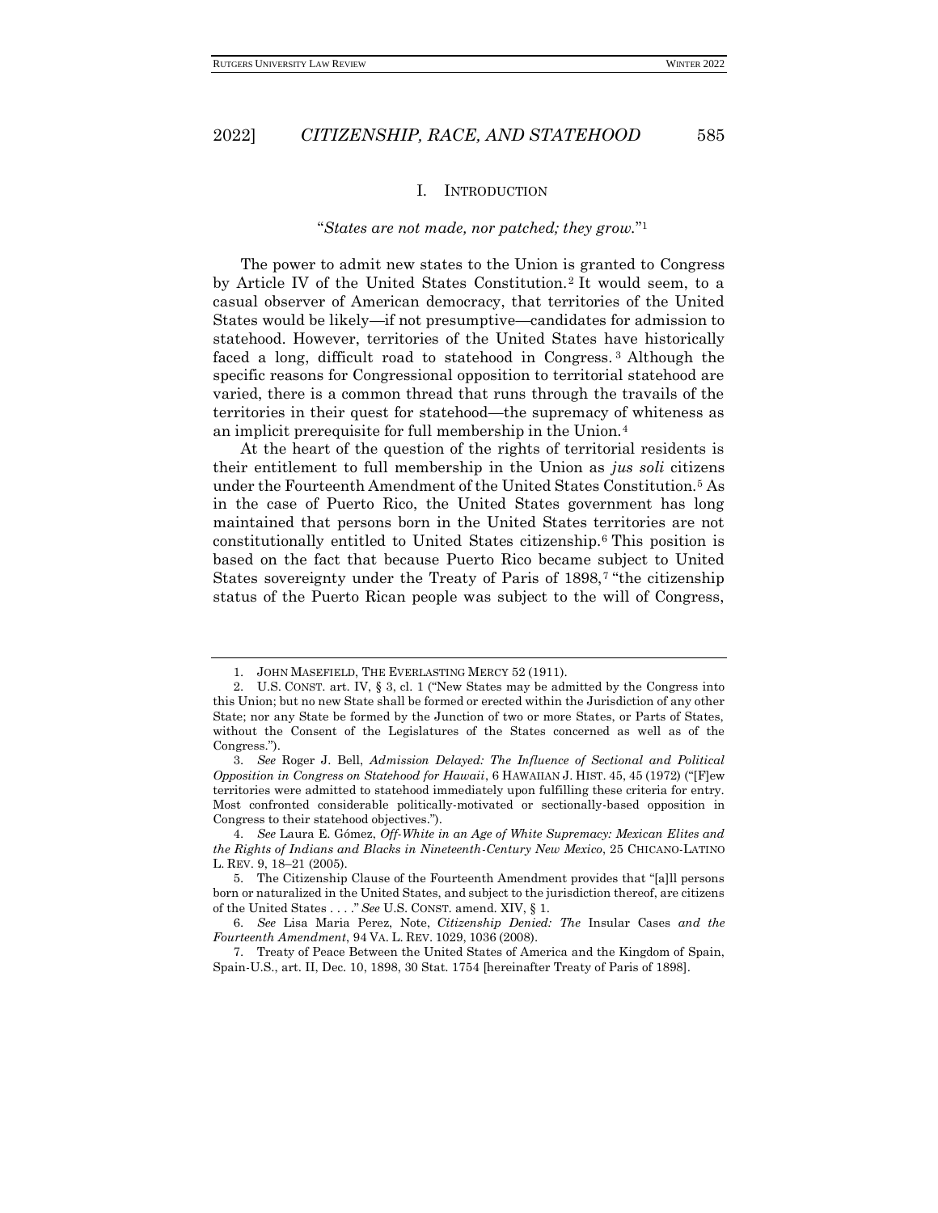## I. INTRODUCTION

"*States are not made, nor patched; they grow.*"[1]

The power to admit new states to the Union is granted to Congress by Article IV of the United States Constitution.[2] It would seem, to a casual observer of American democracy, that territories of the United States would be likely—if not presumptive—candidates for admission to statehood. However, territories of the United States have historically faced a long, difficult road to statehood in Congress.[3] Although the specific reasons for Congressional opposition to territorial statehood are varied, there is a common thread that runs through the travails of the territories in their quest for statehood—the supremacy of whiteness as an implicit prerequisite for full membership in the Union.[4]

At the heart of the question of the rights of territorial residents is their entitlement to full membership in the Union as *jus soli* citizens under the Fourteenth Amendment of the United States Constitution.[5] As in the case of Puerto Rico, the United States government has long maintained that persons born in the United States territories are not constitutionally entitled to United States citizenship.[6] This position is based on the fact that because Puerto Rico became subject to United States sovereignty under the Treaty of Paris of 1898,[7] "the citizenship status of the Puerto Rican people was subject to the will of Congress,

---

1. JOHN MASEFIELD, THE EVERLASTING MERCY 52 (1911).

2. U.S. CONST. art. IV, § 3, cl. 1 ("New States may be admitted by the Congress into this Union; but no new State shall be formed or erected within the Jurisdiction of any other State; nor any State be formed by the Junction of two or more States, or Parts of States, without the Consent of the Legislatures of the States concerned as well as of the Congress.").

3. *See* Roger J. Bell, *Admission Delayed: The Influence of Sectional and Political Opposition in Congress on Statehood for Hawaii*, 6 HAWAIIAN J. HIST. 45, 45 (1972) ("[F]ew territories were admitted to statehood immediately upon fulfilling these criteria for entry. Most confronted considerable politically-motivated or sectionally-based opposition in Congress to their statehood objectives.").

4. *See* Laura E. Gómez, *Off-White in an Age of White Supremacy: Mexican Elites and the Rights of Indians and Blacks in Nineteenth-Century New Mexico*, 25 CHICANO-LATINO L. REV. 9, 18–21 (2005).

5. The Citizenship Clause of the Fourteenth Amendment provides that "[a]ll persons born or naturalized in the United States, and subject to the jurisdiction thereof, are citizens of the United States . . . ." *See* U.S. CONST. amend. XIV, § 1.

6. *See* Lisa Maria Perez, Note, *Citizenship Denied: The* Insular Cases *and the Fourteenth Amendment*, 94 VA. L. REV. 1029, 1036 (2008).

7. Treaty of Peace Between the United States of America and the Kingdom of Spain, Spain-U.S., art. II, Dec. 10, 1898, 30 Stat. 1754 [hereinafter Treaty of Paris of 1898].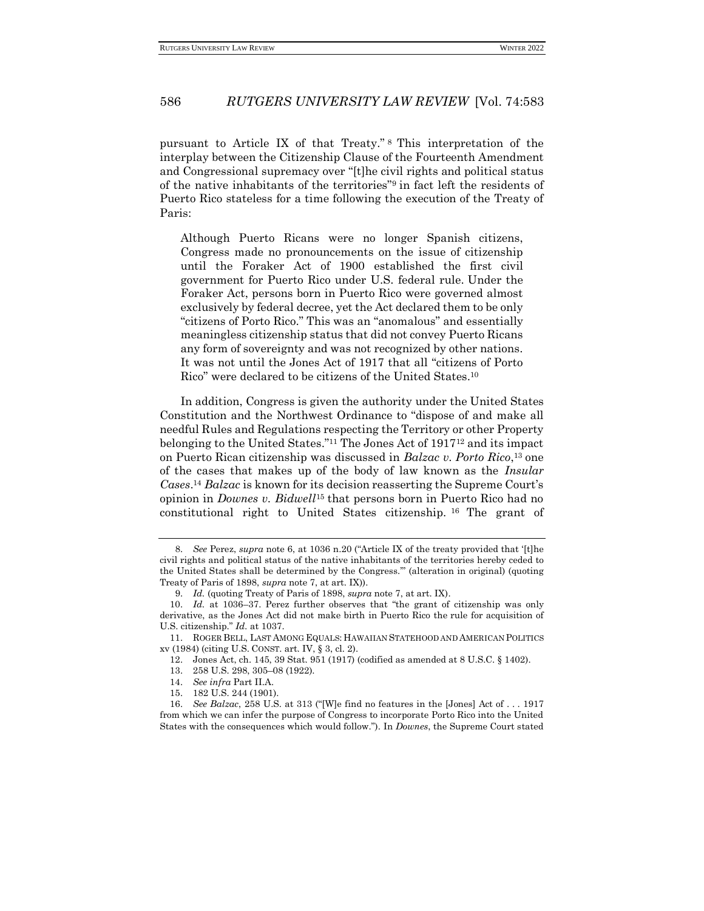pursuant to Article IX of that Treaty."[8] This interpretation of the interplay between the Citizenship Clause of the Fourteenth Amendment and Congressional supremacy over "[t]he civil rights and political status of the native inhabitants of the territories"[9] in fact left the residents of Puerto Rico stateless for a time following the execution of the Treaty of Paris:

> Although Puerto Ricans were no longer Spanish citizens, Congress made no pronouncements on the issue of citizenship until the Foraker Act of 1900 established the first civil government for Puerto Rico under U.S. federal rule. Under the Foraker Act, persons born in Puerto Rico were governed almost exclusively by federal decree, yet the Act declared them to be only "citizens of Porto Rico." This was an "anomalous" and essentially meaningless citizenship status that did not convey Puerto Ricans any form of sovereignty and was not recognized by other nations. It was not until the Jones Act of 1917 that all "citizens of Porto Rico" were declared to be citizens of the United States.[10]

In addition, Congress is given the authority under the United States Constitution and the Northwest Ordinance to "dispose of and make all needful Rules and Regulations respecting the Territory or other Property belonging to the United States."[11] The Jones Act of 1917[12] and its impact on Puerto Rican citizenship was discussed in *Balzac v. Porto Rico*,[13] one of the cases that makes up of the body of law known as the *Insular Cases*.[14] *Balzac* is known for its decision reasserting the Supreme Court's opinion in *Downes v. Bidwell*[15] that persons born in Puerto Rico had no constitutional right to United States citizenship.[16] The grant of

---

8. *See* Perez, *supra* note 6, at 1036 n.20 ("Article IX of the treaty provided that '[t]he civil rights and political status of the native inhabitants of the territories hereby ceded to the United States shall be determined by the Congress.'" (alteration in original) (quoting Treaty of Paris of 1898, *supra* note 7, at art. IX)).

9. *Id.* (quoting Treaty of Paris of 1898, *supra* note 7, at art. IX).

10. *Id.* at 1036–37. Perez further observes that "the grant of citizenship was only derivative, as the Jones Act did not make birth in Puerto Rico the rule for acquisition of U.S. citizenship." *Id.* at 1037.

11. ROGER BELL, LAST AMONG EQUALS: HAWAIIAN STATEHOOD AND AMERICAN POLITICS xv (1984) (citing U.S. CONST. art. IV, § 3, cl. 2).

12. Jones Act, ch. 145, 39 Stat. 951 (1917) (codified as amended at 8 U.S.C. § 1402).

13. 258 U.S. 298, 305–08 (1922).

14. *See infra* Part II.A.

15. 182 U.S. 244 (1901).

16. *See Balzac*, 258 U.S. at 313 ("[W]e find no features in the [Jones] Act of . . . 1917 from which we can infer the purpose of Congress to incorporate Porto Rico into the United States with the consequences which would follow."). In *Downes*, the Supreme Court stated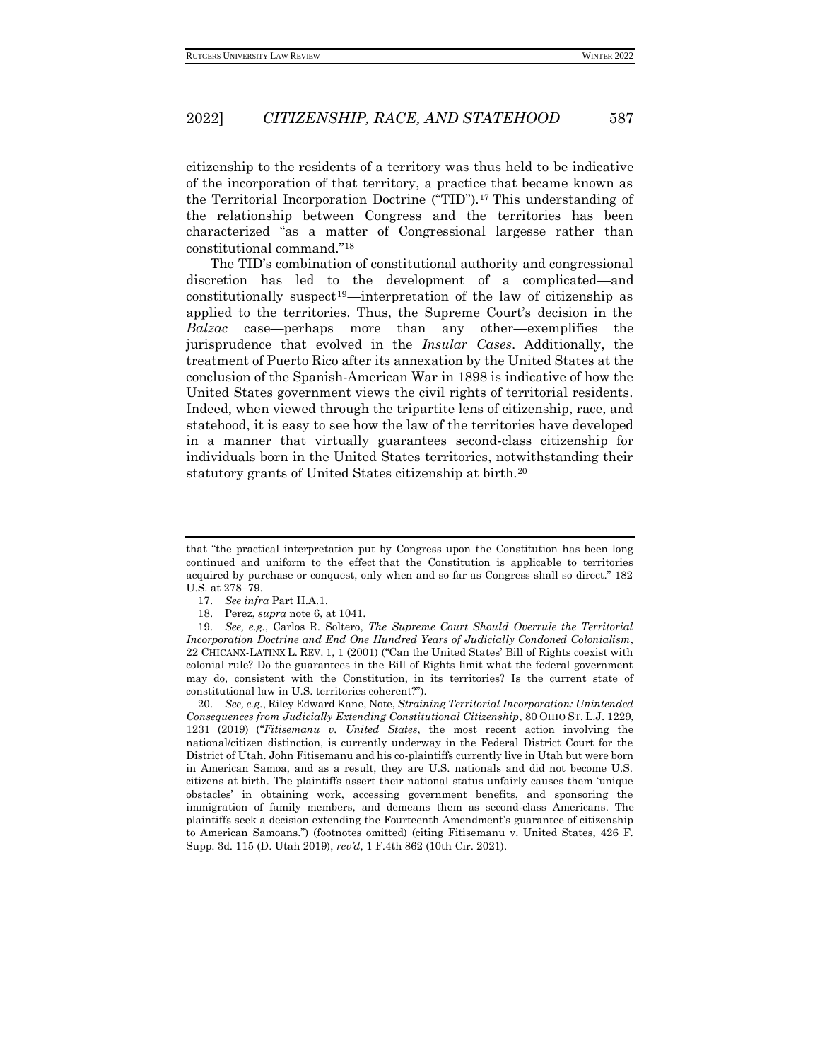citizenship to the residents of a territory was thus held to be indicative of the incorporation of that territory, a practice that became known as the Territorial Incorporation Doctrine ("TID").[17] This understanding of the relationship between Congress and the territories has been characterized "as a matter of Congressional largesse rather than constitutional command."[18]

The TID's combination of constitutional authority and congressional discretion has led to the development of a complicated—and constitutionally suspect[19]—interpretation of the law of citizenship as applied to the territories. Thus, the Supreme Court's decision in the *Balzac* case—perhaps more than any other—exemplifies the jurisprudence that evolved in the *Insular Cases*. Additionally, the treatment of Puerto Rico after its annexation by the United States at the conclusion of the Spanish-American War in 1898 is indicative of how the United States government views the civil rights of territorial residents. Indeed, when viewed through the tripartite lens of citizenship, race, and statehood, it is easy to see how the law of the territories have developed in a manner that virtually guarantees second-class citizenship for individuals born in the United States territories, notwithstanding their statutory grants of United States citizenship at birth.[20]

---

that "the practical interpretation put by Congress upon the Constitution has been long continued and uniform to the effect that the Constitution is applicable to territories acquired by purchase or conquest, only when and so far as Congress shall so direct." 182 U.S. at 278–79.

17. *See infra* Part II.A.1.

18. Perez, *supra* note 6, at 1041.

19. *See, e.g.*, Carlos R. Soltero, *The Supreme Court Should Overrule the Territorial Incorporation Doctrine and End One Hundred Years of Judicially Condoned Colonialism*, 22 CHICANX-LATINX L. REV. 1, 1 (2001) ("Can the United States' Bill of Rights coexist with colonial rule? Do the guarantees in the Bill of Rights limit what the federal government may do, consistent with the Constitution, in its territories? Is the current state of constitutional law in U.S. territories coherent?").

20. *See, e.g.*, Riley Edward Kane, Note, *Straining Territorial Incorporation: Unintended Consequences from Judicially Extending Constitutional Citizenship*, 80 OHIO ST. L.J. 1229, 1231 (2019) ("*Fitisemanu v. United States*, the most recent action involving the national/citizen distinction, is currently underway in the Federal District Court for the District of Utah. John Fitisemanu and his co-plaintiffs currently live in Utah but were born in American Samoa, and as a result, they are U.S. nationals and did not become U.S. citizens at birth. The plaintiffs assert their national status unfairly causes them 'unique obstacles' in obtaining work, accessing government benefits, and sponsoring the immigration of family members, and demeans them as second-class Americans. The plaintiffs seek a decision extending the Fourteenth Amendment's guarantee of citizenship to American Samoans.") (footnotes omitted) (citing Fitisemanu v. United States, 426 F. Supp. 3d. 115 (D. Utah 2019), *rev'd*, 1 F.4th 862 (10th Cir. 2021).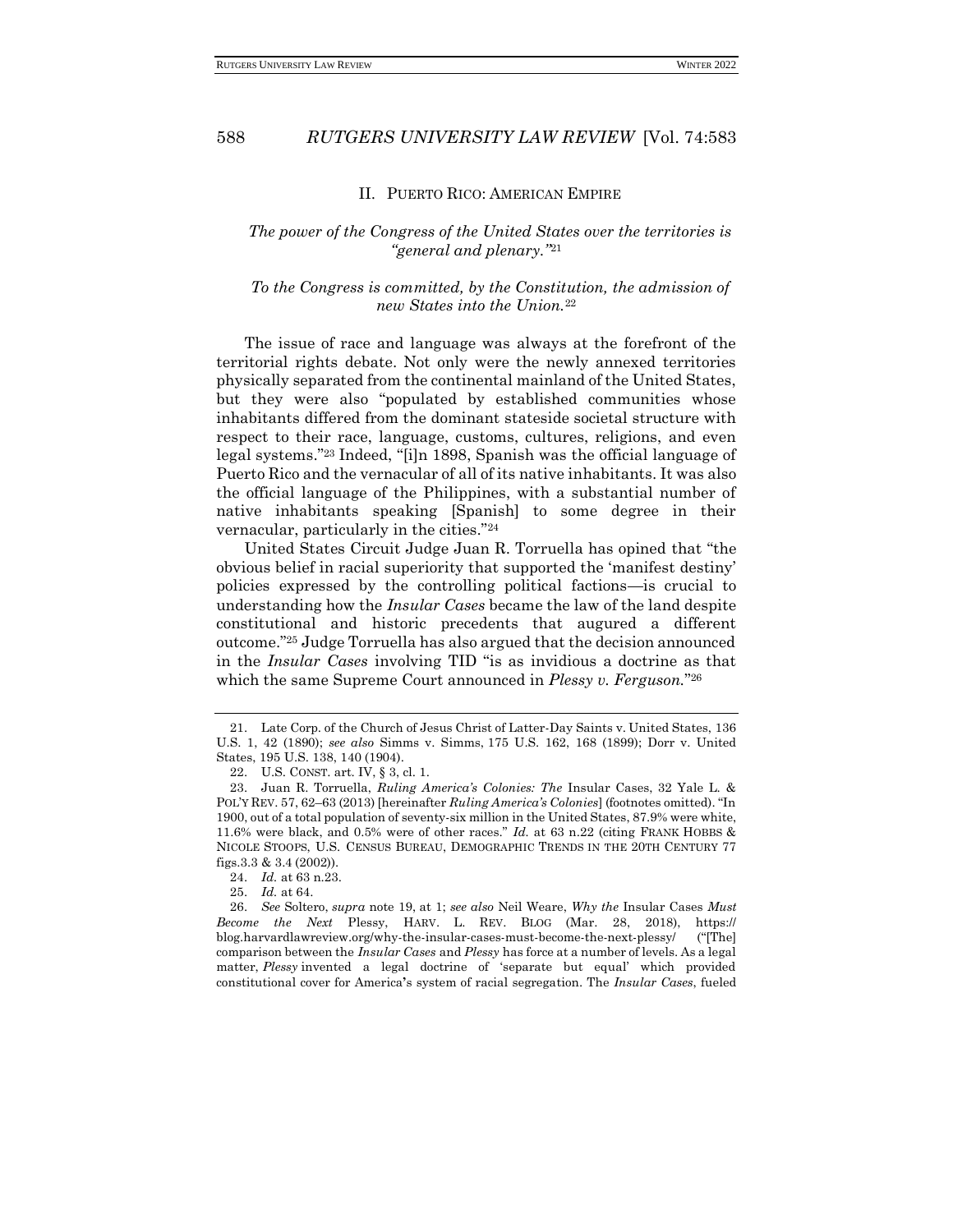## II. PUERTO RICO: AMERICAN EMPIRE

*The power of the Congress of the United States over the territories is "general and plenary."*[21]

*To the Congress is committed, by the Constitution, the admission of new States into the Union.*[22]

The issue of race and language was always at the forefront of the territorial rights debate. Not only were the newly annexed territories physically separated from the continental mainland of the United States, but they were also "populated by established communities whose inhabitants differed from the dominant stateside societal structure with respect to their race, language, customs, cultures, religions, and even legal systems."[23] Indeed, "[i]n 1898, Spanish was the official language of Puerto Rico and the vernacular of all of its native inhabitants. It was also the official language of the Philippines, with a substantial number of native inhabitants speaking [Spanish] to some degree in their vernacular, particularly in the cities."[24]

United States Circuit Judge Juan R. Torruella has opined that "the obvious belief in racial superiority that supported the 'manifest destiny' policies expressed by the controlling political factions—is crucial to understanding how the *Insular Cases* became the law of the land despite constitutional and historic precedents that augured a different outcome."[25] Judge Torruella has also argued that the decision announced in the *Insular Cases* involving TID "is as invidious a doctrine as that which the same Supreme Court announced in *Plessy v. Ferguson*."[26]

---

21. Late Corp. of the Church of Jesus Christ of Latter-Day Saints v. United States, 136 U.S. 1, 42 (1890); *see also* Simms v. Simms, 175 U.S. 162, 168 (1899); Dorr v. United States, 195 U.S. 138, 140 (1904).

22. U.S. CONST. art. IV, § 3, cl. 1.

23. Juan R. Torruella, *Ruling America's Colonies: The* Insular Cases, 32 Yale L. & POL'Y REV. 57, 62–63 (2013) [hereinafter *Ruling America's Colonies*] (footnotes omitted). "In 1900, out of a total population of seventy-six million in the United States, 87.9% were white, 11.6% were black, and 0.5% were of other races." *Id.* at 63 n.22 (citing FRANK HOBBS & NICOLE STOOPS, U.S. CENSUS BUREAU, DEMOGRAPHIC TRENDS IN THE 20TH CENTURY 77 figs.3.3 & 3.4 (2002)).

24. *Id.* at 63 n.23.

25. *Id.* at 64.

26. *See* Soltero, *supra* note 19, at 1; *see also* Neil Weare, *Why the* Insular Cases *Must Become the Next* Plessy, HARV. L. REV. BLOG (Mar. 28, 2018), https://blog.harvardlawreview.org/why-the-insular-cases-must-become-the-next-plessy/ ("[The] comparison between the *Insular Cases* and *Plessy* has force at a number of levels. As a legal matter, *Plessy* invented a legal doctrine of 'separate but equal' which provided constitutional cover for America's system of racial segregation. The *Insular Cases*, fueled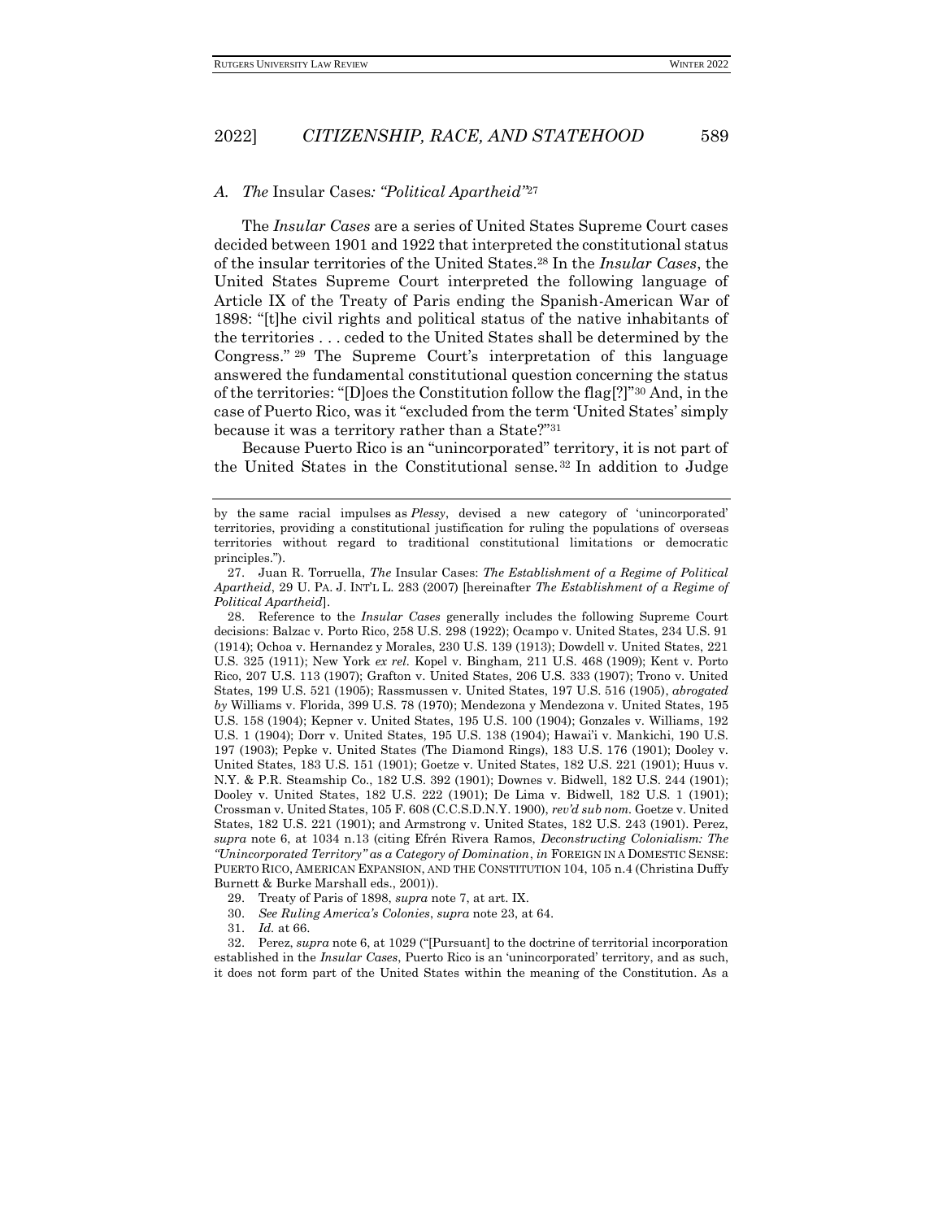### *A. The* Insular Cases*: "Political Apartheid"*[27]

The *Insular Cases* are a series of United States Supreme Court cases decided between 1901 and 1922 that interpreted the constitutional status of the insular territories of the United States.[28] In the *Insular Cases*, the United States Supreme Court interpreted the following language of Article IX of the Treaty of Paris ending the Spanish-American War of 1898: "[t]he civil rights and political status of the native inhabitants of the territories . . . ceded to the United States shall be determined by the Congress."[29] The Supreme Court's interpretation of this language answered the fundamental constitutional question concerning the status of the territories: "[D]oes the Constitution follow the flag[?]"[30] And, in the case of Puerto Rico, was it "excluded from the term 'United States' simply because it was a territory rather than a State?"[31]

Because Puerto Rico is an "unincorporated" territory, it is not part of the United States in the Constitutional sense.[32] In addition to Judge

---

by the same racial impulses as *Plessy*, devised a new category of 'unincorporated' territories, providing a constitutional justification for ruling the populations of overseas territories without regard to traditional constitutional limitations or democratic principles.").

27. Juan R. Torruella, *The* Insular Cases: *The Establishment of a Regime of Political Apartheid*, 29 U. PA. J. INT'L L. 283 (2007) [hereinafter *The Establishment of a Regime of Political Apartheid*].

28. Reference to the *Insular Cases* generally includes the following Supreme Court decisions: Balzac v. Porto Rico, 258 U.S. 298 (1922); Ocampo v. United States, 234 U.S. 91 (1914); Ochoa v. Hernandez y Morales, 230 U.S. 139 (1913); Dowdell v. United States, 221 U.S. 325 (1911); New York *ex rel.* Kopel v. Bingham, 211 U.S. 468 (1909); Kent v. Porto Rico, 207 U.S. 113 (1907); Grafton v. United States, 206 U.S. 333 (1907); Trono v. United States, 199 U.S. 521 (1905); Rassmussen v. United States, 197 U.S. 516 (1905), *abrogated by* Williams v. Florida, 399 U.S. 78 (1970); Mendezona y Mendezona v. United States, 195 U.S. 158 (1904); Kepner v. United States, 195 U.S. 100 (1904); Gonzales v. Williams, 192 U.S. 1 (1904); Dorr v. United States, 195 U.S. 138 (1904); Hawai'i v. Mankichi, 190 U.S. 197 (1903); Pepke v. United States (The Diamond Rings), 183 U.S. 176 (1901); Dooley v. United States, 183 U.S. 151 (1901); Goetze v. United States, 182 U.S. 221 (1901); Huus v. N.Y. & P.R. Steamship Co., 182 U.S. 392 (1901); Downes v. Bidwell, 182 U.S. 244 (1901); Dooley v. United States, 182 U.S. 222 (1901); De Lima v. Bidwell, 182 U.S. 1 (1901); Crossman v. United States, 105 F. 608 (C.C.S.D.N.Y. 1900), *rev'd sub nom.* Goetze v. United States, 182 U.S. 221 (1901); and Armstrong v. United States, 182 U.S. 243 (1901). Perez, *supra* note 6, at 1034 n.13 (citing Efrén Rivera Ramos, *Deconstructing Colonialism: The "Unincorporated Territory" as a Category of Domination*, *in* FOREIGN IN A DOMESTIC SENSE: PUERTO RICO, AMERICAN EXPANSION, AND THE CONSTITUTION 104, 105 n.4 (Christina Duffy Burnett & Burke Marshall eds., 2001)).

29. Treaty of Paris of 1898, *supra* note 7, at art. IX.

30. *See Ruling America's Colonies*, *supra* note 23, at 64.

31. *Id.* at 66.

32. Perez, *supra* note 6, at 1029 ("[Pursuant] to the doctrine of territorial incorporation established in the *Insular Cases*, Puerto Rico is an 'unincorporated' territory, and as such, it does not form part of the United States within the meaning of the Constitution. As a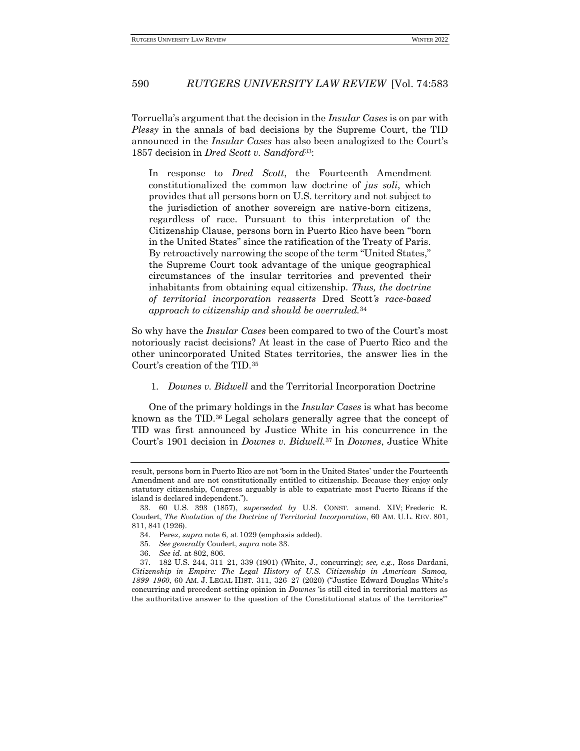Torruella's argument that the decision in the *Insular Cases* is on par with *Plessy* in the annals of bad decisions by the Supreme Court, the TID announced in the *Insular Cases* has also been analogized to the Court's 1857 decision in *Dred Scott v. Sandford*[33]:

> In response to *Dred Scott*, the Fourteenth Amendment constitutionalized the common law doctrine of *jus soli*, which provides that all persons born on U.S. territory and not subject to the jurisdiction of another sovereign are native-born citizens, regardless of race. Pursuant to this interpretation of the Citizenship Clause, persons born in Puerto Rico have been "born in the United States" since the ratification of the Treaty of Paris. By retroactively narrowing the scope of the term "United States," the Supreme Court took advantage of the unique geographical circumstances of the insular territories and prevented their inhabitants from obtaining equal citizenship. *Thus, the doctrine of territorial incorporation reasserts* Dred Scott*'s race-based approach to citizenship and should be overruled.*[34]

So why have the *Insular Cases* been compared to two of the Court's most notoriously racist decisions? At least in the case of Puerto Rico and the other unincorporated United States territories, the answer lies in the Court's creation of the TID.[35]

### 1. *Downes v. Bidwell* and the Territorial Incorporation Doctrine

One of the primary holdings in the *Insular Cases* is what has become known as the TID.[36] Legal scholars generally agree that the concept of TID was first announced by Justice White in his concurrence in the Court's 1901 decision in *Downes v. Bidwell.*[37] In *Downes*, Justice White

---

result, persons born in Puerto Rico are not 'born in the United States' under the Fourteenth Amendment and are not constitutionally entitled to citizenship. Because they enjoy only statutory citizenship, Congress arguably is able to expatriate most Puerto Ricans if the island is declared independent.").

33. 60 U.S. 393 (1857), *superseded by* U.S. CONST. amend. XIV; Frederic R. Coudert, *The Evolution of the Doctrine of Territorial Incorporation*, 60 AM. U.L. REV. 801, 811, 841 (1926).

34. Perez, *supra* note 6, at 1029 (emphasis added).

35. *See generally* Coudert, *supra* note 33.

36. *See id.* at 802, 806.

37. 182 U.S. 244, 311–21, 339 (1901) (White, J., concurring); *see, e.g.*, Ross Dardani, *Citizenship in Empire: The Legal History of U.S. Citizenship in American Samoa, 1899–1960*, 60 AM. J. LEGAL HIST. 311, 326–27 (2020) ("Justice Edward Douglas White's concurring and precedent-setting opinion in *Downes* 'is still cited in territorial matters as the authoritative answer to the question of the Constitutional status of the territories'"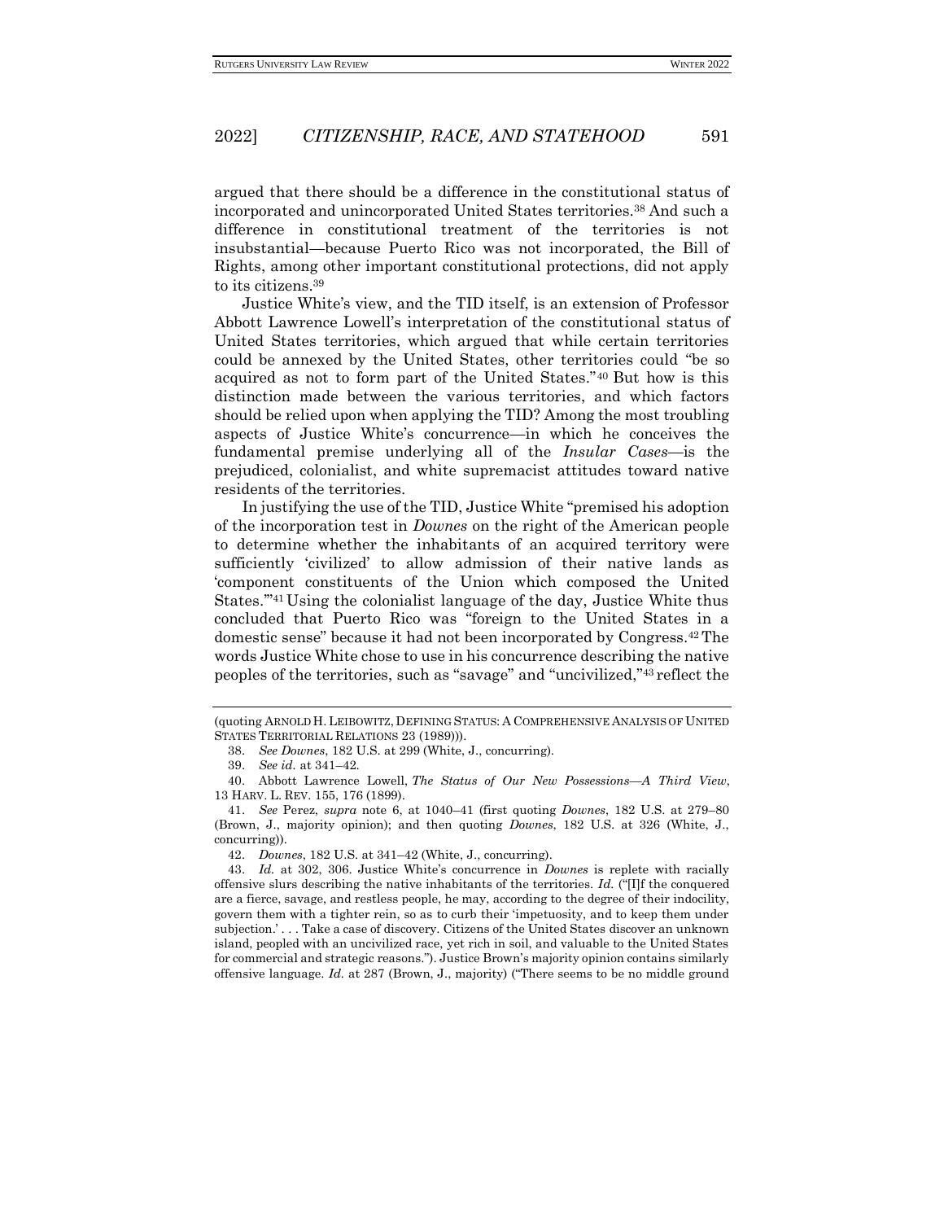argued that there should be a difference in the constitutional status of incorporated and unincorporated United States territories.[38] And such a difference in constitutional treatment of the territories is not insubstantial—because Puerto Rico was not incorporated, the Bill of Rights, among other important constitutional protections, did not apply to its citizens.[39]

Justice White's view, and the TID itself, is an extension of Professor Abbott Lawrence Lowell's interpretation of the constitutional status of United States territories, which argued that while certain territories could be annexed by the United States, other territories could "be so acquired as not to form part of the United States."[40] But how is this distinction made between the various territories, and which factors should be relied upon when applying the TID? Among the most troubling aspects of Justice White's concurrence—in which he conceives the fundamental premise underlying all of the *Insular Cases*—is the prejudiced, colonialist, and white supremacist attitudes toward native residents of the territories.

In justifying the use of the TID, Justice White "premised his adoption of the incorporation test in *Downes* on the right of the American people to determine whether the inhabitants of an acquired territory were sufficiently 'civilized' to allow admission of their native lands as 'component constituents of the Union which composed the United States.'"[41] Using the colonialist language of the day, Justice White thus concluded that Puerto Rico was "foreign to the United States in a domestic sense" because it had not been incorporated by Congress.[42] The words Justice White chose to use in his concurrence describing the native peoples of the territories, such as "savage" and "uncivilized,"[43] reflect the

---

(quoting ARNOLD H. LEIBOWITZ, DEFINING STATUS: A COMPREHENSIVE ANALYSIS OF UNITED STATES TERRITORIAL RELATIONS 23 (1989))).

38. *See Downes*, 182 U.S. at 299 (White, J., concurring).

39. *See id.* at 341–42.

40. Abbott Lawrence Lowell, *The Status of Our New Possessions—A Third View*, 13 HARV. L. REV. 155, 176 (1899).

41. *See* Perez, *supra* note 6, at 1040–41 (first quoting *Downes*, 182 U.S. at 279–80 (Brown, J., majority opinion); and then quoting *Downes*, 182 U.S. at 326 (White, J., concurring)).

42. *Downes*, 182 U.S. at 341–42 (White, J., concurring).

43. *Id.* at 302, 306. Justice White's concurrence in *Downes* is replete with racially offensive slurs describing the native inhabitants of the territories. *Id.* ("[I]f the conquered are a fierce, savage, and restless people, he may, according to the degree of their indocility, govern them with a tighter rein, so as to curb their 'impetuosity, and to keep them under subjection.' . . . Take a case of discovery. Citizens of the United States discover an unknown island, peopled with an uncivilized race, yet rich in soil, and valuable to the United States for commercial and strategic reasons."). Justice Brown's majority opinion contains similarly offensive language. *Id.* at 287 (Brown, J., majority) ("There seems to be no middle ground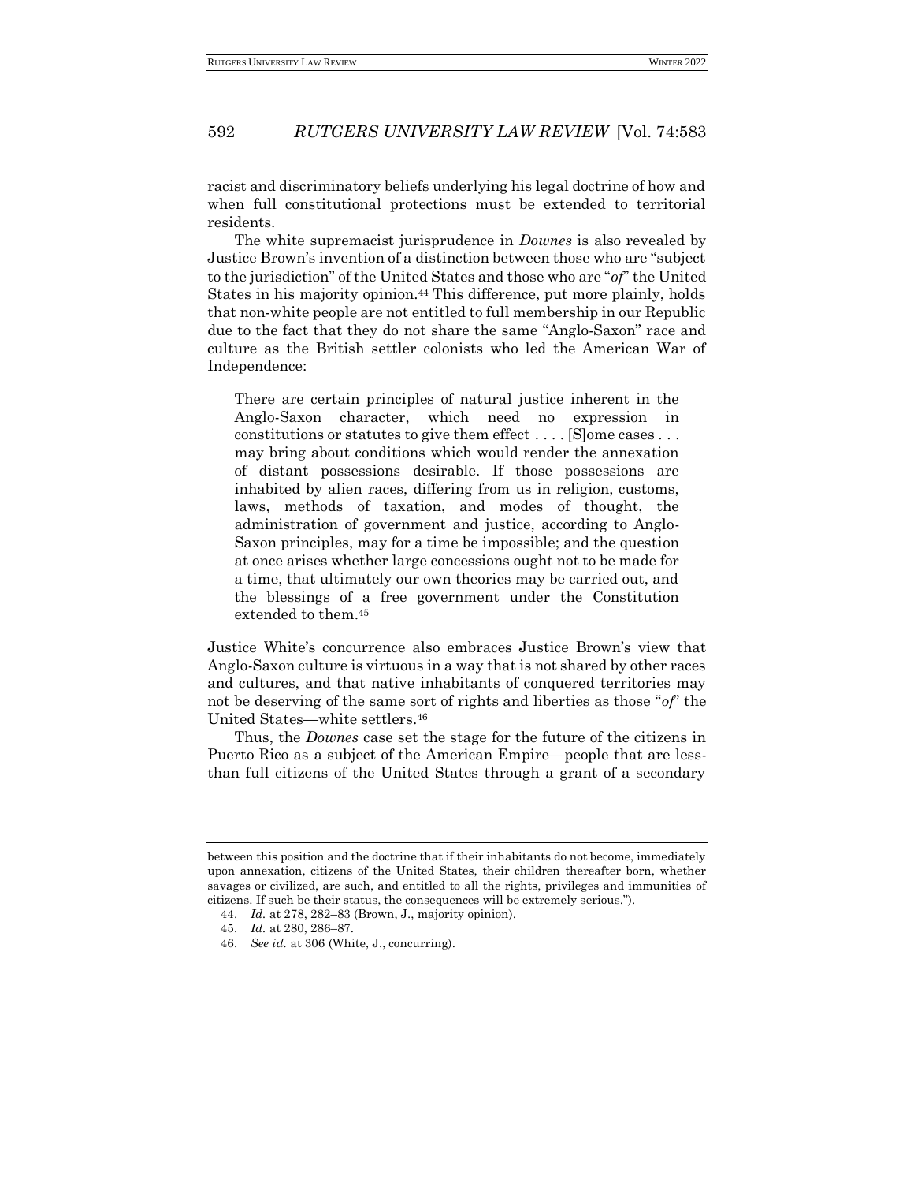racist and discriminatory beliefs underlying his legal doctrine of how and when full constitutional protections must be extended to territorial residents.

The white supremacist jurisprudence in *Downes* is also revealed by Justice Brown's invention of a distinction between those who are "subject to the jurisdiction" of the United States and those who are "*of*" the United States in his majority opinion.[44] This difference, put more plainly, holds that non-white people are not entitled to full membership in our Republic due to the fact that they do not share the same "Anglo-Saxon" race and culture as the British settler colonists who led the American War of Independence:

> There are certain principles of natural justice inherent in the Anglo-Saxon character, which need no expression in constitutions or statutes to give them effect . . . . [S]ome cases . . . may bring about conditions which would render the annexation of distant possessions desirable. If those possessions are inhabited by alien races, differing from us in religion, customs, laws, methods of taxation, and modes of thought, the administration of government and justice, according to Anglo-Saxon principles, may for a time be impossible; and the question at once arises whether large concessions ought not to be made for a time, that ultimately our own theories may be carried out, and the blessings of a free government under the Constitution extended to them.[45]

Justice White's concurrence also embraces Justice Brown's view that Anglo-Saxon culture is virtuous in a way that is not shared by other races and cultures, and that native inhabitants of conquered territories may not be deserving of the same sort of rights and liberties as those "*of*" the United States—white settlers.[46]

Thus, the *Downes* case set the stage for the future of the citizens in Puerto Rico as a subject of the American Empire—people that are less-than full citizens of the United States through a grant of a secondary

---

between this position and the doctrine that if their inhabitants do not become, immediately upon annexation, citizens of the United States, their children thereafter born, whether savages or civilized, are such, and entitled to all the rights, privileges and immunities of citizens. If such be their status, the consequences will be extremely serious.").

44. *Id.* at 278, 282–83 (Brown, J., majority opinion).

45. *Id.* at 280, 286–87.

46. *See id.* at 306 (White, J., concurring).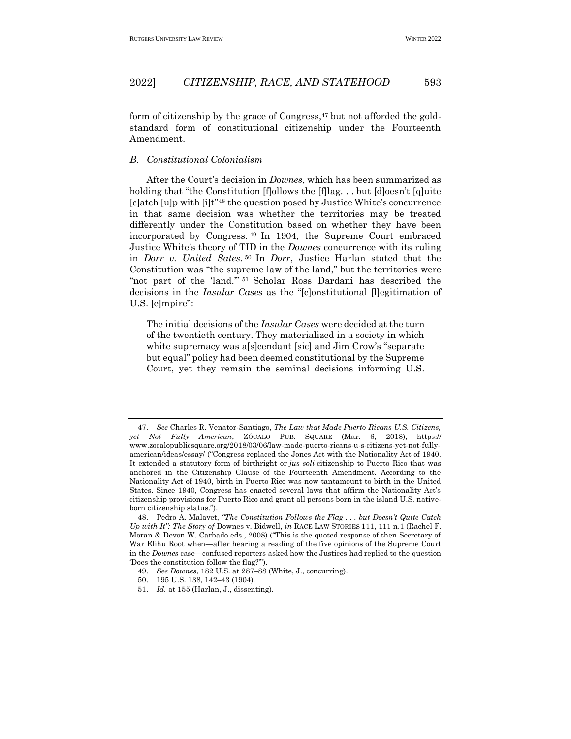form of citizenship by the grace of Congress,[47] but not afforded the gold-standard form of constitutional citizenship under the Fourteenth Amendment.

### *B. Constitutional Colonialism*

After the Court's decision in *Downes*, which has been summarized as holding that "the Constitution [f]ollows the [f]lag. . . but [d]oesn't [q]uite [c]atch [u]p with [i]t"[48] the question posed by Justice White's concurrence in that same decision was whether the territories may be treated differently under the Constitution based on whether they have been incorporated by Congress.[49] In 1904, the Supreme Court embraced Justice White's theory of TID in the *Downes* concurrence with its ruling in *Dorr v. United Sates*.[50] In *Dorr*, Justice Harlan stated that the Constitution was "the supreme law of the land," but the territories were "not part of the 'land.'"[51] Scholar Ross Dardani has described the decisions in the *Insular Cases* as the "[c]onstitutional [l]egitimation of U.S. [e]mpire":

> The initial decisions of the *Insular Cases* were decided at the turn of the twentieth century. They materialized in a society in which white supremacy was a[s]cendant [sic] and Jim Crow's "separate but equal" policy had been deemed constitutional by the Supreme Court, yet they remain the seminal decisions informing U.S.

---

47. *See* Charles R. Venator-Santiago, *The Law that Made Puerto Ricans U.S. Citizens, yet Not Fully American*, ZÓCALO PUB. SQUARE (Mar. 6, 2018), https://www.zocalopublicsquare.org/2018/03/06/law-made-puerto-ricans-u-s-citizens-yet-not-fully-american/ideas/essay/ ("Congress replaced the Jones Act with the Nationality Act of 1940. It extended a statutory form of birthright or *jus soli* citizenship to Puerto Rico that was anchored in the Citizenship Clause of the Fourteenth Amendment. According to the Nationality Act of 1940, birth in Puerto Rico was now tantamount to birth in the United States. Since 1940, Congress has enacted several laws that affirm the Nationality Act's citizenship provisions for Puerto Rico and grant all persons born in the island U.S. native-born citizenship status.").

48. Pedro A. Malavet, *"The Constitution Follows the Flag . . . but Doesn't Quite Catch Up with It": The Story of* Downes v. Bidwell, *in* RACE LAW STORIES 111, 111 n.1 (Rachel F. Moran & Devon W. Carbado eds., 2008) ("This is the quoted response of then Secretary of War Elihu Root when—after hearing a reading of the five opinions of the Supreme Court in the *Downes* case—confused reporters asked how the Justices had replied to the question 'Does the constitution follow the flag?'").

49. *See Downes*, 182 U.S. at 287–88 (White, J., concurring).

50. 195 U.S. 138, 142–43 (1904).

51. *Id.* at 155 (Harlan, J., dissenting).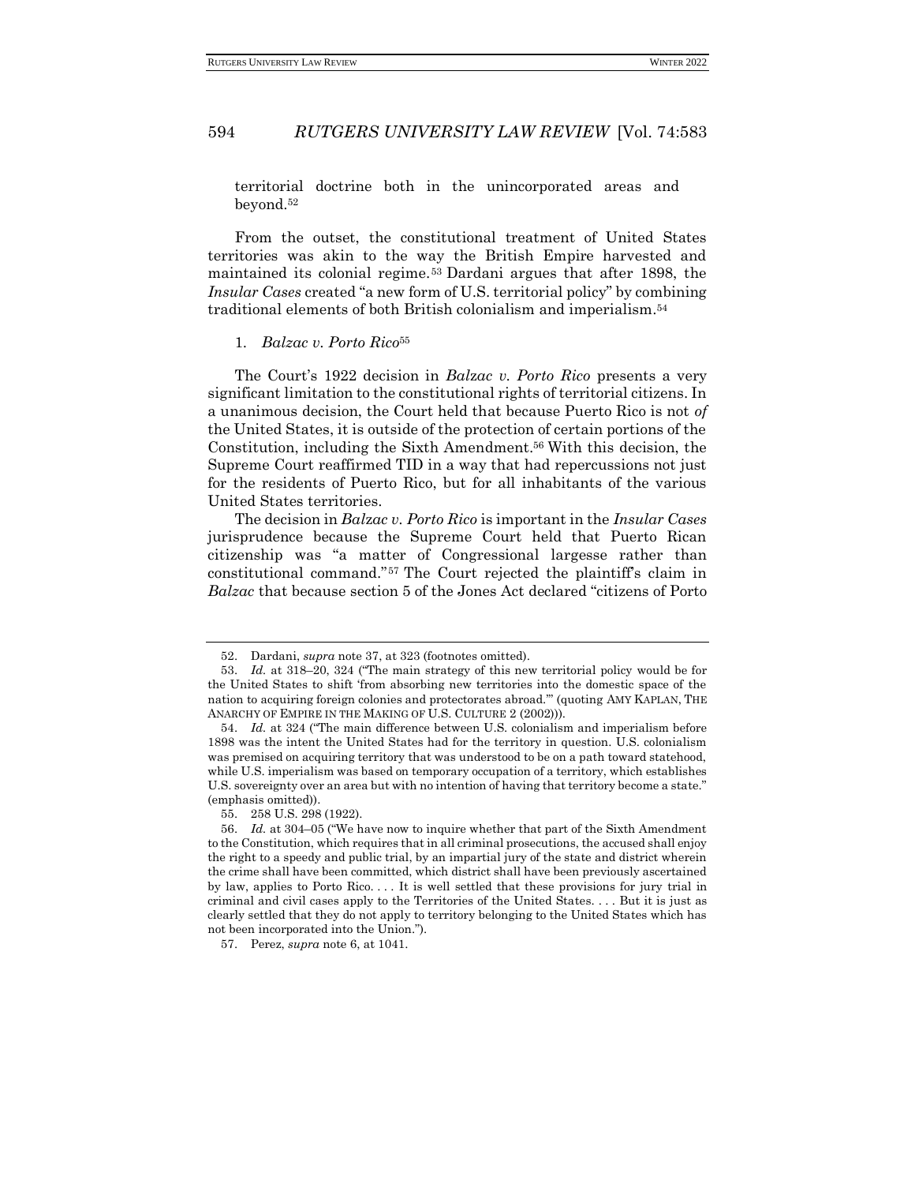territorial doctrine both in the unincorporated areas and beyond.[52]

From the outset, the constitutional treatment of United States territories was akin to the way the British Empire harvested and maintained its colonial regime.[53] Dardani argues that after 1898, the *Insular Cases* created "a new form of U.S. territorial policy" by combining traditional elements of both British colonialism and imperialism.[54]

1. *Balzac v. Porto Rico*[55]

The Court's 1922 decision in *Balzac v. Porto Rico* presents a very significant limitation to the constitutional rights of territorial citizens. In a unanimous decision, the Court held that because Puerto Rico is not *of* the United States, it is outside of the protection of certain portions of the Constitution, including the Sixth Amendment.[56] With this decision, the Supreme Court reaffirmed TID in a way that had repercussions not just for the residents of Puerto Rico, but for all inhabitants of the various United States territories.

The decision in *Balzac v. Porto Rico* is important in the *Insular Cases* jurisprudence because the Supreme Court held that Puerto Rican citizenship was "a matter of Congressional largesse rather than constitutional command."[57] The Court rejected the plaintiff's claim in *Balzac* that because section 5 of the Jones Act declared "citizens of Porto

---

52. Dardani, *supra* note 37, at 323 (footnotes omitted).

53. *Id.* at 318–20, 324 ("The main strategy of this new territorial policy would be for the United States to shift 'from absorbing new territories into the domestic space of the nation to acquiring foreign colonies and protectorates abroad.'" (quoting AMY KAPLAN, THE ANARCHY OF EMPIRE IN THE MAKING OF U.S. CULTURE 2 (2002))).

54. *Id.* at 324 ("The main difference between U.S. colonialism and imperialism before 1898 was the intent the United States had for the territory in question. U.S. colonialism was premised on acquiring territory that was understood to be on a path toward statehood, while U.S. imperialism was based on temporary occupation of a territory, which establishes U.S. sovereignty over an area but with no intention of having that territory become a state." (emphasis omitted)).

55. 258 U.S. 298 (1922).

56. *Id.* at 304–05 ("We have now to inquire whether that part of the Sixth Amendment to the Constitution, which requires that in all criminal prosecutions, the accused shall enjoy the right to a speedy and public trial, by an impartial jury of the state and district wherein the crime shall have been committed, which district shall have been previously ascertained by law, applies to Porto Rico. . . . It is well settled that these provisions for jury trial in criminal and civil cases apply to the Territories of the United States. . . . But it is just as clearly settled that they do not apply to territory belonging to the United States which has not been incorporated into the Union.").

57. Perez, *supra* note 6, at 1041.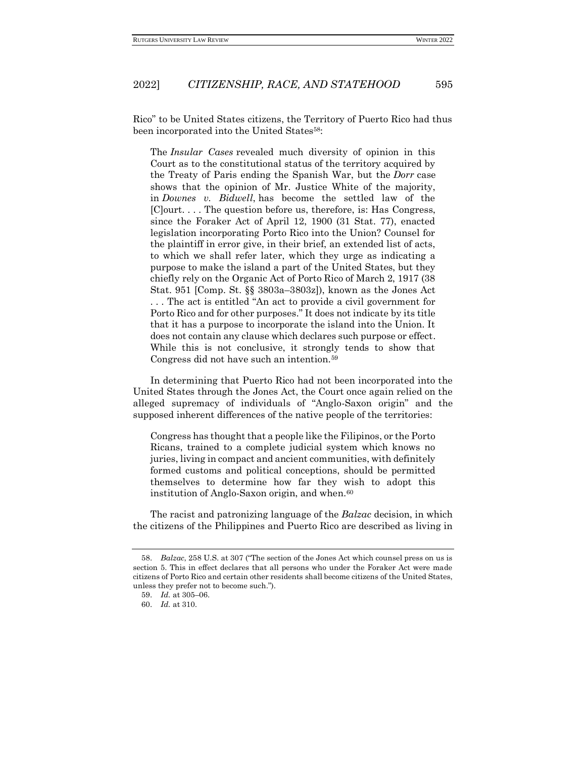Rico" to be United States citizens, the Territory of Puerto Rico had thus been incorporated into the United States[58]:

> The *Insular Cases* revealed much diversity of opinion in this Court as to the constitutional status of the territory acquired by the Treaty of Paris ending the Spanish War, but the *Dorr* case shows that the opinion of Mr. Justice White of the majority, in *Downes v. Bidwell*, has become the settled law of the [C]ourt. . . . The question before us, therefore, is: Has Congress, since the Foraker Act of April 12, 1900 (31 Stat. 77), enacted legislation incorporating Porto Rico into the Union? Counsel for the plaintiff in error give, in their brief, an extended list of acts, to which we shall refer later, which they urge as indicating a purpose to make the island a part of the United States, but they chiefly rely on the Organic Act of Porto Rico of March 2, 1917 (38 Stat. 951 [Comp. St. §§ 3803a–3803z]), known as the Jones Act . . . The act is entitled "An act to provide a civil government for Porto Rico and for other purposes." It does not indicate by its title that it has a purpose to incorporate the island into the Union. It does not contain any clause which declares such purpose or effect. While this is not conclusive, it strongly tends to show that Congress did not have such an intention.[59]

In determining that Puerto Rico had not been incorporated into the United States through the Jones Act, the Court once again relied on the alleged supremacy of individuals of "Anglo-Saxon origin" and the supposed inherent differences of the native people of the territories:

> Congress has thought that a people like the Filipinos, or the Porto Ricans, trained to a complete judicial system which knows no juries, living in compact and ancient communities, with definitely formed customs and political conceptions, should be permitted themselves to determine how far they wish to adopt this institution of Anglo-Saxon origin, and when.[60]

The racist and patronizing language of the *Balzac* decision, in which the citizens of the Philippines and Puerto Rico are described as living in

---

58. *Balzac*, 258 U.S. at 307 ("The section of the Jones Act which counsel press on us is section 5. This in effect declares that all persons who under the Foraker Act were made citizens of Porto Rico and certain other residents shall become citizens of the United States, unless they prefer not to become such.").

59. *Id.* at 305–06.

60. *Id.* at 310.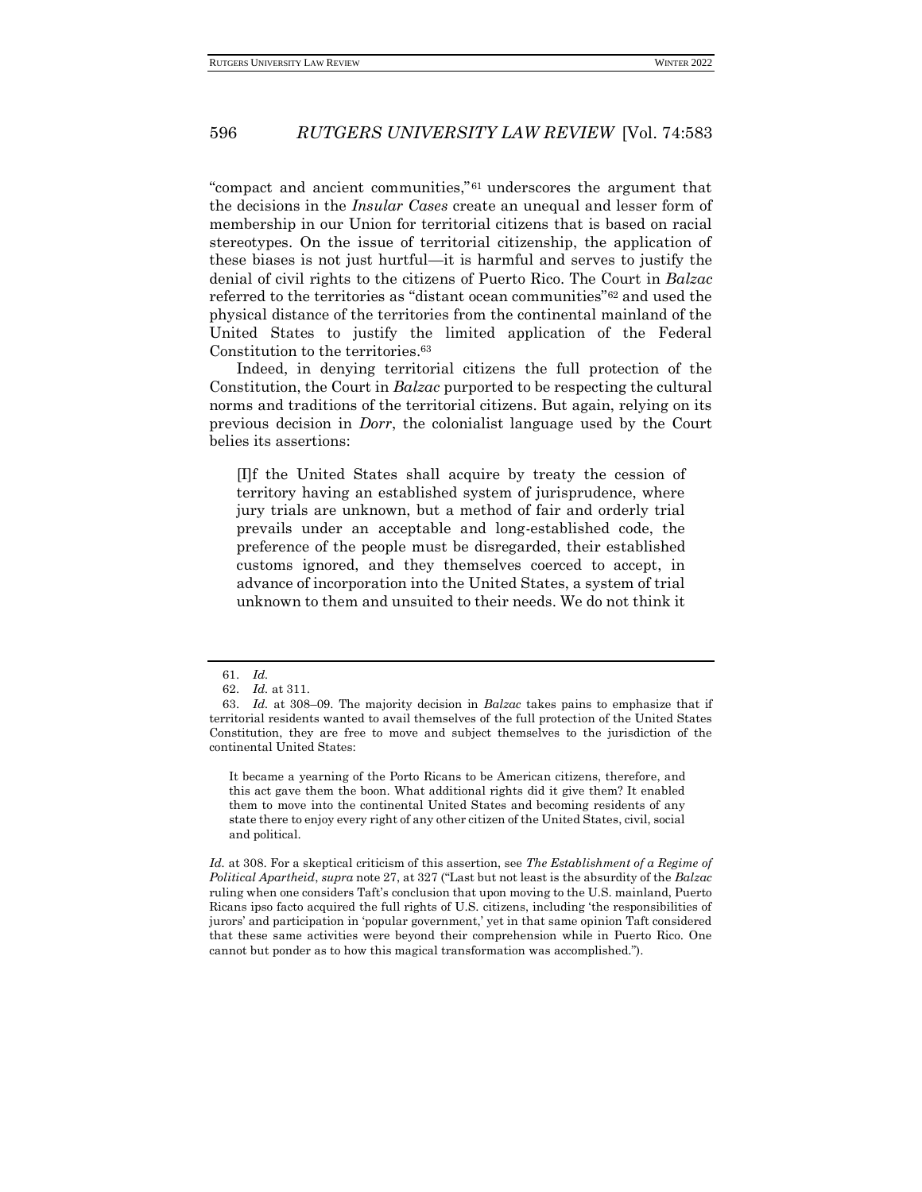"compact and ancient communities,"[61] underscores the argument that the decisions in the *Insular Cases* create an unequal and lesser form of membership in our Union for territorial citizens that is based on racial stereotypes. On the issue of territorial citizenship, the application of these biases is not just hurtful—it is harmful and serves to justify the denial of civil rights to the citizens of Puerto Rico. The Court in *Balzac* referred to the territories as "distant ocean communities"[62] and used the physical distance of the territories from the continental mainland of the United States to justify the limited application of the Federal Constitution to the territories.[63]

Indeed, in denying territorial citizens the full protection of the Constitution, the Court in *Balzac* purported to be respecting the cultural norms and traditions of the territorial citizens. But again, relying on its previous decision in *Dorr*, the colonialist language used by the Court belies its assertions:

> [I]f the United States shall acquire by treaty the cession of territory having an established system of jurisprudence, where jury trials are unknown, but a method of fair and orderly trial prevails under an acceptable and long-established code, the preference of the people must be disregarded, their established customs ignored, and they themselves coerced to accept, in advance of incorporation into the United States, a system of trial unknown to them and unsuited to their needs. We do not think it

---

61. *Id.*

62. *Id.* at 311.

63. *Id.* at 308–09. The majority decision in *Balzac* takes pains to emphasize that if territorial residents wanted to avail themselves of the full protection of the United States Constitution, they are free to move and subject themselves to the jurisdiction of the continental United States:

> It became a yearning of the Porto Ricans to be American citizens, therefore, and this act gave them the boon. What additional rights did it give them? It enabled them to move into the continental United States and becoming residents of any state there to enjoy every right of any other citizen of the United States, civil, social and political.

*Id.* at 308. For a skeptical criticism of this assertion, see *The Establishment of a Regime of Political Apartheid*, *supra* note 27, at 327 ("Last but not least is the absurdity of the *Balzac* ruling when one considers Taft's conclusion that upon moving to the U.S. mainland, Puerto Ricans ipso facto acquired the full rights of U.S. citizens, including 'the responsibilities of jurors' and participation in 'popular government,' yet in that same opinion Taft considered that these same activities were beyond their comprehension while in Puerto Rico. One cannot but ponder as to how this magical transformation was accomplished.").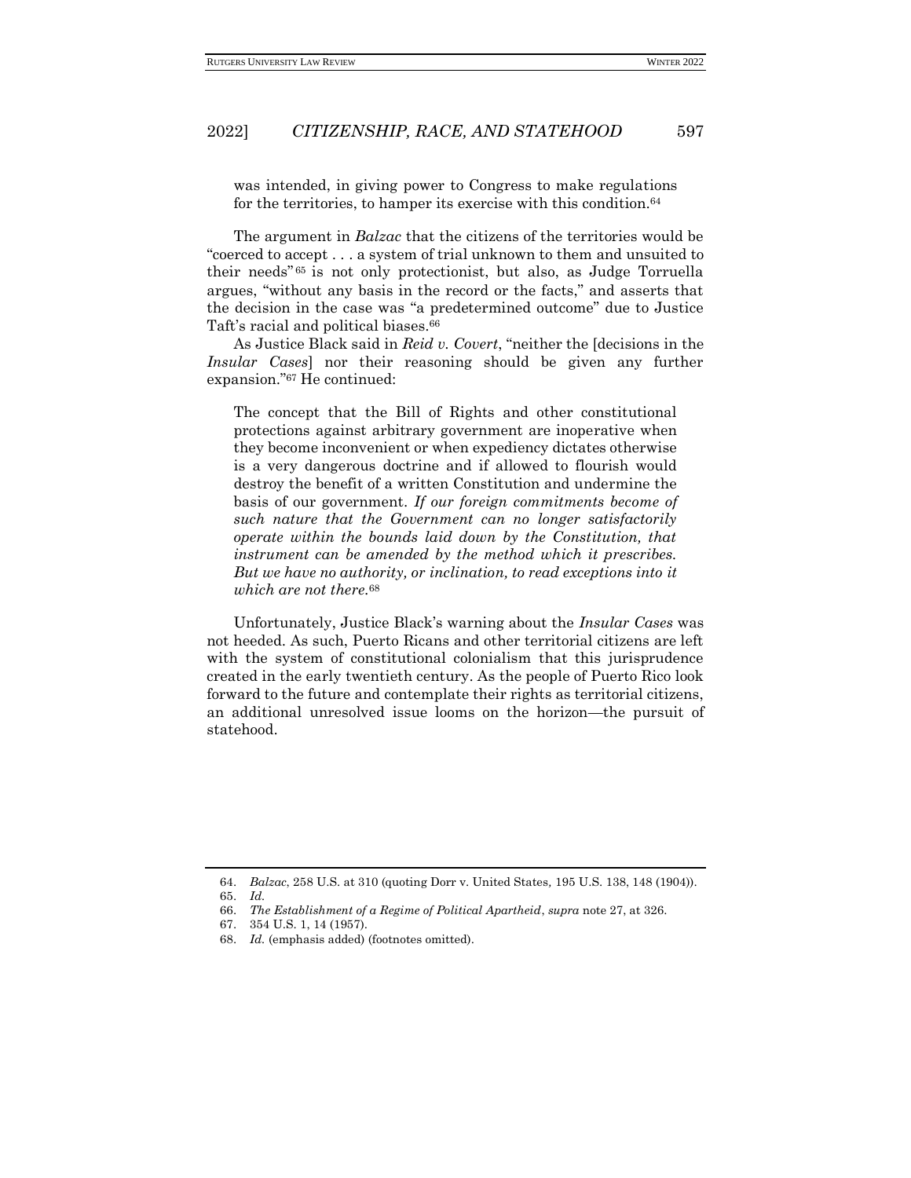> was intended, in giving power to Congress to make regulations for the territories, to hamper its exercise with this condition.[64]

The argument in *Balzac* that the citizens of the territories would be "coerced to accept . . . a system of trial unknown to them and unsuited to their needs"[65] is not only protectionist, but also, as Judge Torruella argues, "without any basis in the record or the facts," and asserts that the decision in the case was "a predetermined outcome" due to Justice Taft's racial and political biases.[66]

As Justice Black said in *Reid v. Covert*, "neither the [decisions in the *Insular Cases*] nor their reasoning should be given any further expansion."[67] He continued:

> The concept that the Bill of Rights and other constitutional protections against arbitrary government are inoperative when they become inconvenient or when expediency dictates otherwise is a very dangerous doctrine and if allowed to flourish would destroy the benefit of a written Constitution and undermine the basis of our government. *If our foreign commitments become of such nature that the Government can no longer satisfactorily operate within the bounds laid down by the Constitution, that instrument can be amended by the method which it prescribes. But we have no authority, or inclination, to read exceptions into it which are not there.*[68]

Unfortunately, Justice Black's warning about the *Insular Cases* was not heeded. As such, Puerto Ricans and other territorial citizens are left with the system of constitutional colonialism that this jurisprudence created in the early twentieth century. As the people of Puerto Rico look forward to the future and contemplate their rights as territorial citizens, an additional unresolved issue looms on the horizon—the pursuit of statehood.

---

64. *Balzac*, 258 U.S. at 310 (quoting Dorr v. United States, 195 U.S. 138, 148 (1904)).
65. *Id.*
66. *The Establishment of a Regime of Political Apartheid*, *supra* note 27, at 326.
67. 354 U.S. 1, 14 (1957).
68. *Id.* (emphasis added) (footnotes omitted).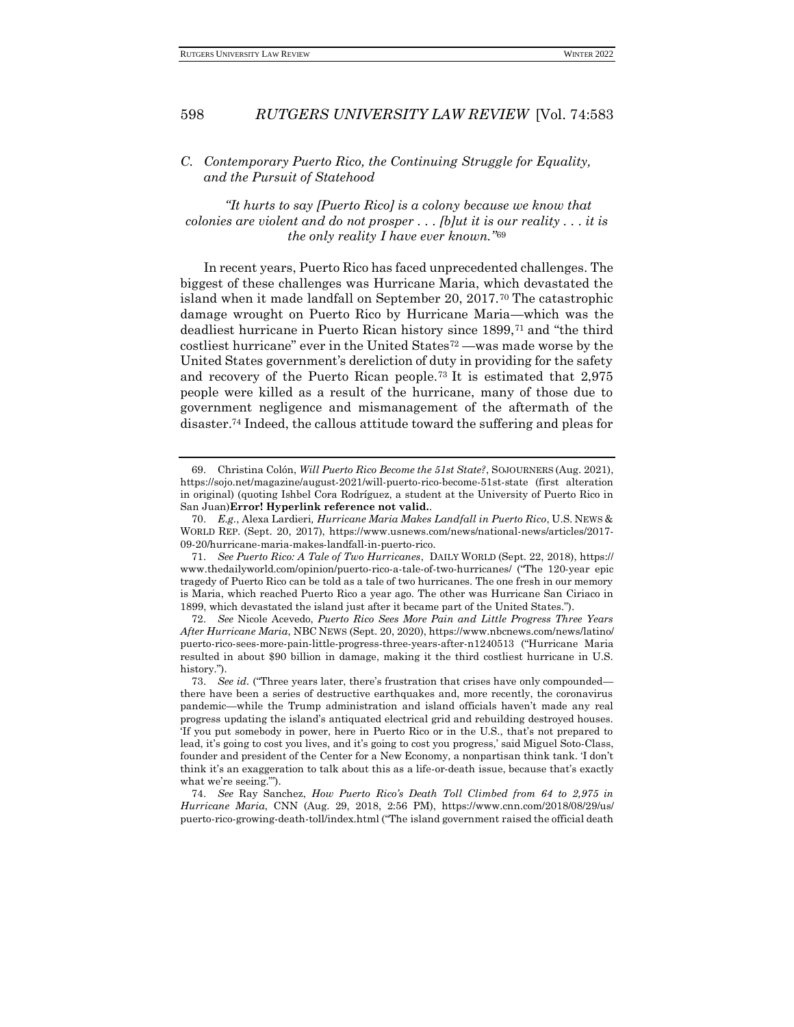### *C. Contemporary Puerto Rico, the Continuing Struggle for Equality, and the Pursuit of Statehood*

*"It hurts to say [Puerto Rico] is a colony because we know that colonies are violent and do not prosper . . . [b]ut it is our reality . . . it is the only reality I have ever known."*[69]

In recent years, Puerto Rico has faced unprecedented challenges. The biggest of these challenges was Hurricane Maria, which devastated the island when it made landfall on September 20, 2017.[70] The catastrophic damage wrought on Puerto Rico by Hurricane Maria—which was the deadliest hurricane in Puerto Rican history since 1899,[71] and "the third costliest hurricane" ever in the United States[72] —was made worse by the United States government's dereliction of duty in providing for the safety and recovery of the Puerto Rican people.[73] It is estimated that 2,975 people were killed as a result of the hurricane, many of those due to government negligence and mismanagement of the aftermath of the disaster.[74] Indeed, the callous attitude toward the suffering and pleas for

---

69. Christina Colón, *Will Puerto Rico Become the 51st State?*, SOJOURNERS (Aug. 2021), https://sojo.net/magazine/august-2021/will-puerto-rico-become-51st-state (first alteration in original) (quoting Ishbel Cora Rodríguez, a student at the University of Puerto Rico in San Juan)**Error! Hyperlink reference not valid.**.

70. *E.g.*, Alexa Lardieri, *Hurricane Maria Makes Landfall in Puerto Rico*, U.S. NEWS & WORLD REP. (Sept. 20, 2017), https://www.usnews.com/news/national-news/articles/2017-09-20/hurricane-maria-makes-landfall-in-puerto-rico.

71. *See Puerto Rico: A Tale of Two Hurricanes*, DAILY WORLD (Sept. 22, 2018), https://www.thedailyworld.com/opinion/puerto-rico-a-tale-of-two-hurricanes/ ("The 120-year epic tragedy of Puerto Rico can be told as a tale of two hurricanes. The one fresh in our memory is Maria, which reached Puerto Rico a year ago. The other was Hurricane San Ciriaco in 1899, which devastated the island just after it became part of the United States.").

72. *See* Nicole Acevedo, *Puerto Rico Sees More Pain and Little Progress Three Years After Hurricane Maria*, NBC NEWS (Sept. 20, 2020), https://www.nbcnews.com/news/latino/puerto-rico-sees-more-pain-little-progress-three-years-after-n1240513 ("Hurricane Maria resulted in about $90 billion in damage, making it the third costliest hurricane in U.S. history.").

73. *See id.* ("Three years later, there's frustration that crises have only compounded—there have been a series of destructive earthquakes and, more recently, the coronavirus pandemic—while the Trump administration and island officials haven't made any real progress updating the island's antiquated electrical grid and rebuilding destroyed houses. 'If you put somebody in power, here in Puerto Rico or in the U.S., that's not prepared to lead, it's going to cost you lives, and it's going to cost you progress,' said Miguel Soto-Class, founder and president of the Center for a New Economy, a nonpartisan think tank. 'I don't think it's an exaggeration to talk about this as a life-or-death issue, because that's exactly what we're seeing.'").

74. *See* Ray Sanchez, *How Puerto Rico's Death Toll Climbed from 64 to 2,975 in Hurricane Maria*, CNN (Aug. 29, 2018, 2:56 PM), https://www.cnn.com/2018/08/29/us/puerto-rico-growing-death-toll/index.html ("The island government raised the official death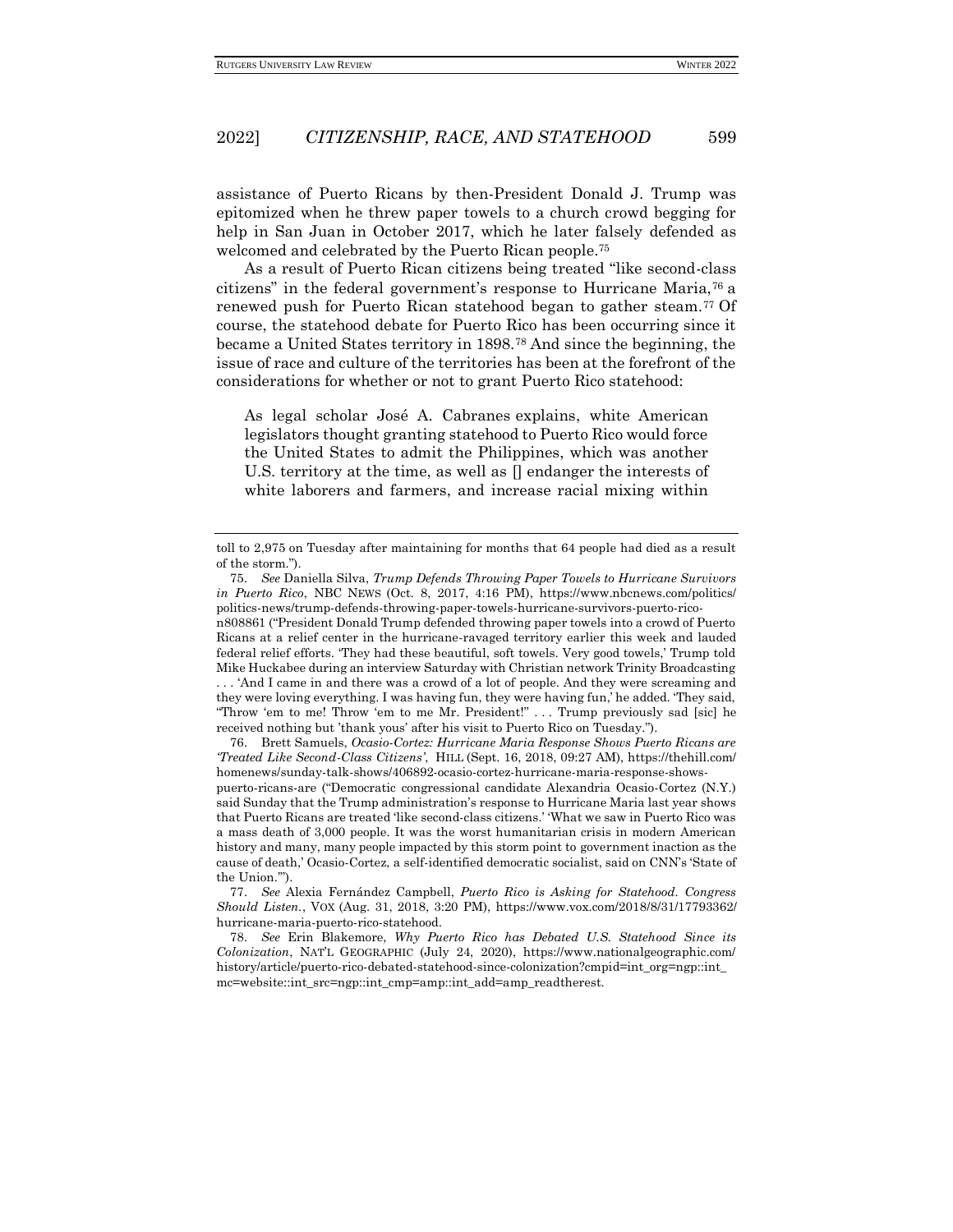assistance of Puerto Ricans by then-President Donald J. Trump was epitomized when he threw paper towels to a church crowd begging for help in San Juan in October 2017, which he later falsely defended as welcomed and celebrated by the Puerto Rican people.[75]

As a result of Puerto Rican citizens being treated "like second-class citizens" in the federal government's response to Hurricane Maria,[76] a renewed push for Puerto Rican statehood began to gather steam.[77] Of course, the statehood debate for Puerto Rico has been occurring since it became a United States territory in 1898.[78] And since the beginning, the issue of race and culture of the territories has been at the forefront of the considerations for whether or not to grant Puerto Rico statehood:

> As legal scholar José A. Cabranes explains, white American legislators thought granting statehood to Puerto Rico would force the United States to admit the Philippines, which was another U.S. territory at the time, as well as [] endanger the interests of white laborers and farmers, and increase racial mixing within

---

toll to 2,975 on Tuesday after maintaining for months that 64 people had died as a result of the storm.").

75. *See* Daniella Silva, *Trump Defends Throwing Paper Towels to Hurricane Survivors in Puerto Rico*, NBC NEWS (Oct. 8, 2017, 4:16 PM), https://www.nbcnews.com/politics/politics-news/trump-defends-throwing-paper-towels-hurricane-survivors-puerto-rico-n808861 ("President Donald Trump defended throwing paper towels into a crowd of Puerto Ricans at a relief center in the hurricane-ravaged territory earlier this week and lauded federal relief efforts. 'They had these beautiful, soft towels. Very good towels,' Trump told Mike Huckabee during an interview Saturday with Christian network Trinity Broadcasting . . . 'And I came in and there was a crowd of a lot of people. And they were screaming and they were loving everything. I was having fun, they were having fun,' he added. 'They said, "Throw 'em to me! Throw 'em to me Mr. President!" . . . Trump previously sad [sic] he received nothing but 'thank yous' after his visit to Puerto Rico on Tuesday.").

76. Brett Samuels, *Ocasio-Cortez: Hurricane Maria Response Shows Puerto Ricans are 'Treated Like Second-Class Citizens'*, HILL (Sept. 16, 2018, 09:27 AM), https://thehill.com/homenews/sunday-talk-shows/406892-ocasio-cortez-hurricane-maria-response-shows-puerto-ricans-are ("Democratic congressional candidate Alexandria Ocasio-Cortez (N.Y.) said Sunday that the Trump administration's response to Hurricane Maria last year shows that Puerto Ricans are treated 'like second-class citizens.' 'What we saw in Puerto Rico was a mass death of 3,000 people. It was the worst humanitarian crisis in modern American history and many, many people impacted by this storm point to government inaction as the cause of death,' Ocasio-Cortez, a self-identified democratic socialist, said on CNN's 'State of the Union.'").

77. *See* Alexia Fernández Campbell, *Puerto Rico is Asking for Statehood. Congress Should Listen.*, VOX (Aug. 31, 2018, 3:20 PM), https://www.vox.com/2018/8/31/17793362/hurricane-maria-puerto-rico-statehood.

78. *See* Erin Blakemore, *Why Puerto Rico has Debated U.S. Statehood Since its Colonization*, NAT'L GEOGRAPHIC (July 24, 2020), https://www.nationalgeographic.com/history/article/puerto-rico-debated-statehood-since-colonization?cmpid=int_org=ngp::int_mc=website::int_src=ngp::int_cmp=amp::int_add=amp_readtherest.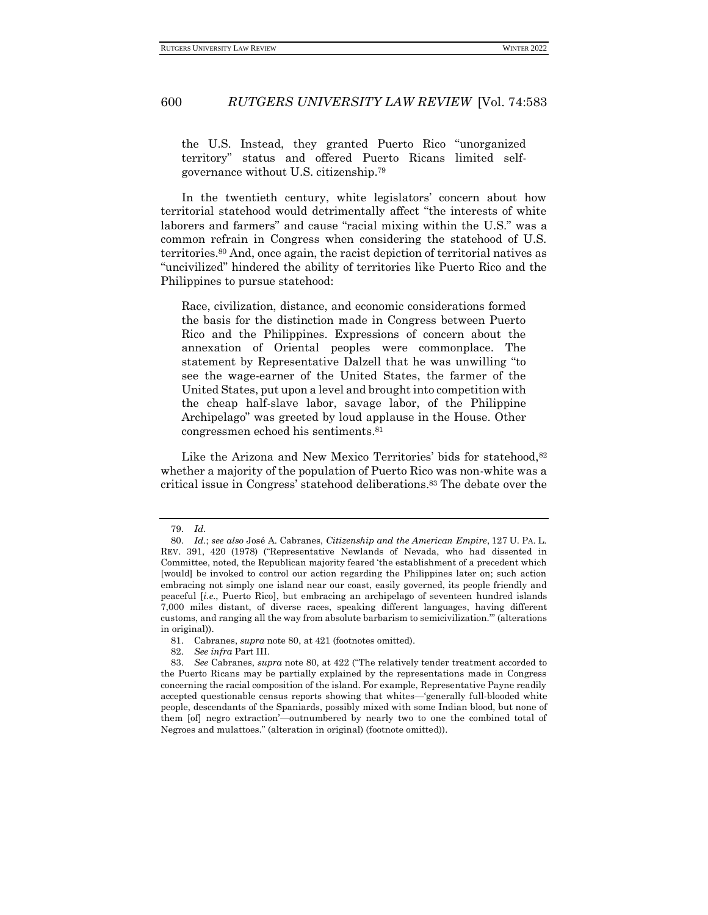> the U.S. Instead, they granted Puerto Rico "unorganized territory" status and offered Puerto Ricans limited self-governance without U.S. citizenship.[79]

In the twentieth century, white legislators' concern about how territorial statehood would detrimentally affect "the interests of white laborers and farmers" and cause "racial mixing within the U.S." was a common refrain in Congress when considering the statehood of U.S. territories.[80] And, once again, the racist depiction of territorial natives as "uncivilized" hindered the ability of territories like Puerto Rico and the Philippines to pursue statehood:

> Race, civilization, distance, and economic considerations formed the basis for the distinction made in Congress between Puerto Rico and the Philippines. Expressions of concern about the annexation of Oriental peoples were commonplace. The statement by Representative Dalzell that he was unwilling "to see the wage-earner of the United States, the farmer of the United States, put upon a level and brought into competition with the cheap half-slave labor, savage labor, of the Philippine Archipelago" was greeted by loud applause in the House. Other congressmen echoed his sentiments.[81]

Like the Arizona and New Mexico Territories' bids for statehood,[82] whether a majority of the population of Puerto Rico was non-white was a critical issue in Congress' statehood deliberations.[83] The debate over the

---

79. *Id.*

80. *Id.*; *see also* José A. Cabranes, *Citizenship and the American Empire*, 127 U. PA. L. REV. 391, 420 (1978) ("Representative Newlands of Nevada, who had dissented in Committee, noted, the Republican majority feared 'the establishment of a precedent which [would] be invoked to control our action regarding the Philippines later on; such action embracing not simply one island near our coast, easily governed, its people friendly and peaceful [*i.e.*, Puerto Rico], but embracing an archipelago of seventeen hundred islands 7,000 miles distant, of diverse races, speaking different languages, having different customs, and ranging all the way from absolute barbarism to semicivilization.'" (alterations in original)).

81. Cabranes, *supra* note 80, at 421 (footnotes omitted).

82. *See infra* Part III.

83. *See* Cabranes, *supra* note 80, at 422 ("The relatively tender treatment accorded to the Puerto Ricans may be partially explained by the representations made in Congress concerning the racial composition of the island. For example, Representative Payne readily accepted questionable census reports showing that whites—'generally full-blooded white people, descendants of the Spaniards, possibly mixed with some Indian blood, but none of them [of] negro extraction'—outnumbered by nearly two to one the combined total of Negroes and mulattoes." (alteration in original) (footnote omitted)).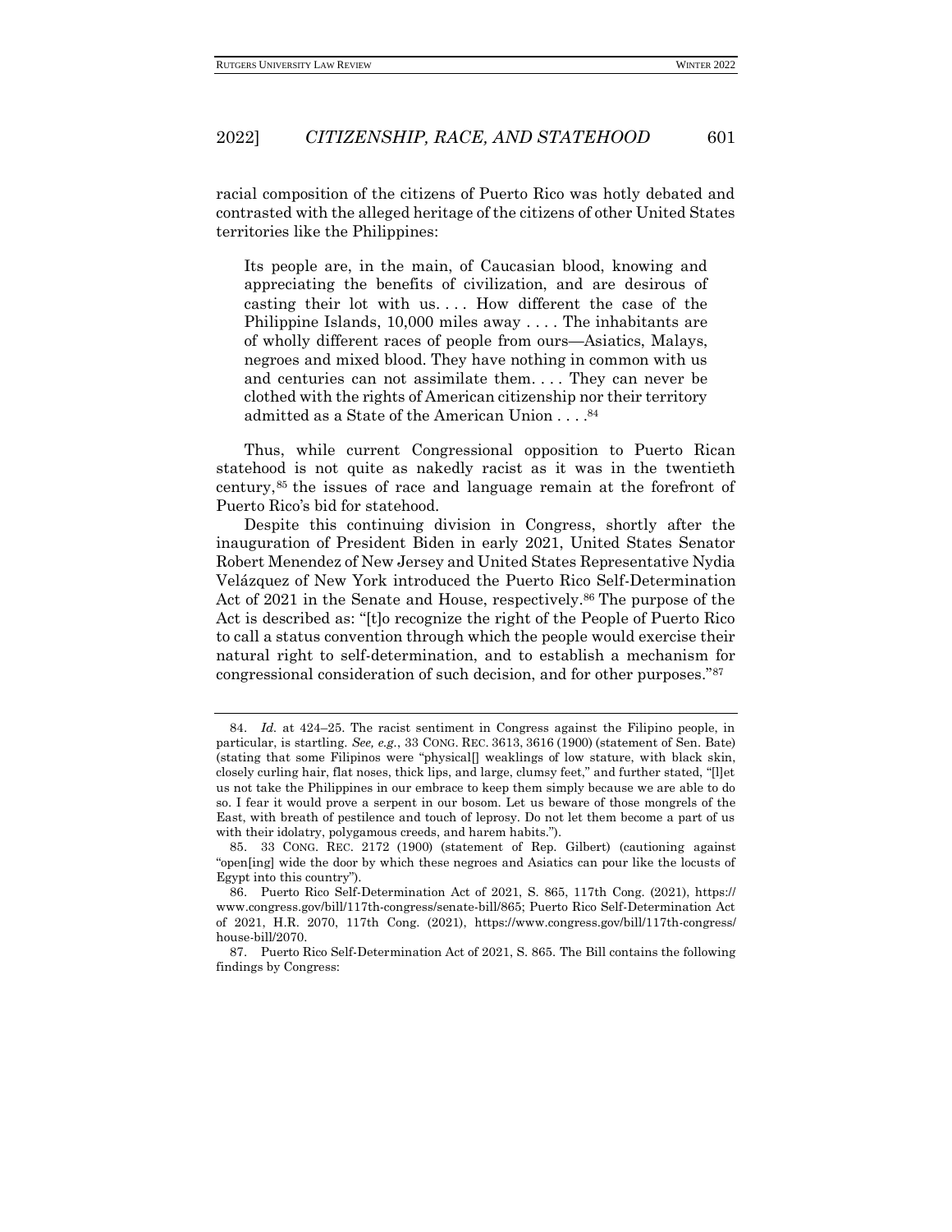racial composition of the citizens of Puerto Rico was hotly debated and contrasted with the alleged heritage of the citizens of other United States territories like the Philippines:

> Its people are, in the main, of Caucasian blood, knowing and appreciating the benefits of civilization, and are desirous of casting their lot with us. . . . How different the case of the Philippine Islands, 10,000 miles away . . . . The inhabitants are of wholly different races of people from ours—Asiatics, Malays, negroes and mixed blood. They have nothing in common with us and centuries can not assimilate them. . . . They can never be clothed with the rights of American citizenship nor their territory admitted as a State of the American Union . . . .[84]

Thus, while current Congressional opposition to Puerto Rican statehood is not quite as nakedly racist as it was in the twentieth century,[85] the issues of race and language remain at the forefront of Puerto Rico's bid for statehood.

Despite this continuing division in Congress, shortly after the inauguration of President Biden in early 2021, United States Senator Robert Menendez of New Jersey and United States Representative Nydia Velázquez of New York introduced the Puerto Rico Self-Determination Act of 2021 in the Senate and House, respectively.[86] The purpose of the Act is described as: "[t]o recognize the right of the People of Puerto Rico to call a status convention through which the people would exercise their natural right to self-determination, and to establish a mechanism for congressional consideration of such decision, and for other purposes."[87]

---

84. *Id.* at 424–25. The racist sentiment in Congress against the Filipino people, in particular, is startling. *See, e.g.*, 33 CONG. REC. 3613, 3616 (1900) (statement of Sen. Bate) (stating that some Filipinos were "physical[] weaklings of low stature, with black skin, closely curling hair, flat noses, thick lips, and large, clumsy feet," and further stated, "[l]et us not take the Philippines in our embrace to keep them simply because we are able to do so. I fear it would prove a serpent in our bosom. Let us beware of those mongrels of the East, with breath of pestilence and touch of leprosy. Do not let them become a part of us with their idolatry, polygamous creeds, and harem habits.").

85. 33 CONG. REC. 2172 (1900) (statement of Rep. Gilbert) (cautioning against "open[ing] wide the door by which these negroes and Asiatics can pour like the locusts of Egypt into this country").

86. Puerto Rico Self-Determination Act of 2021, S. 865, 117th Cong. (2021), https://www.congress.gov/bill/117th-congress/senate-bill/865; Puerto Rico Self-Determination Act of 2021, H.R. 2070, 117th Cong. (2021), https://www.congress.gov/bill/117th-congress/house-bill/2070.

87. Puerto Rico Self-Determination Act of 2021, S. 865. The Bill contains the following findings by Congress: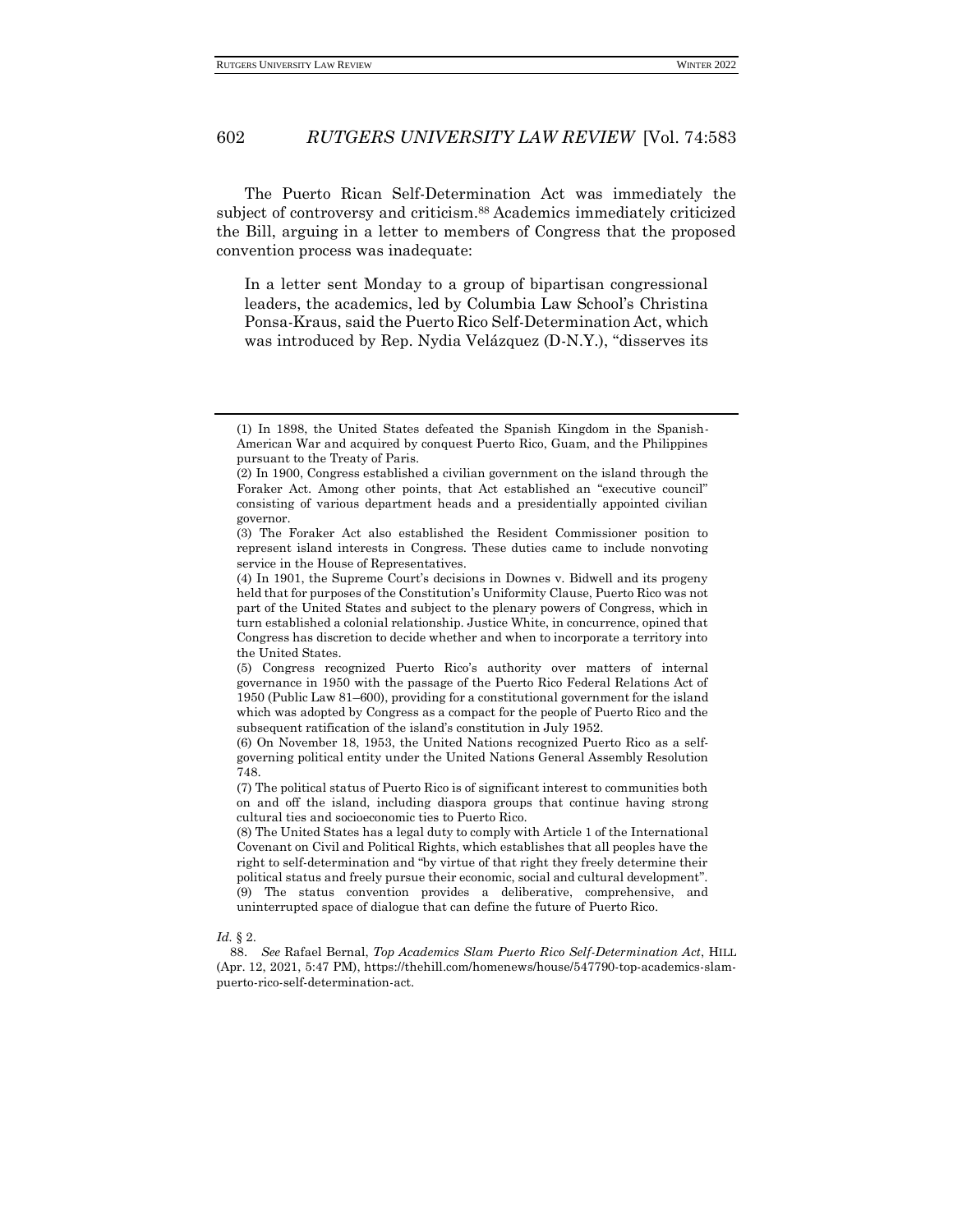The Puerto Rican Self-Determination Act was immediately the subject of controversy and criticism.[88] Academics immediately criticized the Bill, arguing in a letter to members of Congress that the proposed convention process was inadequate:

> In a letter sent Monday to a group of bipartisan congressional leaders, the academics, led by Columbia Law School's Christina Ponsa-Kraus, said the Puerto Rico Self-Determination Act, which was introduced by Rep. Nydia Velázquez (D-N.Y.), "disserves its

---

> (1) In 1898, the United States defeated the Spanish Kingdom in the Spanish-American War and acquired by conquest Puerto Rico, Guam, and the Philippines pursuant to the Treaty of Paris.
>
> (2) In 1900, Congress established a civilian government on the island through the Foraker Act. Among other points, that Act established an "executive council" consisting of various department heads and a presidentially appointed civilian governor.
>
> (3) The Foraker Act also established the Resident Commissioner position to represent island interests in Congress. These duties came to include nonvoting service in the House of Representatives.
>
> (4) In 1901, the Supreme Court's decisions in Downes v. Bidwell and its progeny held that for purposes of the Constitution's Uniformity Clause, Puerto Rico was not part of the United States and subject to the plenary powers of Congress, which in turn established a colonial relationship. Justice White, in concurrence, opined that Congress has discretion to decide whether and when to incorporate a territory into the United States.
>
> (5) Congress recognized Puerto Rico's authority over matters of internal governance in 1950 with the passage of the Puerto Rico Federal Relations Act of 1950 (Public Law 81–600), providing for a constitutional government for the island which was adopted by Congress as a compact for the people of Puerto Rico and the subsequent ratification of the island's constitution in July 1952.
>
> (6) On November 18, 1953, the United Nations recognized Puerto Rico as a self-governing political entity under the United Nations General Assembly Resolution 748.
>
> (7) The political status of Puerto Rico is of significant interest to communities both on and off the island, including diaspora groups that continue having strong cultural ties and socioeconomic ties to Puerto Rico.
>
> (8) The United States has a legal duty to comply with Article 1 of the International Covenant on Civil and Political Rights, which establishes that all peoples have the right to self-determination and "by virtue of that right they freely determine their political status and freely pursue their economic, social and cultural development".
>
> (9) The status convention provides a deliberative, comprehensive, and uninterrupted space of dialogue that can define the future of Puerto Rico.

*Id.* § 2.

88. *See* Rafael Bernal, *Top Academics Slam Puerto Rico Self-Determination Act*, HILL (Apr. 12, 2021, 5:47 PM), https://thehill.com/homenews/house/547790-top-academics-slam-puerto-rico-self-determination-act.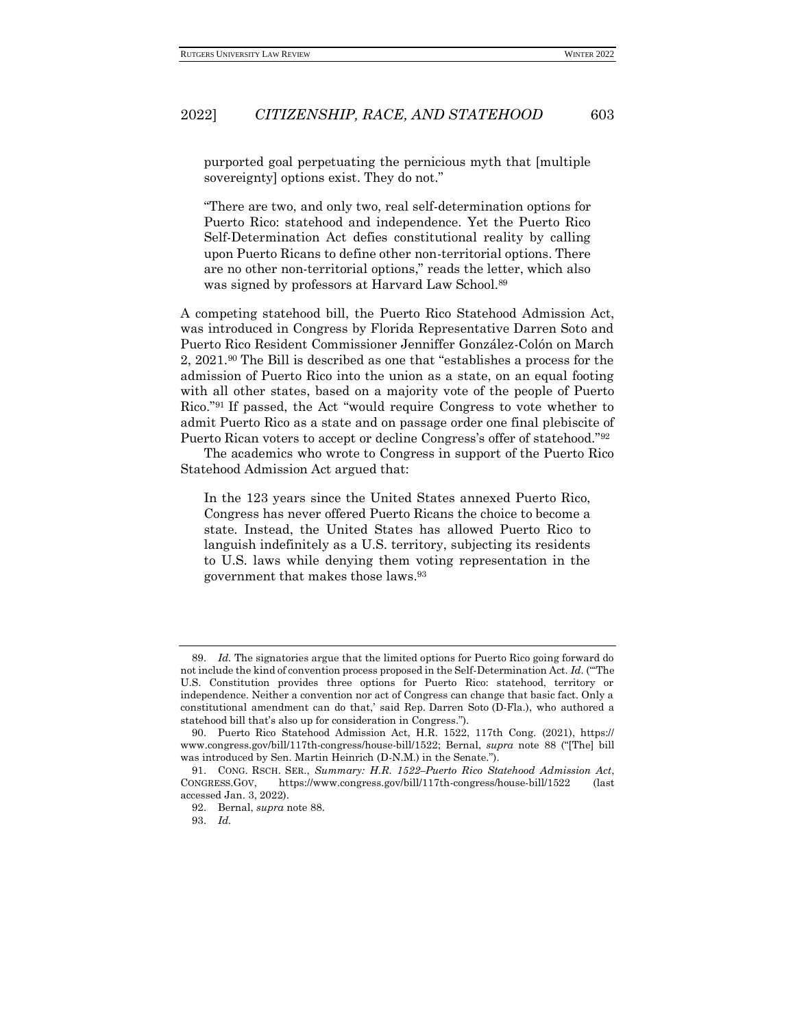purported goal perpetuating the pernicious myth that [multiple sovereignty] options exist. They do not."

"There are two, and only two, real self-determination options for Puerto Rico: statehood and independence. Yet the Puerto Rico Self-Determination Act defies constitutional reality by calling upon Puerto Ricans to define other non-territorial options. There are no other non-territorial options," reads the letter, which also was signed by professors at Harvard Law School.[89]

A competing statehood bill, the Puerto Rico Statehood Admission Act, was introduced in Congress by Florida Representative Darren Soto and Puerto Rico Resident Commissioner Jenniffer González-Colón on March 2, 2021.[90] The Bill is described as one that "establishes a process for the admission of Puerto Rico into the union as a state, on an equal footing with all other states, based on a majority vote of the people of Puerto Rico."[91] If passed, the Act "would require Congress to vote whether to admit Puerto Rico as a state and on passage order one final plebiscite of Puerto Rican voters to accept or decline Congress's offer of statehood."[92]

The academics who wrote to Congress in support of the Puerto Rico Statehood Admission Act argued that:

> In the 123 years since the United States annexed Puerto Rico, Congress has never offered Puerto Ricans the choice to become a state. Instead, the United States has allowed Puerto Rico to languish indefinitely as a U.S. territory, subjecting its residents to U.S. laws while denying them voting representation in the government that makes those laws.[93]

---

89. *Id.* The signatories argue that the limited options for Puerto Rico going forward do not include the kind of convention process proposed in the Self-Determination Act. *Id.* ("'The U.S. Constitution provides three options for Puerto Rico: statehood, territory or independence. Neither a convention nor act of Congress can change that basic fact. Only a constitutional amendment can do that,' said Rep. Darren Soto (D-Fla.), who authored a statehood bill that's also up for consideration in Congress.").

90. Puerto Rico Statehood Admission Act, H.R. 1522, 117th Cong. (2021), https://www.congress.gov/bill/117th-congress/house-bill/1522; Bernal, *supra* note 88 ("[The] bill was introduced by Sen. Martin Heinrich (D-N.M.) in the Senate.").

91. CONG. RSCH. SER., *Summary: H.R. 1522–Puerto Rico Statehood Admission Act*, CONGRESS.GOV, https://www.congress.gov/bill/117th-congress/house-bill/1522 (last accessed Jan. 3, 2022).

92. Bernal, *supra* note 88.

93. *Id.*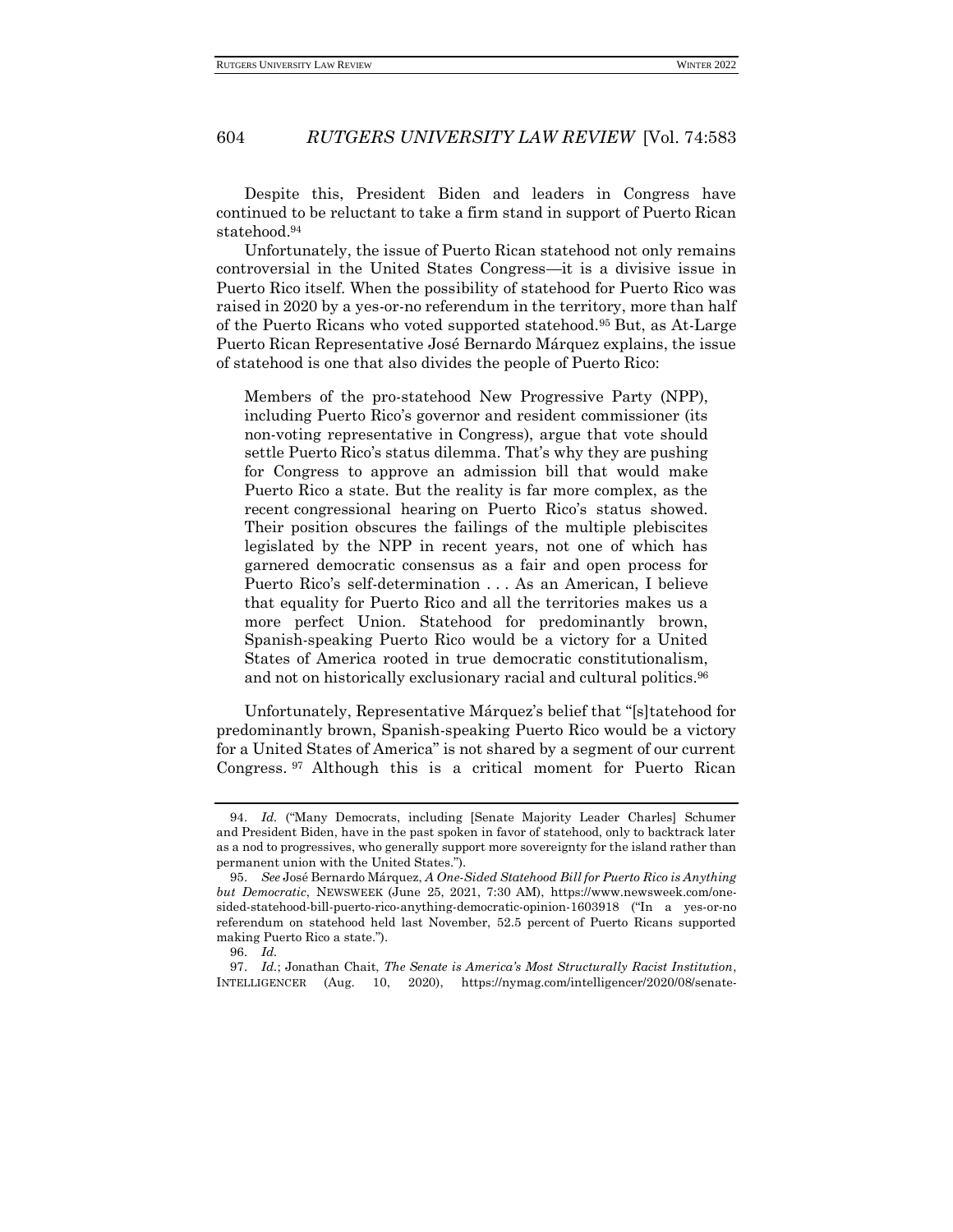Despite this, President Biden and leaders in Congress have continued to be reluctant to take a firm stand in support of Puerto Rican statehood.[94]

Unfortunately, the issue of Puerto Rican statehood not only remains controversial in the United States Congress—it is a divisive issue in Puerto Rico itself. When the possibility of statehood for Puerto Rico was raised in 2020 by a yes-or-no referendum in the territory, more than half of the Puerto Ricans who voted supported statehood.[95] But, as At-Large Puerto Rican Representative José Bernardo Márquez explains, the issue of statehood is one that also divides the people of Puerto Rico:

> Members of the pro-statehood New Progressive Party (NPP), including Puerto Rico's governor and resident commissioner (its non-voting representative in Congress), argue that vote should settle Puerto Rico's status dilemma. That's why they are pushing for Congress to approve an admission bill that would make Puerto Rico a state. But the reality is far more complex, as the recent congressional hearing on Puerto Rico's status showed. Their position obscures the failings of the multiple plebiscites legislated by the NPP in recent years, not one of which has garnered democratic consensus as a fair and open process for Puerto Rico's self-determination . . . As an American, I believe that equality for Puerto Rico and all the territories makes us a more perfect Union. Statehood for predominantly brown, Spanish-speaking Puerto Rico would be a victory for a United States of America rooted in true democratic constitutionalism, and not on historically exclusionary racial and cultural politics.[96]

Unfortunately, Representative Márquez's belief that "[s]tatehood for predominantly brown, Spanish-speaking Puerto Rico would be a victory for a United States of America" is not shared by a segment of our current Congress.[97] Although this is a critical moment for Puerto Rican

---

94. *Id.* ("Many Democrats, including [Senate Majority Leader Charles] Schumer and President Biden, have in the past spoken in favor of statehood, only to backtrack later as a nod to progressives, who generally support more sovereignty for the island rather than permanent union with the United States.").

95. *See* José Bernardo Márquez, *A One-Sided Statehood Bill for Puerto Rico is Anything but Democratic*, NEWSWEEK (June 25, 2021, 7:30 AM), https://www.newsweek.com/one-sided-statehood-bill-puerto-rico-anything-democratic-opinion-1603918 ("In a yes-or-no referendum on statehood held last November, 52.5 percent of Puerto Ricans supported making Puerto Rico a state.").

96. *Id.*

97. *Id.*; Jonathan Chait, *The Senate is America's Most Structurally Racist Institution*, INTELLIGENCER (Aug. 10, 2020), https://nymag.com/intelligencer/2020/08/senate-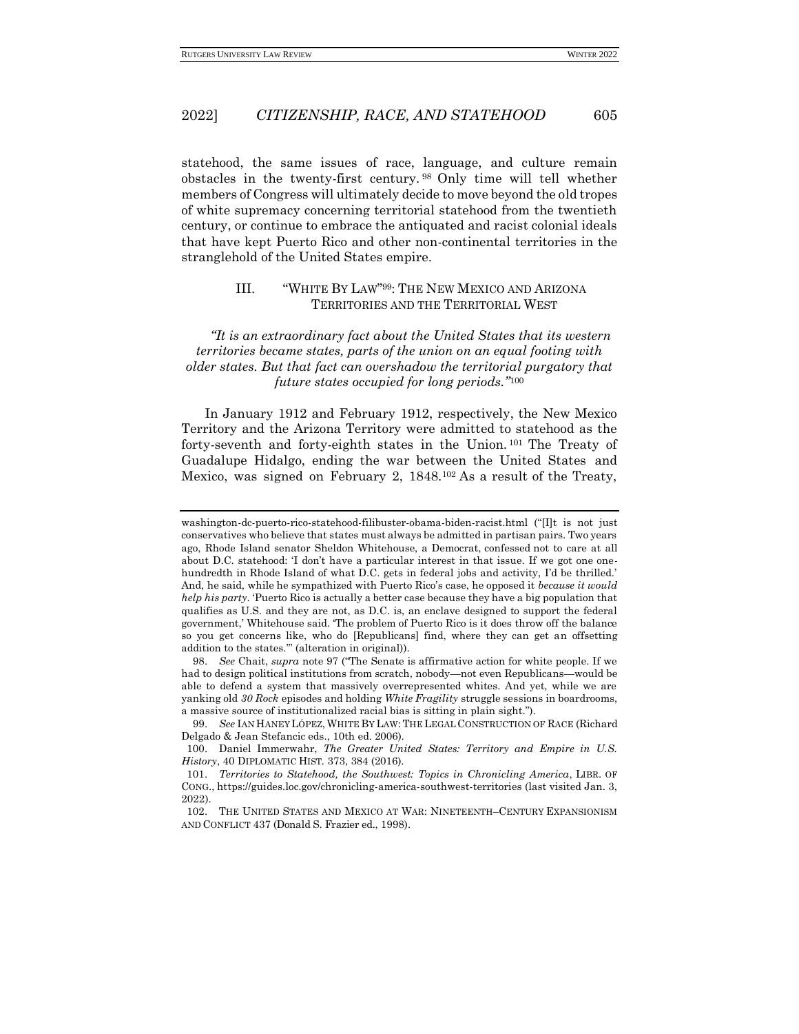statehood, the same issues of race, language, and culture remain obstacles in the twenty-first century.[98] Only time will tell whether members of Congress will ultimately decide to move beyond the old tropes of white supremacy concerning territorial statehood from the twentieth century, or continue to embrace the antiquated and racist colonial ideals that have kept Puerto Rico and other non-continental territories in the stranglehold of the United States empire.

## III. "WHITE BY LAW"[99]: THE NEW MEXICO AND ARIZONA TERRITORIES AND THE TERRITORIAL WEST

> *"It is an extraordinary fact about the United States that its western territories became states, parts of the union on an equal footing with older states. But that fact can overshadow the territorial purgatory that future states occupied for long periods."*[100]

In January 1912 and February 1912, respectively, the New Mexico Territory and the Arizona Territory were admitted to statehood as the forty-seventh and forty-eighth states in the Union.[101] The Treaty of Guadalupe Hidalgo, ending the war between the United States and Mexico, was signed on February 2, 1848.[102] As a result of the Treaty,

---

washington-dc-puerto-rico-statehood-filibuster-obama-biden-racist.html ("[I]t is not just conservatives who believe that states must always be admitted in partisan pairs. Two years ago, Rhode Island senator Sheldon Whitehouse, a Democrat, confessed not to care at all about D.C. statehood: 'I don't have a particular interest in that issue. If we got one one-hundredth in Rhode Island of what D.C. gets in federal jobs and activity, I'd be thrilled.' And, he said, while he sympathized with Puerto Rico's case, he opposed it *because it would help his party*. 'Puerto Rico is actually a better case because they have a big population that qualifies as U.S. and they are not, as D.C. is, an enclave designed to support the federal government,' Whitehouse said. 'The problem of Puerto Rico is it does throw off the balance so you get concerns like, who do [Republicans] find, where they can get an offsetting addition to the states.'" (alteration in original)).

98. *See* Chait, *supra* note 97 ("The Senate is affirmative action for white people. If we had to design political institutions from scratch, nobody—not even Republicans—would be able to defend a system that massively overrepresented whites. And yet, while we are yanking old *30 Rock* episodes and holding *White Fragility* struggle sessions in boardrooms, a massive source of institutionalized racial bias is sitting in plain sight.").

99. *See* IAN HANEY LÓPEZ, WHITE BY LAW: THE LEGAL CONSTRUCTION OF RACE (Richard Delgado & Jean Stefancic eds., 10th ed. 2006).

100. Daniel Immerwahr, *The Greater United States: Territory and Empire in U.S. History*, 40 DIPLOMATIC HIST. 373, 384 (2016).

101. *Territories to Statehood, the Southwest: Topics in Chronicling America*, LIBR. OF CONG., https://guides.loc.gov/chronicling-america-southwest-territories (last visited Jan. 3, 2022).

102. THE UNITED STATES AND MEXICO AT WAR: NINETEENTH–CENTURY EXPANSIONISM AND CONFLICT 437 (Donald S. Frazier ed., 1998).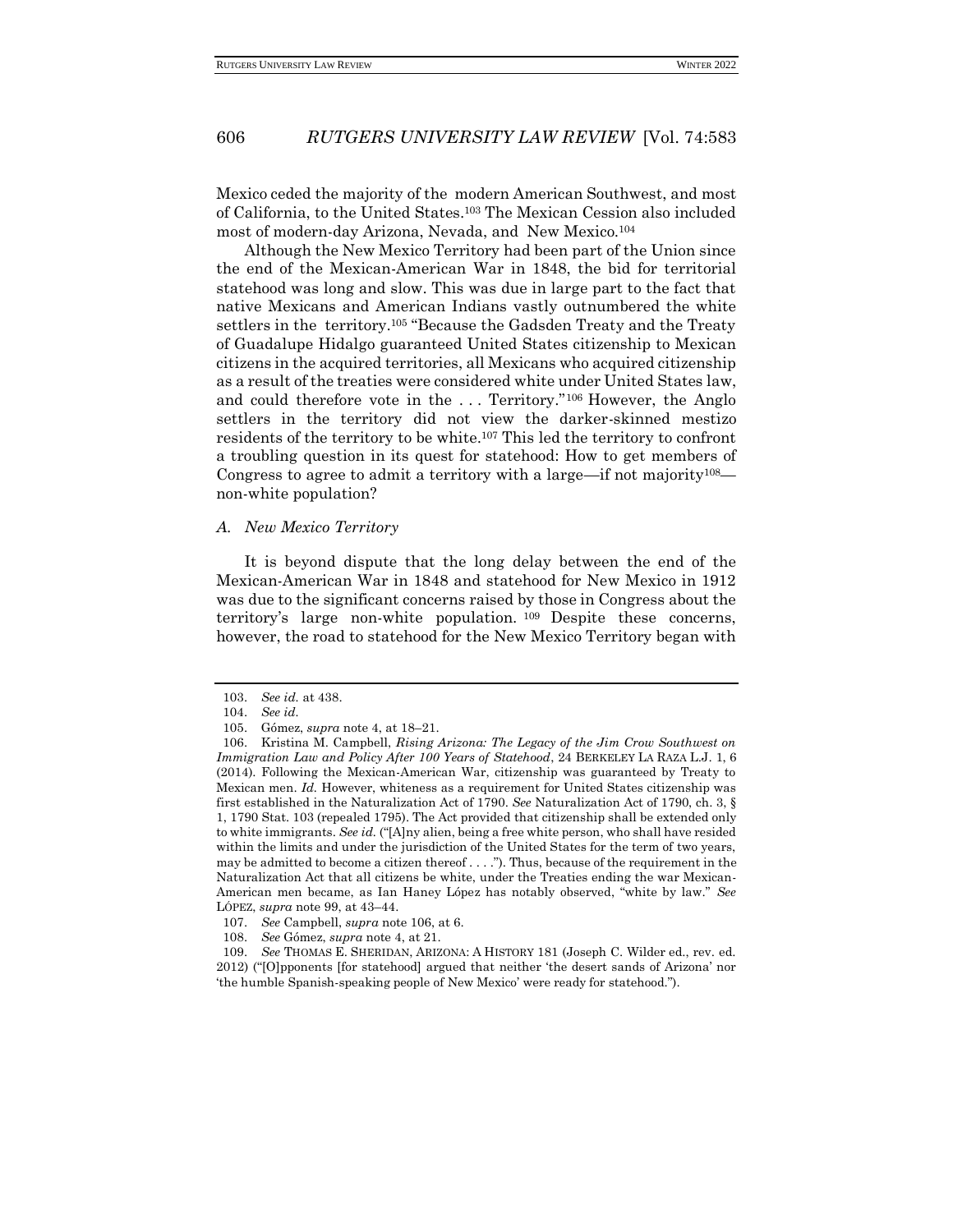Mexico ceded the majority of the modern American Southwest, and most of California, to the United States.[103] The Mexican Cession also included most of modern-day Arizona, Nevada, and New Mexico.[104]

Although the New Mexico Territory had been part of the Union since the end of the Mexican-American War in 1848, the bid for territorial statehood was long and slow. This was due in large part to the fact that native Mexicans and American Indians vastly outnumbered the white settlers in the territory.[105] "Because the Gadsden Treaty and the Treaty of Guadalupe Hidalgo guaranteed United States citizenship to Mexican citizens in the acquired territories, all Mexicans who acquired citizenship as a result of the treaties were considered white under United States law, and could therefore vote in the . . . Territory."[106] However, the Anglo settlers in the territory did not view the darker-skinned mestizo residents of the territory to be white.[107] This led the territory to confront a troubling question in its quest for statehood: How to get members of Congress to agree to admit a territory with a large—if not majority[108]—non-white population?

### *A. New Mexico Territory*

It is beyond dispute that the long delay between the end of the Mexican-American War in 1848 and statehood for New Mexico in 1912 was due to the significant concerns raised by those in Congress about the territory's large non-white population.[109] Despite these concerns, however, the road to statehood for the New Mexico Territory began with

---

103. *See id.* at 438.

104. *See id.*

105. Gómez, *supra* note 4, at 18–21.

106. Kristina M. Campbell, *Rising Arizona: The Legacy of the Jim Crow Southwest on Immigration Law and Policy After 100 Years of Statehood*, 24 BERKELEY LA RAZA L.J. 1, 6 (2014). Following the Mexican-American War, citizenship was guaranteed by Treaty to Mexican men. *Id.* However, whiteness as a requirement for United States citizenship was first established in the Naturalization Act of 1790. *See* Naturalization Act of 1790, ch. 3, § 1, 1790 Stat. 103 (repealed 1795). The Act provided that citizenship shall be extended only to white immigrants. *See id.* ("[A]ny alien, being a free white person, who shall have resided within the limits and under the jurisdiction of the United States for the term of two years, may be admitted to become a citizen thereof . . . ."). Thus, because of the requirement in the Naturalization Act that all citizens be white, under the Treaties ending the war Mexican-American men became, as Ian Haney López has notably observed, "white by law." *See* LÓPEZ, *supra* note 99, at 43–44.

107. *See* Campbell, *supra* note 106, at 6.

108. *See* Gómez, *supra* note 4, at 21.

109. *See* THOMAS E. SHERIDAN, ARIZONA: A HISTORY 181 (Joseph C. Wilder ed., rev. ed. 2012) ("[O]pponents [for statehood] argued that neither 'the desert sands of Arizona' nor 'the humble Spanish-speaking people of New Mexico' were ready for statehood.").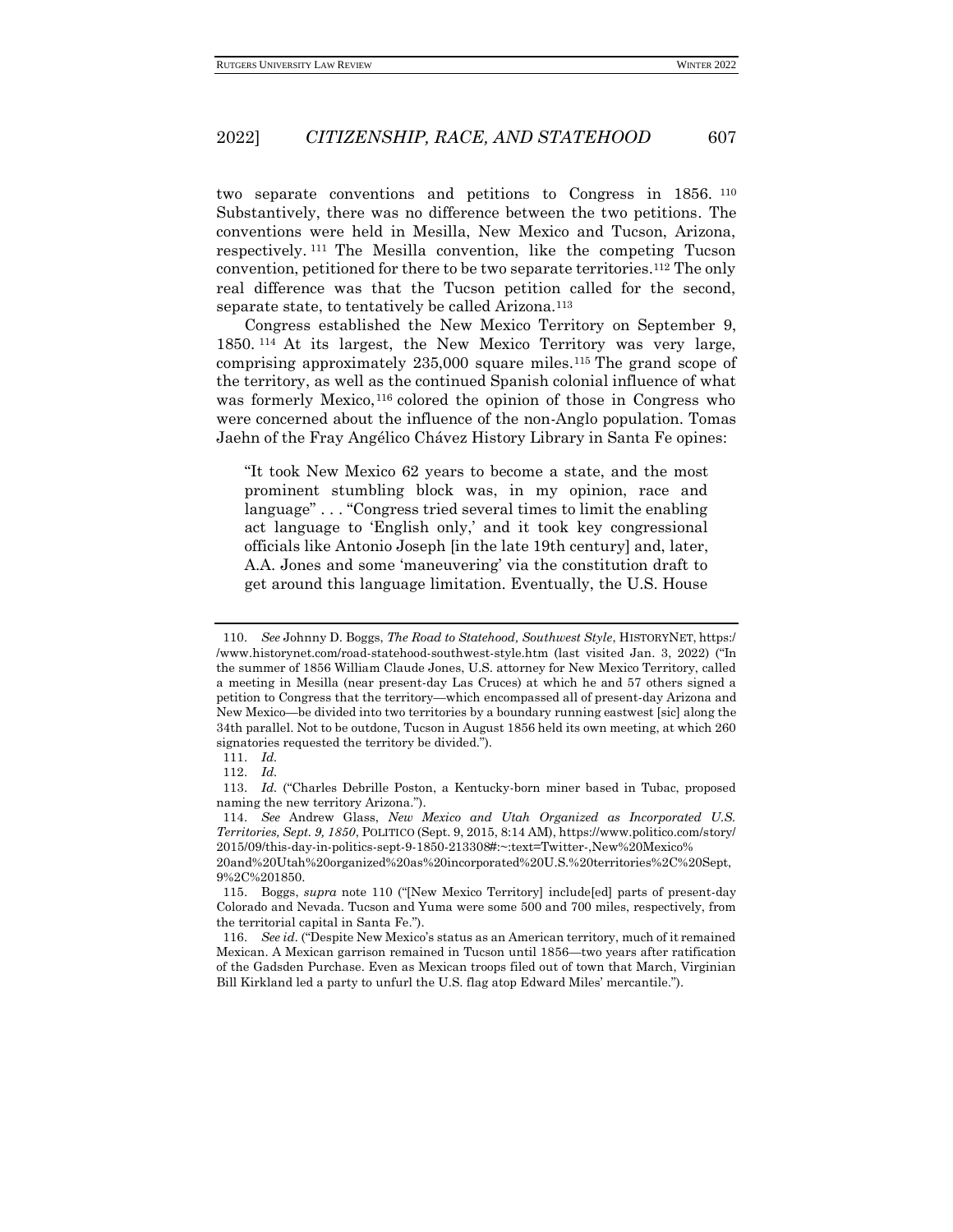two separate conventions and petitions to Congress in 1856. [110] Substantively, there was no difference between the two petitions. The conventions were held in Mesilla, New Mexico and Tucson, Arizona, respectively. [111] The Mesilla convention, like the competing Tucson convention, petitioned for there to be two separate territories.[112] The only real difference was that the Tucson petition called for the second, separate state, to tentatively be called Arizona.[113]

Congress established the New Mexico Territory on September 9, 1850. [114] At its largest, the New Mexico Territory was very large, comprising approximately 235,000 square miles.[115] The grand scope of the territory, as well as the continued Spanish colonial influence of what was formerly Mexico,[116] colored the opinion of those in Congress who were concerned about the influence of the non-Anglo population. Tomas Jaehn of the Fray Angélico Chávez History Library in Santa Fe opines:

> "It took New Mexico 62 years to become a state, and the most prominent stumbling block was, in my opinion, race and language" . . . "Congress tried several times to limit the enabling act language to 'English only,' and it took key congressional officials like Antonio Joseph [in the late 19th century] and, later, A.A. Jones and some 'maneuvering' via the constitution draft to get around this language limitation. Eventually, the U.S. House

---

110. *See* Johnny D. Boggs, *The Road to Statehood, Southwest Style*, HISTORYNET, https://www.historynet.com/road-statehood-southwest-style.htm (last visited Jan. 3, 2022) ("In the summer of 1856 William Claude Jones, U.S. attorney for New Mexico Territory, called a meeting in Mesilla (near present-day Las Cruces) at which he and 57 others signed a petition to Congress that the territory—which encompassed all of present-day Arizona and New Mexico—be divided into two territories by a boundary running eastwest [sic] along the 34th parallel. Not to be outdone, Tucson in August 1856 held its own meeting, at which 260 signatories requested the territory be divided.").

111. *Id.*

112. *Id.*

113. *Id.* ("Charles Debrille Poston, a Kentucky-born miner based in Tubac, proposed naming the new territory Arizona.").

114. *See* Andrew Glass, *New Mexico and Utah Organized as Incorporated U.S. Territories, Sept. 9, 1850*, POLITICO (Sept. 9, 2015, 8:14 AM), https://www.politico.com/story/2015/09/this-day-in-politics-sept-9-1850-213308#:~:text=Twitter-,New%20Mexico%20and%20Utah%20organized%20as%20incorporated%20U.S.%20territories%2C%20Sept,9%2C%201850.

115. Boggs, *supra* note 110 ("[New Mexico Territory] include[ed] parts of present-day Colorado and Nevada. Tucson and Yuma were some 500 and 700 miles, respectively, from the territorial capital in Santa Fe.").

116. *See id.* ("Despite New Mexico's status as an American territory, much of it remained Mexican. A Mexican garrison remained in Tucson until 1856—two years after ratification of the Gadsden Purchase. Even as Mexican troops filed out of town that March, Virginian Bill Kirkland led a party to unfurl the U.S. flag atop Edward Miles' mercantile.").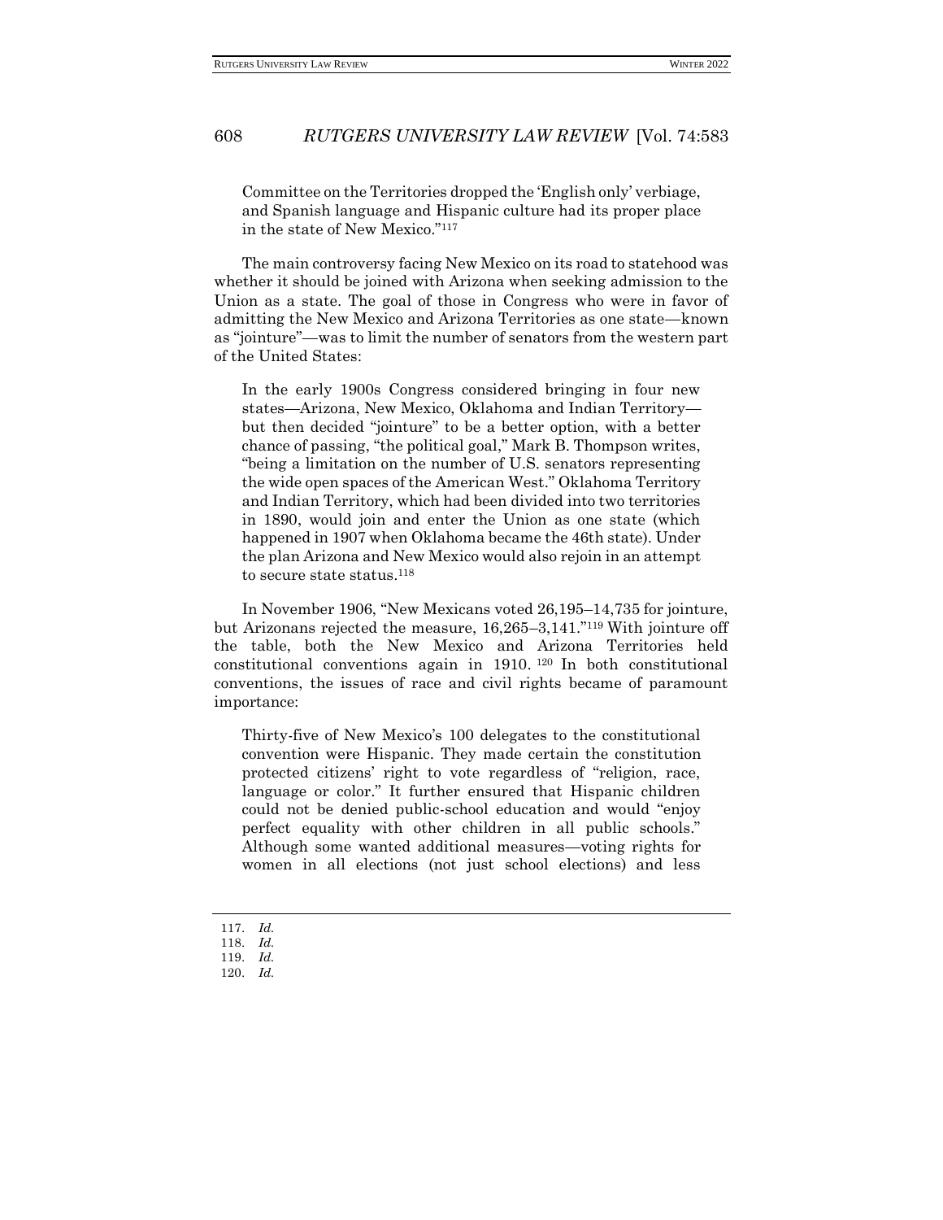> Committee on the Territories dropped the 'English only' verbiage, and Spanish language and Hispanic culture had its proper place in the state of New Mexico."[117]

The main controversy facing New Mexico on its road to statehood was whether it should be joined with Arizona when seeking admission to the Union as a state. The goal of those in Congress who were in favor of admitting the New Mexico and Arizona Territories as one state—known as "jointure"—was to limit the number of senators from the western part of the United States:

> In the early 1900s Congress considered bringing in four new states—Arizona, New Mexico, Oklahoma and Indian Territory—but then decided "jointure" to be a better option, with a better chance of passing, "the political goal," Mark B. Thompson writes, "being a limitation on the number of U.S. senators representing the wide open spaces of the American West." Oklahoma Territory and Indian Territory, which had been divided into two territories in 1890, would join and enter the Union as one state (which happened in 1907 when Oklahoma became the 46th state). Under the plan Arizona and New Mexico would also rejoin in an attempt to secure state status.[118]

In November 1906, "New Mexicans voted 26,195–14,735 for jointure, but Arizonans rejected the measure, 16,265–3,141."[119] With jointure off the table, both the New Mexico and Arizona Territories held constitutional conventions again in 1910.[120] In both constitutional conventions, the issues of race and civil rights became of paramount importance:

> Thirty-five of New Mexico's 100 delegates to the constitutional convention were Hispanic. They made certain the constitution protected citizens' right to vote regardless of "religion, race, language or color." It further ensured that Hispanic children could not be denied public-school education and would "enjoy perfect equality with other children in all public schools." Although some wanted additional measures—voting rights for women in all elections (not just school elections) and less

---

117. *Id.*
118. *Id.*
119. *Id.*
120. *Id.*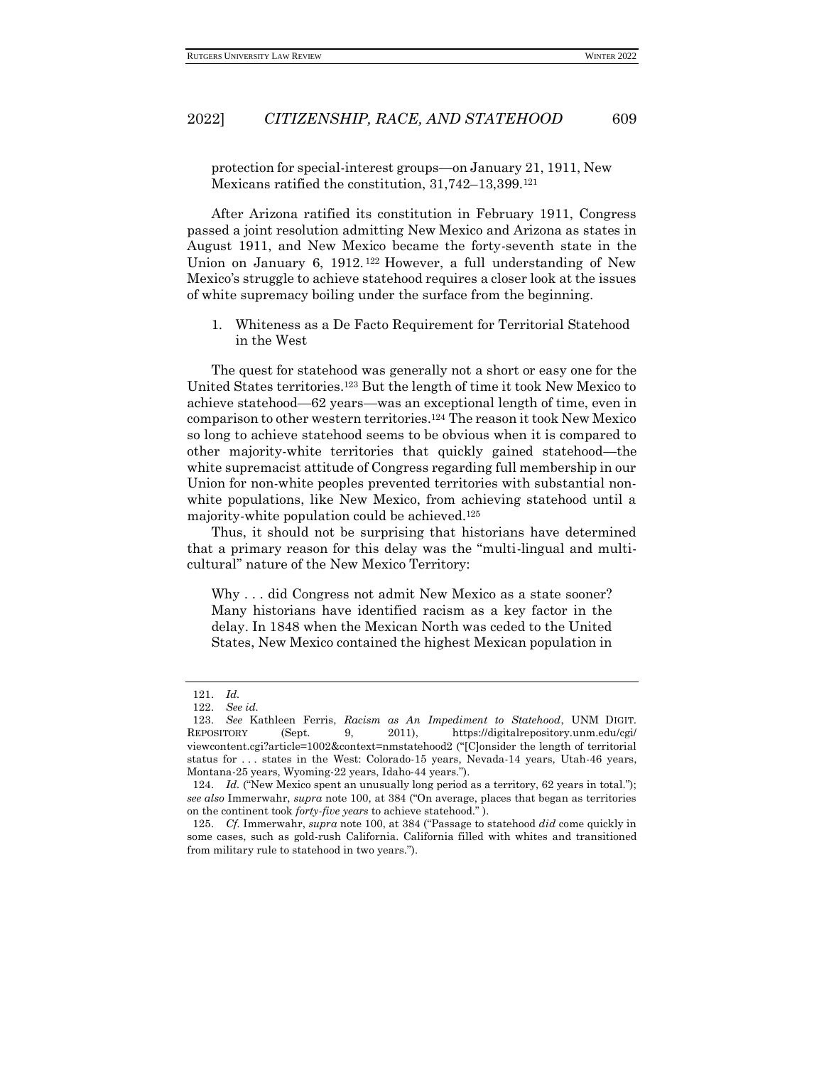protection for special-interest groups—on January 21, 1911, New Mexicans ratified the constitution, 31,742–13,399.[121]

After Arizona ratified its constitution in February 1911, Congress passed a joint resolution admitting New Mexico and Arizona as states in August 1911, and New Mexico became the forty-seventh state in the Union on January 6, 1912.[122] However, a full understanding of New Mexico's struggle to achieve statehood requires a closer look at the issues of white supremacy boiling under the surface from the beginning.

1. Whiteness as a De Facto Requirement for Territorial Statehood in the West

The quest for statehood was generally not a short or easy one for the United States territories.[123] But the length of time it took New Mexico to achieve statehood—62 years—was an exceptional length of time, even in comparison to other western territories.[124] The reason it took New Mexico so long to achieve statehood seems to be obvious when it is compared to other majority-white territories that quickly gained statehood—the white supremacist attitude of Congress regarding full membership in our Union for non-white peoples prevented territories with substantial non-white populations, like New Mexico, from achieving statehood until a majority-white population could be achieved.[125]

Thus, it should not be surprising that historians have determined that a primary reason for this delay was the "multi-lingual and multi-cultural" nature of the New Mexico Territory:

> Why . . . did Congress not admit New Mexico as a state sooner? Many historians have identified racism as a key factor in the delay. In 1848 when the Mexican North was ceded to the United States, New Mexico contained the highest Mexican population in

---

121. *Id.*

122. *See id.*

123. *See* Kathleen Ferris, *Racism as An Impediment to Statehood*, UNM DIGIT. REPOSITORY (Sept. 9, 2011), https://digitalrepository.unm.edu/cgi/viewcontent.cgi?article=1002&context=nmstatehood2 ("[C]onsider the length of territorial status for . . . states in the West: Colorado-15 years, Nevada-14 years, Utah-46 years, Montana-25 years, Wyoming-22 years, Idaho-44 years.").

124. *Id.* ("New Mexico spent an unusually long period as a territory, 62 years in total."); *see also* Immerwahr, *supra* note 100, at 384 ("On average, places that began as territories on the continent took *forty-five years* to achieve statehood." ).

125. *Cf.* Immerwahr, *supra* note 100, at 384 ("Passage to statehood *did* come quickly in some cases, such as gold-rush California. California filled with whites and transitioned from military rule to statehood in two years.").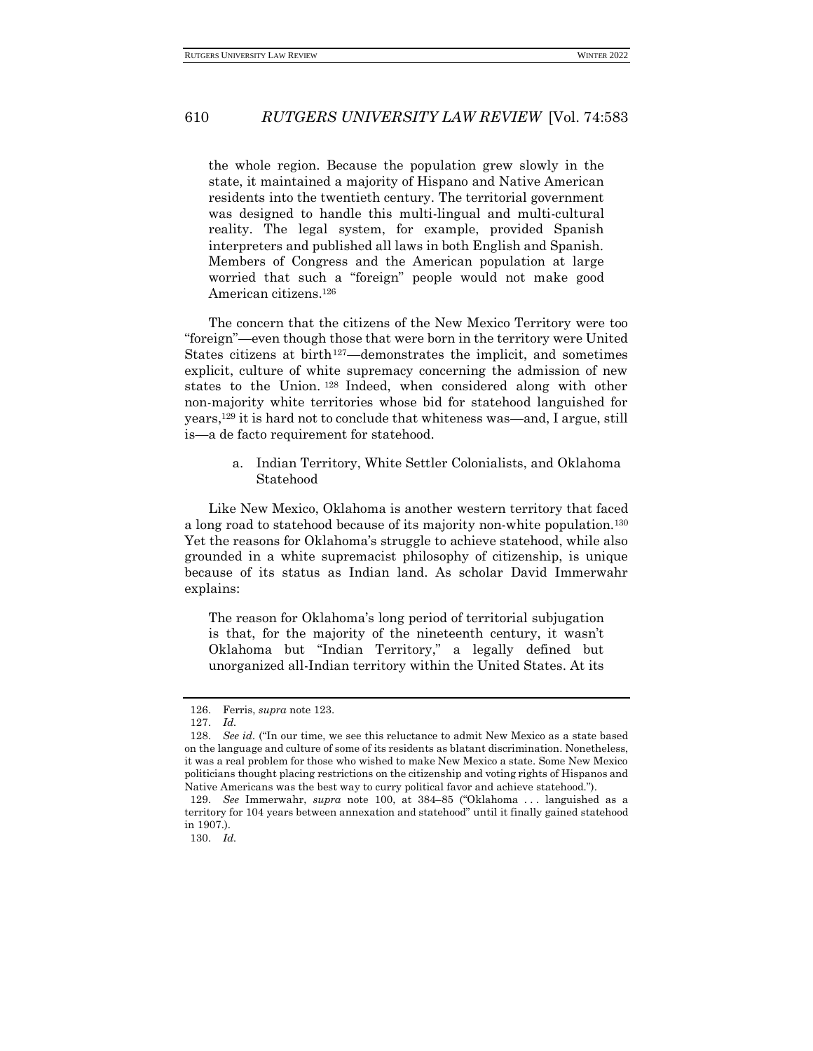> the whole region. Because the population grew slowly in the state, it maintained a majority of Hispano and Native American residents into the twentieth century. The territorial government was designed to handle this multi-lingual and multi-cultural reality. The legal system, for example, provided Spanish interpreters and published all laws in both English and Spanish. Members of Congress and the American population at large worried that such a "foreign" people would not make good American citizens.[126]

The concern that the citizens of the New Mexico Territory were too "foreign"—even though those that were born in the territory were United States citizens at birth[127]—demonstrates the implicit, and sometimes explicit, culture of white supremacy concerning the admission of new states to the Union.[128] Indeed, when considered along with other non-majority white territories whose bid for statehood languished for years,[129] it is hard not to conclude that whiteness was—and, I argue, still is—a de facto requirement for statehood.

a. Indian Territory, White Settler Colonialists, and Oklahoma Statehood

Like New Mexico, Oklahoma is another western territory that faced a long road to statehood because of its majority non-white population.[130] Yet the reasons for Oklahoma's struggle to achieve statehood, while also grounded in a white supremacist philosophy of citizenship, is unique because of its status as Indian land. As scholar David Immerwahr explains:

> The reason for Oklahoma's long period of territorial subjugation is that, for the majority of the nineteenth century, it wasn't Oklahoma but "Indian Territory," a legally defined but unorganized all-Indian territory within the United States. At its

---

126. Ferris, *supra* note 123.

127. *Id.*

128. *See id.* ("In our time, we see this reluctance to admit New Mexico as a state based on the language and culture of some of its residents as blatant discrimination. Nonetheless, it was a real problem for those who wished to make New Mexico a state. Some New Mexico politicians thought placing restrictions on the citizenship and voting rights of Hispanos and Native Americans was the best way to curry political favor and achieve statehood.").

129. *See* Immerwahr, *supra* note 100, at 384–85 ("Oklahoma . . . languished as a territory for 104 years between annexation and statehood" until it finally gained statehood in 1907.).

130. *Id.*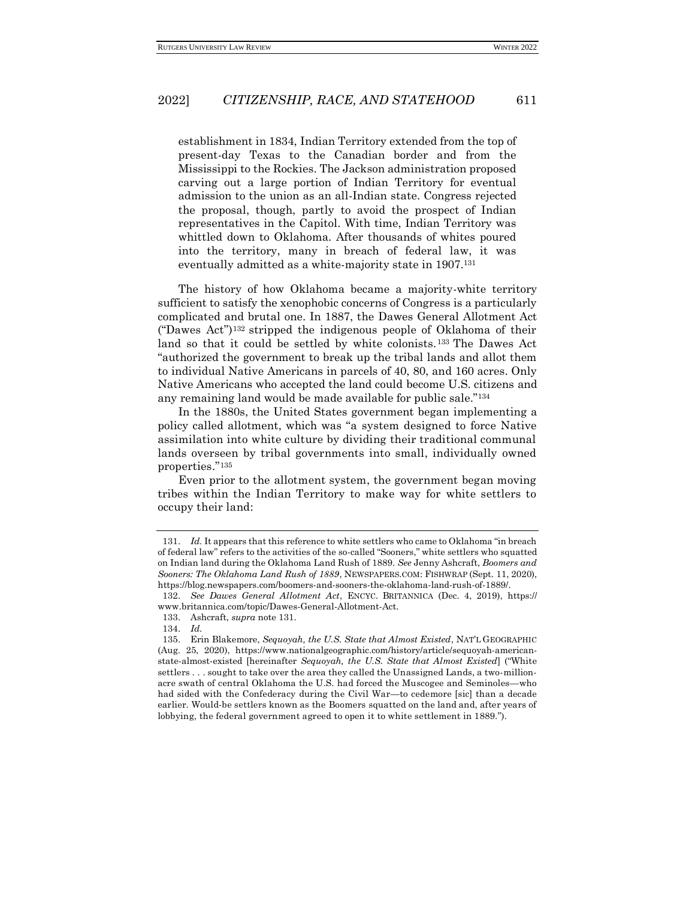establishment in 1834, Indian Territory extended from the top of present-day Texas to the Canadian border and from the Mississippi to the Rockies. The Jackson administration proposed carving out a large portion of Indian Territory for eventual admission to the union as an all-Indian state. Congress rejected the proposal, though, partly to avoid the prospect of Indian representatives in the Capitol. With time, Indian Territory was whittled down to Oklahoma. After thousands of whites poured into the territory, many in breach of federal law, it was eventually admitted as a white-majority state in 1907.[131]

The history of how Oklahoma became a majority-white territory sufficient to satisfy the xenophobic concerns of Congress is a particularly complicated and brutal one. In 1887, the Dawes General Allotment Act ("Dawes Act")[132] stripped the indigenous people of Oklahoma of their land so that it could be settled by white colonists.[133] The Dawes Act "authorized the government to break up the tribal lands and allot them to individual Native Americans in parcels of 40, 80, and 160 acres. Only Native Americans who accepted the land could become U.S. citizens and any remaining land would be made available for public sale."[134]

In the 1880s, the United States government began implementing a policy called allotment, which was "a system designed to force Native assimilation into white culture by dividing their traditional communal lands overseen by tribal governments into small, individually owned properties."[135]

Even prior to the allotment system, the government began moving tribes within the Indian Territory to make way for white settlers to occupy their land:

---

131. *Id.* It appears that this reference to white settlers who came to Oklahoma "in breach of federal law" refers to the activities of the so-called "Sooners," white settlers who squatted on Indian land during the Oklahoma Land Rush of 1889. *See* Jenny Ashcraft, *Boomers and Sooners: The Oklahoma Land Rush of 1889*, NEWSPAPERS.COM: FISHWRAP (Sept. 11, 2020), https://blog.newspapers.com/boomers-and-sooners-the-oklahoma-land-rush-of-1889/.

132. *See Dawes General Allotment Act*, ENCYC. BRITANNICA (Dec. 4, 2019), https://www.britannica.com/topic/Dawes-General-Allotment-Act.

133. Ashcraft, *supra* note 131.

134. *Id.*

135. Erin Blakemore, *Sequoyah, the U.S. State that Almost Existed*, NAT'L GEOGRAPHIC (Aug. 25, 2020), https://www.nationalgeographic.com/history/article/sequoyah-american-state-almost-existed [hereinafter *Sequoyah, the U.S. State that Almost Existed*] ("White settlers . . . sought to take over the area they called the Unassigned Lands, a two-million-acre swath of central Oklahoma the U.S. had forced the Muscogee and Seminoles—who had sided with the Confederacy during the Civil War—to cedemore [sic] than a decade earlier. Would-be settlers known as the Boomers squatted on the land and, after years of lobbying, the federal government agreed to open it to white settlement in 1889.").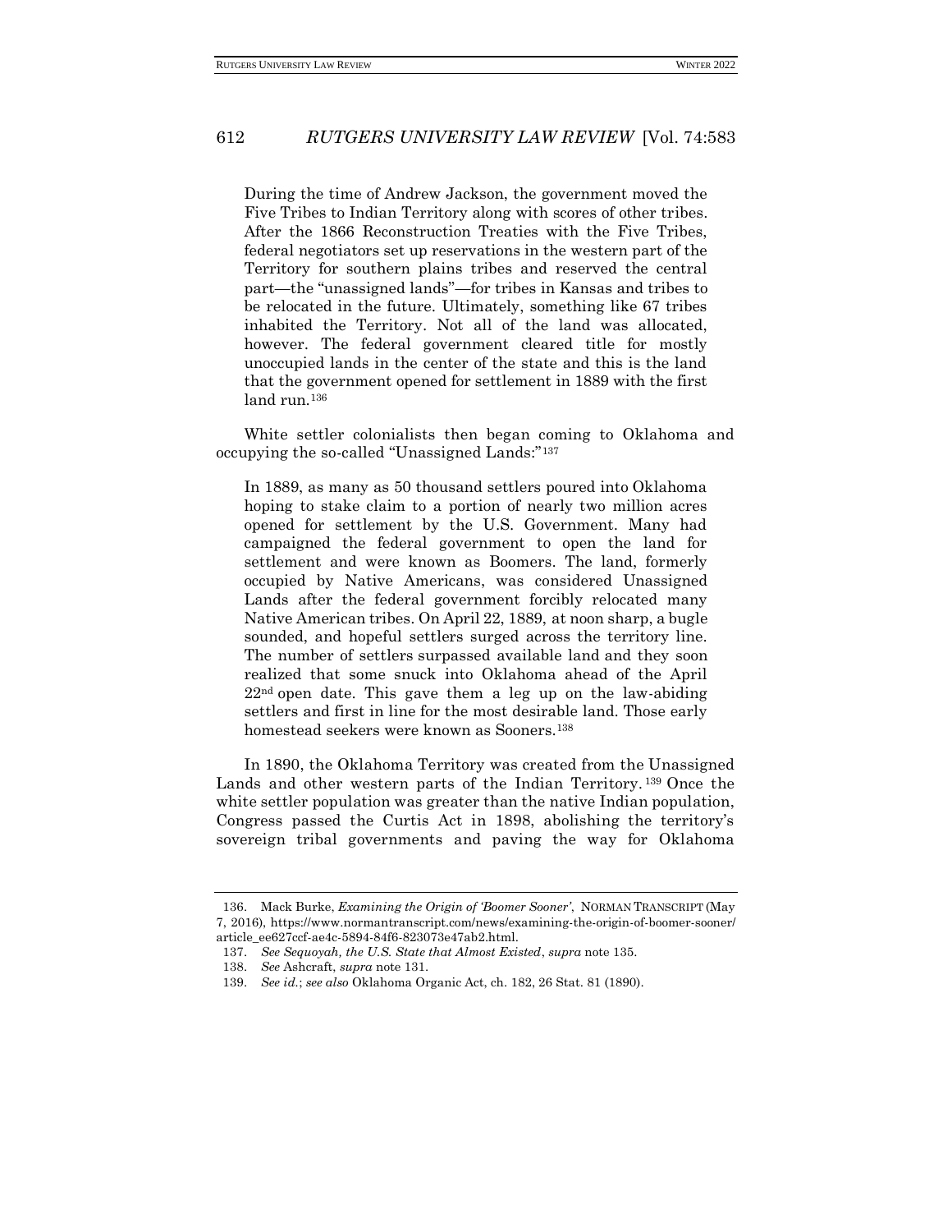> During the time of Andrew Jackson, the government moved the Five Tribes to Indian Territory along with scores of other tribes. After the 1866 Reconstruction Treaties with the Five Tribes, federal negotiators set up reservations in the western part of the Territory for southern plains tribes and reserved the central part—the "unassigned lands"—for tribes in Kansas and tribes to be relocated in the future. Ultimately, something like 67 tribes inhabited the Territory. Not all of the land was allocated, however. The federal government cleared title for mostly unoccupied lands in the center of the state and this is the land that the government opened for settlement in 1889 with the first land run.[136]

White settler colonialists then began coming to Oklahoma and occupying the so-called "Unassigned Lands:"[137]

> In 1889, as many as 50 thousand settlers poured into Oklahoma hoping to stake claim to a portion of nearly two million acres opened for settlement by the U.S. Government. Many had campaigned the federal government to open the land for settlement and were known as Boomers. The land, formerly occupied by Native Americans, was considered Unassigned Lands after the federal government forcibly relocated many Native American tribes. On April 22, 1889, at noon sharp, a bugle sounded, and hopeful settlers surged across the territory line. The number of settlers surpassed available land and they soon realized that some snuck into Oklahoma ahead of the April 22nd open date. This gave them a leg up on the law-abiding settlers and first in line for the most desirable land. Those early homestead seekers were known as Sooners.[138]

In 1890, the Oklahoma Territory was created from the Unassigned Lands and other western parts of the Indian Territory.[139] Once the white settler population was greater than the native Indian population, Congress passed the Curtis Act in 1898, abolishing the territory's sovereign tribal governments and paving the way for Oklahoma

---

136. Mack Burke, *Examining the Origin of 'Boomer Sooner'*, NORMAN TRANSCRIPT (May 7, 2016), https://www.normantranscript.com/news/examining-the-origin-of-boomer-sooner/article_ee627ccf-ae4c-5894-84f6-823073e47ab2.html.

137. *See Sequoyah, the U.S. State that Almost Existed*, *supra* note 135.

138. *See* Ashcraft, *supra* note 131.

139. *See id.*; *see also* Oklahoma Organic Act, ch. 182, 26 Stat. 81 (1890).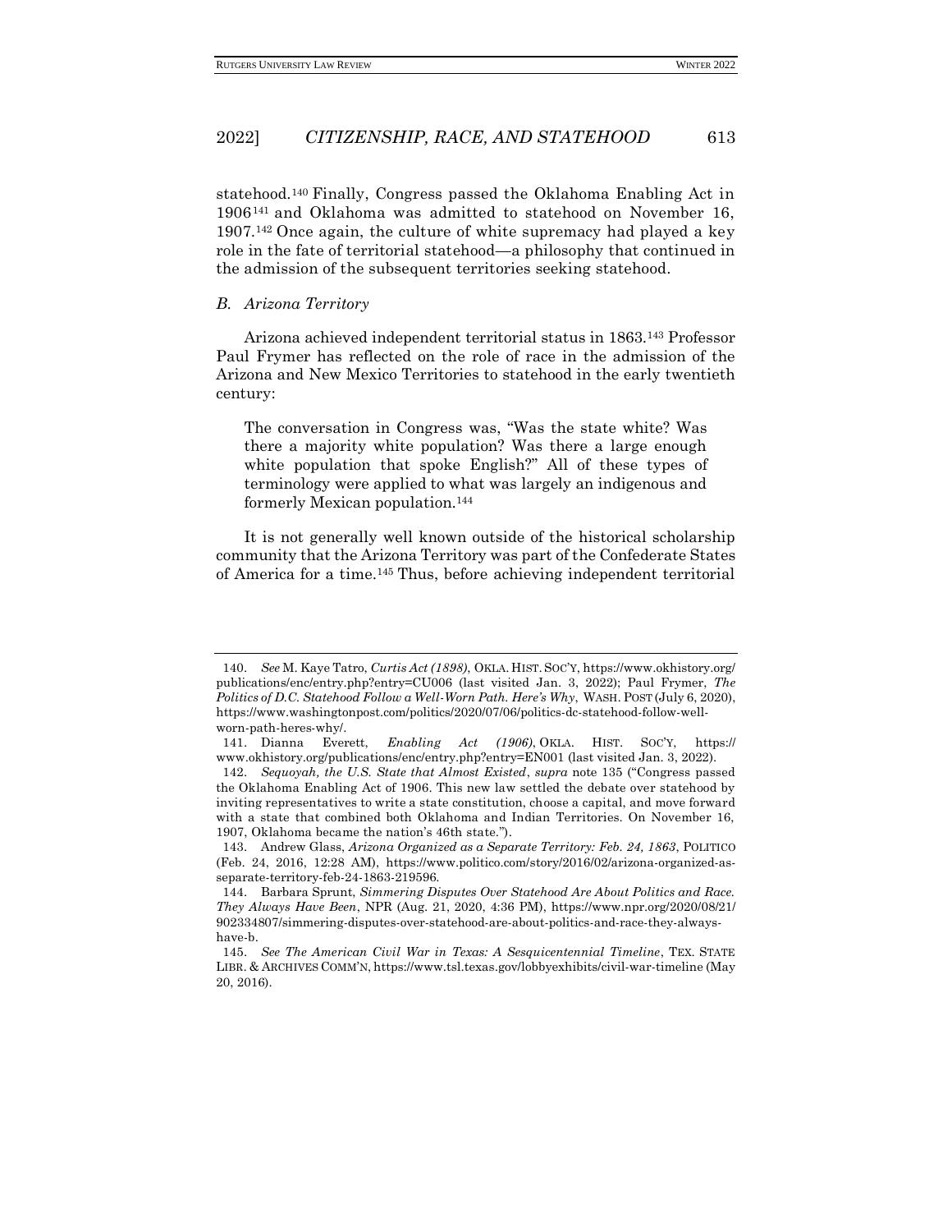statehood.[140] Finally, Congress passed the Oklahoma Enabling Act in 1906[141] and Oklahoma was admitted to statehood on November 16, 1907.[142] Once again, the culture of white supremacy had played a key role in the fate of territorial statehood—a philosophy that continued in the admission of the subsequent territories seeking statehood.

### *B. Arizona Territory*

Arizona achieved independent territorial status in 1863.[143] Professor Paul Frymer has reflected on the role of race in the admission of the Arizona and New Mexico Territories to statehood in the early twentieth century:

> The conversation in Congress was, "Was the state white? Was there a majority white population? Was there a large enough white population that spoke English?" All of these types of terminology were applied to what was largely an indigenous and formerly Mexican population.[144]

It is not generally well known outside of the historical scholarship community that the Arizona Territory was part of the Confederate States of America for a time.[145] Thus, before achieving independent territorial

---

140. *See* M. Kaye Tatro, *Curtis Act (1898)*, OKLA. HIST. SOC'Y, https://www.okhistory.org/publications/enc/entry.php?entry=CU006 (last visited Jan. 3, 2022); Paul Frymer, *The Politics of D.C. Statehood Follow a Well-Worn Path. Here's Why*, WASH. POST (July 6, 2020), https://www.washingtonpost.com/politics/2020/07/06/politics-dc-statehood-follow-well-worn-path-heres-why/.

141. Dianna Everett, *Enabling Act (1906)*, OKLA. HIST. SOC'Y, https://www.okhistory.org/publications/enc/entry.php?entry=EN001 (last visited Jan. 3, 2022).

142. *Sequoyah, the U.S. State that Almost Existed*, *supra* note 135 ("Congress passed the Oklahoma Enabling Act of 1906. This new law settled the debate over statehood by inviting representatives to write a state constitution, choose a capital, and move forward with a state that combined both Oklahoma and Indian Territories. On November 16, 1907, Oklahoma became the nation's 46th state.").

143. Andrew Glass, *Arizona Organized as a Separate Territory: Feb. 24, 1863*, POLITICO (Feb. 24, 2016, 12:28 AM), https://www.politico.com/story/2016/02/arizona-organized-as-separate-territory-feb-24-1863-219596.

144. Barbara Sprunt, *Simmering Disputes Over Statehood Are About Politics and Race. They Always Have Been*, NPR (Aug. 21, 2020, 4:36 PM), https://www.npr.org/2020/08/21/902334807/simmering-disputes-over-statehood-are-about-politics-and-race-they-always-have-b.

145. *See The American Civil War in Texas: A Sesquicentennial Timeline*, TEX. STATE LIBR. & ARCHIVES COMM'N, https://www.tsl.texas.gov/lobbyexhibits/civil-war-timeline (May 20, 2016).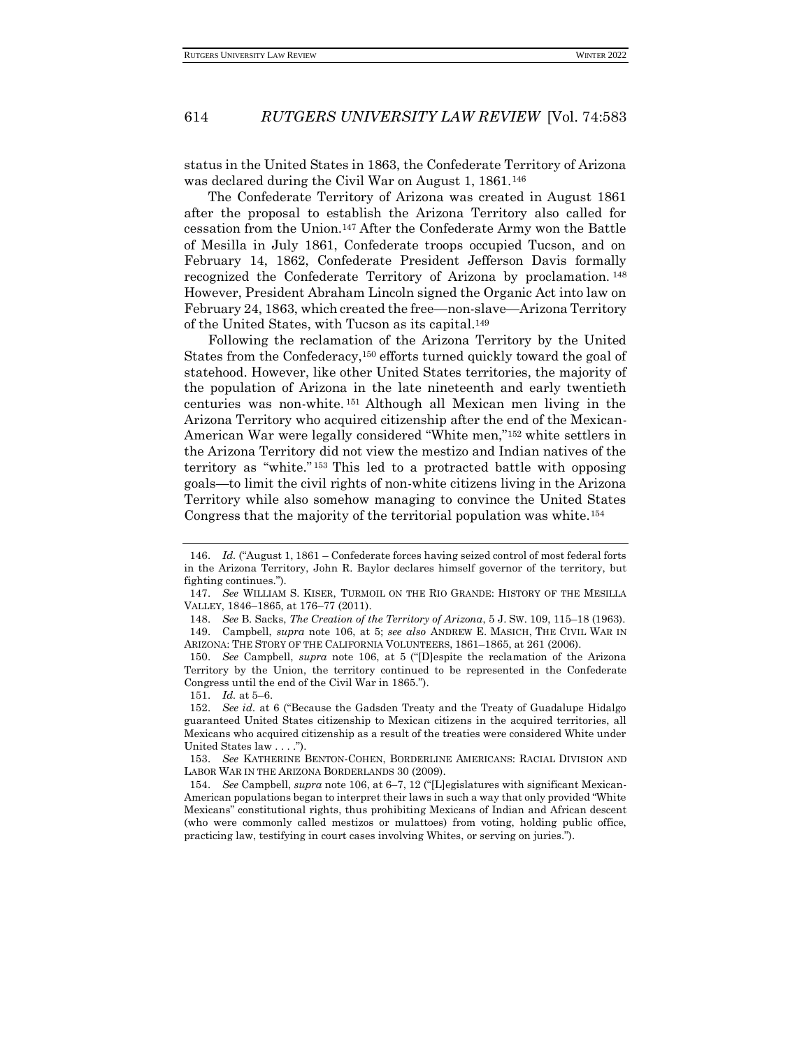status in the United States in 1863, the Confederate Territory of Arizona was declared during the Civil War on August 1, 1861.[146]

The Confederate Territory of Arizona was created in August 1861 after the proposal to establish the Arizona Territory also called for cessation from the Union.[147] After the Confederate Army won the Battle of Mesilla in July 1861, Confederate troops occupied Tucson, and on February 14, 1862, Confederate President Jefferson Davis formally recognized the Confederate Territory of Arizona by proclamation.[148] However, President Abraham Lincoln signed the Organic Act into law on February 24, 1863, which created the free—non-slave—Arizona Territory of the United States, with Tucson as its capital.[149]

Following the reclamation of the Arizona Territory by the United States from the Confederacy,[150] efforts turned quickly toward the goal of statehood. However, like other United States territories, the majority of the population of Arizona in the late nineteenth and early twentieth centuries was non-white.[151] Although all Mexican men living in the Arizona Territory who acquired citizenship after the end of the Mexican-American War were legally considered "White men,"[152] white settlers in the Arizona Territory did not view the mestizo and Indian natives of the territory as "white."[153] This led to a protracted battle with opposing goals—to limit the civil rights of non-white citizens living in the Arizona Territory while also somehow managing to convince the United States Congress that the majority of the territorial population was white.[154]

---

146. *Id.* ("August 1, 1861 – Confederate forces having seized control of most federal forts in the Arizona Territory, John R. Baylor declares himself governor of the territory, but fighting continues.").

147. *See* WILLIAM S. KISER, TURMOIL ON THE RIO GRANDE: HISTORY OF THE MESILLA VALLEY, 1846–1865, at 176–77 (2011).

148. *See* B. Sacks, *The Creation of the Territory of Arizona*, 5 J. SW. 109, 115–18 (1963).

149. Campbell, *supra* note 106, at 5; *see also* ANDREW E. MASICH, THE CIVIL WAR IN ARIZONA: THE STORY OF THE CALIFORNIA VOLUNTEERS, 1861–1865, at 261 (2006).

150. *See* Campbell, *supra* note 106, at 5 ("[D]espite the reclamation of the Arizona Territory by the Union, the territory continued to be represented in the Confederate Congress until the end of the Civil War in 1865.").

151. *Id.* at 5–6.

152. *See id.* at 6 ("Because the Gadsden Treaty and the Treaty of Guadalupe Hidalgo guaranteed United States citizenship to Mexican citizens in the acquired territories, all Mexicans who acquired citizenship as a result of the treaties were considered White under United States law . . . .").

153. *See* KATHERINE BENTON-COHEN, BORDERLINE AMERICANS: RACIAL DIVISION AND LABOR WAR IN THE ARIZONA BORDERLANDS 30 (2009).

154. *See* Campbell, *supra* note 106, at 6–7, 12 ("[L]egislatures with significant Mexican-American populations began to interpret their laws in such a way that only provided "White Mexicans" constitutional rights, thus prohibiting Mexicans of Indian and African descent (who were commonly called mestizos or mulattoes) from voting, holding public office, practicing law, testifying in court cases involving Whites, or serving on juries.").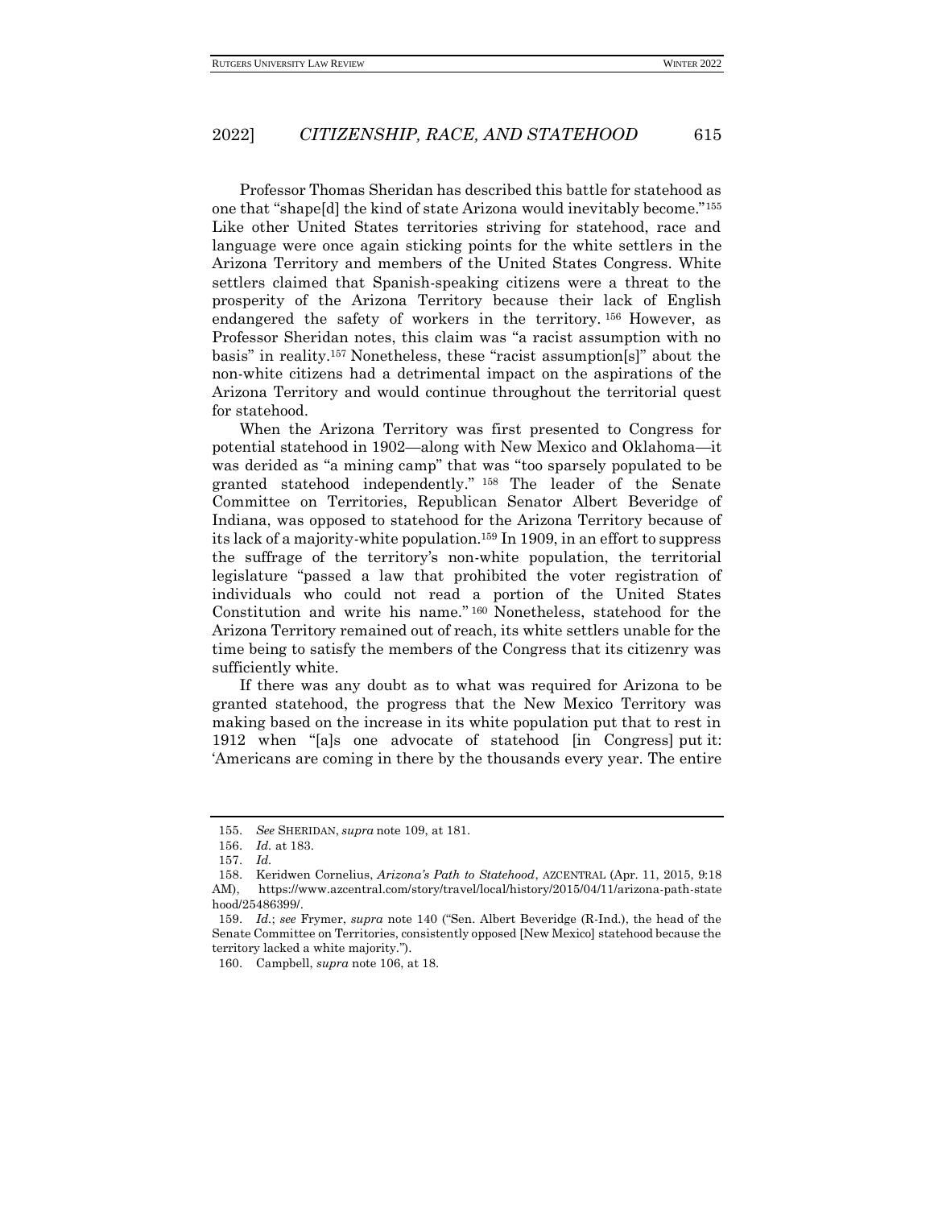Professor Thomas Sheridan has described this battle for statehood as one that "shape[d] the kind of state Arizona would inevitably become."[155] Like other United States territories striving for statehood, race and language were once again sticking points for the white settlers in the Arizona Territory and members of the United States Congress. White settlers claimed that Spanish-speaking citizens were a threat to the prosperity of the Arizona Territory because their lack of English endangered the safety of workers in the territory.[156] However, as Professor Sheridan notes, this claim was "a racist assumption with no basis" in reality.[157] Nonetheless, these "racist assumption[s]" about the non-white citizens had a detrimental impact on the aspirations of the Arizona Territory and would continue throughout the territorial quest for statehood.

When the Arizona Territory was first presented to Congress for potential statehood in 1902—along with New Mexico and Oklahoma—it was derided as "a mining camp" that was "too sparsely populated to be granted statehood independently."[158] The leader of the Senate Committee on Territories, Republican Senator Albert Beveridge of Indiana, was opposed to statehood for the Arizona Territory because of its lack of a majority-white population.[159] In 1909, in an effort to suppress the suffrage of the territory's non-white population, the territorial legislature "passed a law that prohibited the voter registration of individuals who could not read a portion of the United States Constitution and write his name."[160] Nonetheless, statehood for the Arizona Territory remained out of reach, its white settlers unable for the time being to satisfy the members of the Congress that its citizenry was sufficiently white.

If there was any doubt as to what was required for Arizona to be granted statehood, the progress that the New Mexico Territory was making based on the increase in its white population put that to rest in 1912 when "[a]s one advocate of statehood [in Congress] put it: 'Americans are coming in there by the thousands every year. The entire

---

155. *See* SHERIDAN, *supra* note 109, at 181.

156. *Id.* at 183.

157. *Id.*

158. Keridwen Cornelius, *Arizona's Path to Statehood*, AZCENTRAL (Apr. 11, 2015, 9:18 AM), https://www.azcentral.com/story/travel/local/history/2015/04/11/arizona-path-statehood/25486399/.

159. *Id.*; *see* Frymer, *supra* note 140 ("Sen. Albert Beveridge (R-Ind.), the head of the Senate Committee on Territories, consistently opposed [New Mexico] statehood because the territory lacked a white majority.").

160. Campbell, *supra* note 106, at 18.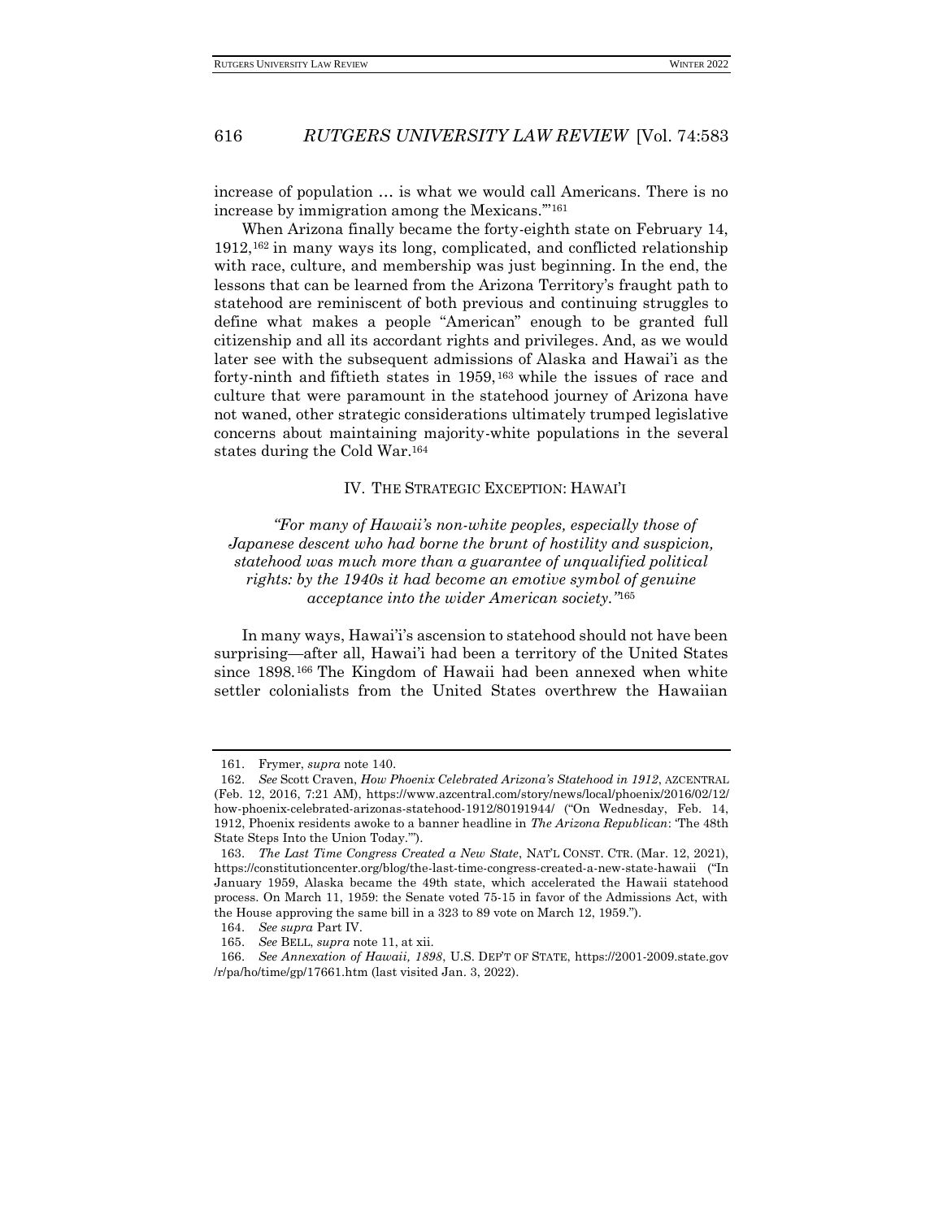increase of population … is what we would call Americans. There is no increase by immigration among the Mexicans.'"[161]

When Arizona finally became the forty-eighth state on February 14, 1912,[162] in many ways its long, complicated, and conflicted relationship with race, culture, and membership was just beginning. In the end, the lessons that can be learned from the Arizona Territory's fraught path to statehood are reminiscent of both previous and continuing struggles to define what makes a people "American" enough to be granted full citizenship and all its accordant rights and privileges. And, as we would later see with the subsequent admissions of Alaska and Hawai'i as the forty-ninth and fiftieth states in 1959,[163] while the issues of race and culture that were paramount in the statehood journey of Arizona have not waned, other strategic considerations ultimately trumped legislative concerns about maintaining majority-white populations in the several states during the Cold War.[164]

## IV. THE STRATEGIC EXCEPTION: HAWAI'I

> *"For many of Hawaii's non-white peoples, especially those of Japanese descent who had borne the brunt of hostility and suspicion, statehood was much more than a guarantee of unqualified political rights: by the 1940s it had become an emotive symbol of genuine acceptance into the wider American society."*[165]

In many ways, Hawai'i's ascension to statehood should not have been surprising—after all, Hawai'i had been a territory of the United States since 1898.[166] The Kingdom of Hawaii had been annexed when white settler colonialists from the United States overthrew the Hawaiian

---

161. Frymer, *supra* note 140.

162. *See* Scott Craven, *How Phoenix Celebrated Arizona's Statehood in 1912*, AZCENTRAL (Feb. 12, 2016, 7:21 AM), https://www.azcentral.com/story/news/local/phoenix/2016/02/12/how-phoenix-celebrated-arizonas-statehood-1912/80191944/ ("On Wednesday, Feb. 14, 1912, Phoenix residents awoke to a banner headline in *The Arizona Republican*: 'The 48th State Steps Into the Union Today.'").

163. *The Last Time Congress Created a New State*, NAT'L CONST. CTR. (Mar. 12, 2021), https://constitutioncenter.org/blog/the-last-time-congress-created-a-new-state-hawaii ("In January 1959, Alaska became the 49th state, which accelerated the Hawaii statehood process. On March 11, 1959: the Senate voted 75-15 in favor of the Admissions Act, with the House approving the same bill in a 323 to 89 vote on March 12, 1959.").

164. *See supra* Part IV.

165. *See* BELL, *supra* note 11, at xii.

166. *See Annexation of Hawaii, 1898*, U.S. DEP'T OF STATE, https://2001-2009.state.gov/r/pa/ho/time/gp/17661.htm (last visited Jan. 3, 2022).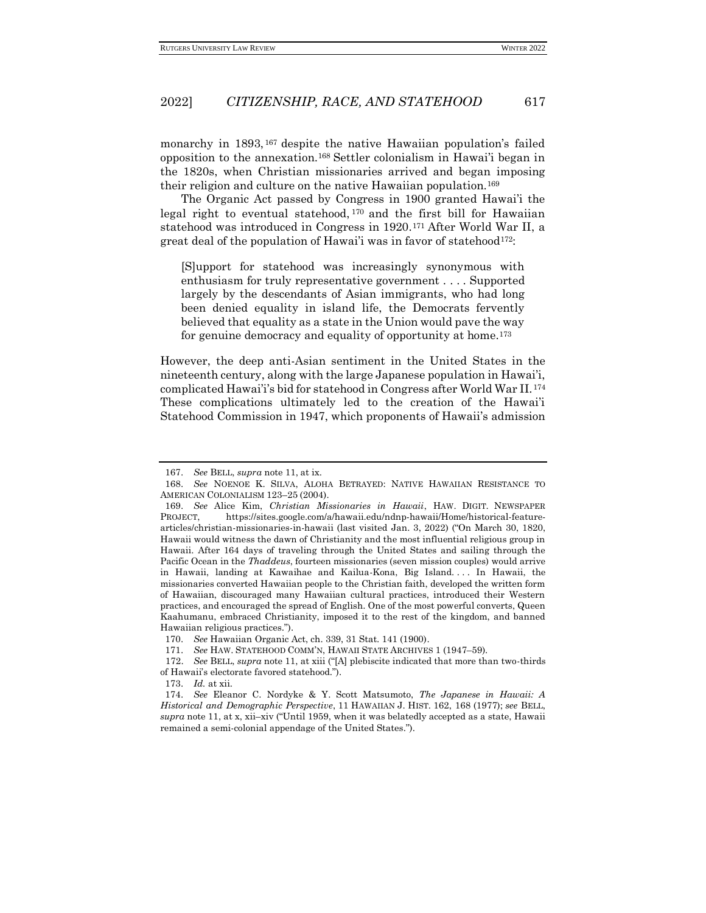monarchy in 1893,[167] despite the native Hawaiian population's failed opposition to the annexation.[168] Settler colonialism in Hawai'i began in the 1820s, when Christian missionaries arrived and began imposing their religion and culture on the native Hawaiian population.[169]

The Organic Act passed by Congress in 1900 granted Hawai'i the legal right to eventual statehood,[170] and the first bill for Hawaiian statehood was introduced in Congress in 1920.[171] After World War II, a great deal of the population of Hawai'i was in favor of statehood[172]:

> [S]upport for statehood was increasingly synonymous with enthusiasm for truly representative government . . . . Supported largely by the descendants of Asian immigrants, who had long been denied equality in island life, the Democrats fervently believed that equality as a state in the Union would pave the way for genuine democracy and equality of opportunity at home.[173]

However, the deep anti-Asian sentiment in the United States in the nineteenth century, along with the large Japanese population in Hawai'i, complicated Hawai'i's bid for statehood in Congress after World War II.[174] These complications ultimately led to the creation of the Hawai'i Statehood Commission in 1947, which proponents of Hawaii's admission

---

167. *See* BELL, *supra* note 11, at ix.

168. *See* NOENOE K. SILVA, ALOHA BETRAYED: NATIVE HAWAIIAN RESISTANCE TO AMERICAN COLONIALISM 123–25 (2004).

169. *See* Alice Kim, *Christian Missionaries in Hawaii*, HAW. DIGIT. NEWSPAPER PROJECT, https://sites.google.com/a/hawaii.edu/ndnp-hawaii/Home/historical-feature-articles/christian-missionaries-in-hawaii (last visited Jan. 3, 2022) ("On March 30, 1820, Hawaii would witness the dawn of Christianity and the most influential religious group in Hawaii. After 164 days of traveling through the United States and sailing through the Pacific Ocean in the *Thaddeus*, fourteen missionaries (seven mission couples) would arrive in Hawaii, landing at Kawaihae and Kailua-Kona, Big Island. . . . In Hawaii, the missionaries converted Hawaiian people to the Christian faith, developed the written form of Hawaiian, discouraged many Hawaiian cultural practices, introduced their Western practices, and encouraged the spread of English. One of the most powerful converts, Queen Kaahumanu, embraced Christianity, imposed it to the rest of the kingdom, and banned Hawaiian religious practices.").

170. *See* Hawaiian Organic Act, ch. 339, 31 Stat. 141 (1900).

171. *See* HAW. STATEHOOD COMM'N, HAWAII STATE ARCHIVES 1 (1947–59).

172. *See* BELL, *supra* note 11, at xiii ("[A] plebiscite indicated that more than two-thirds of Hawaii's electorate favored statehood.").

173. *Id.* at xii.

174. *See* Eleanor C. Nordyke & Y. Scott Matsumoto, *The Japanese in Hawaii: A Historical and Demographic Perspective*, 11 HAWAIIAN J. HIST. 162, 168 (1977); *see* BELL, *supra* note 11, at x, xii–xiv ("Until 1959, when it was belatedly accepted as a state, Hawaii remained a semi-colonial appendage of the United States.").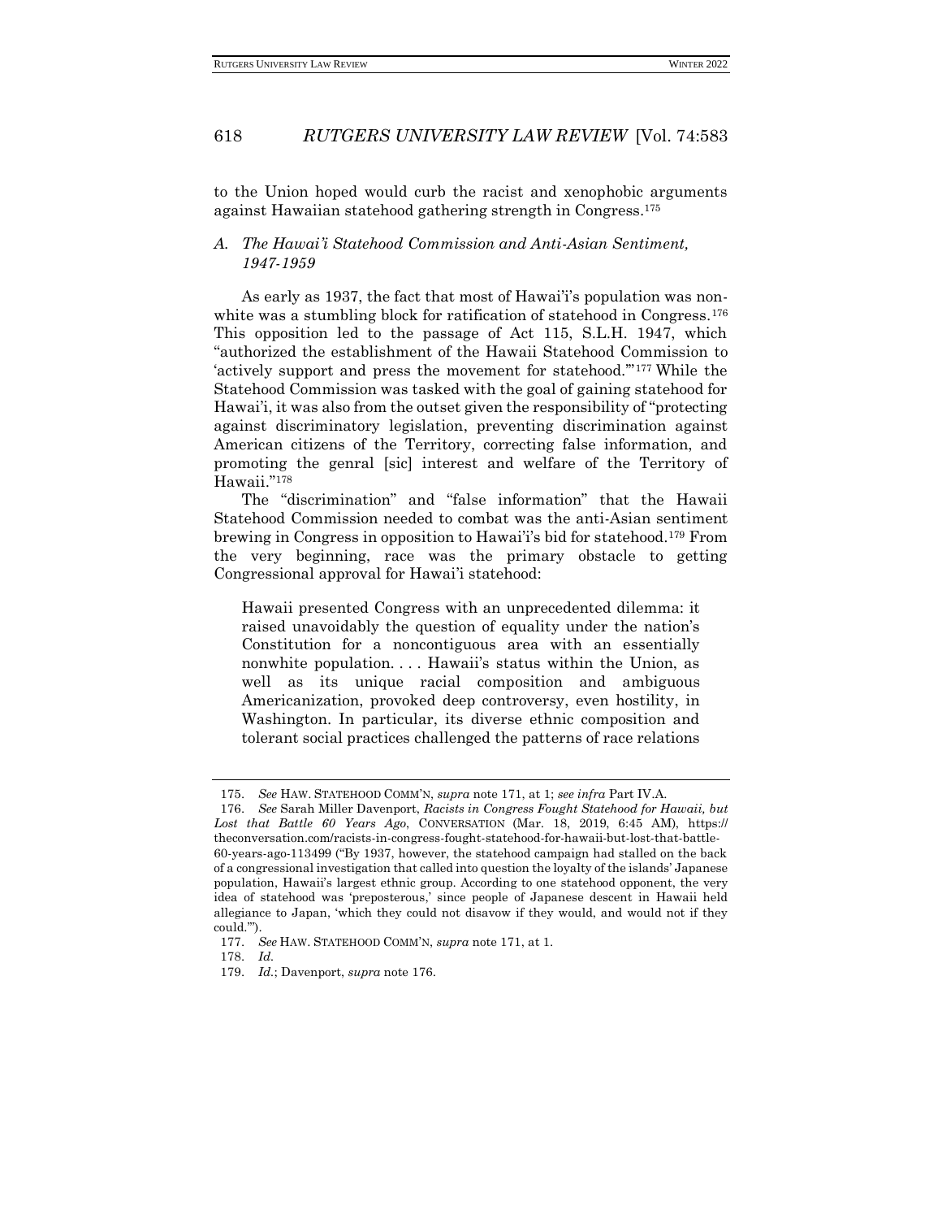to the Union hoped would curb the racist and xenophobic arguments against Hawaiian statehood gathering strength in Congress.[175]

### *A. The Hawai'i Statehood Commission and Anti-Asian Sentiment, 1947-1959*

As early as 1937, the fact that most of Hawai'i's population was non-white was a stumbling block for ratification of statehood in Congress.[176] This opposition led to the passage of Act 115, S.L.H. 1947, which "authorized the establishment of the Hawaii Statehood Commission to 'actively support and press the movement for statehood.'"[177] While the Statehood Commission was tasked with the goal of gaining statehood for Hawai'i, it was also from the outset given the responsibility of "protecting against discriminatory legislation, preventing discrimination against American citizens of the Territory, correcting false information, and promoting the genral [sic] interest and welfare of the Territory of Hawaii."[178]

The "discrimination" and "false information" that the Hawaii Statehood Commission needed to combat was the anti-Asian sentiment brewing in Congress in opposition to Hawai'i's bid for statehood.[179] From the very beginning, race was the primary obstacle to getting Congressional approval for Hawai'i statehood:

> Hawaii presented Congress with an unprecedented dilemma: it raised unavoidably the question of equality under the nation's Constitution for a noncontiguous area with an essentially nonwhite population. . . . Hawaii's status within the Union, as well as its unique racial composition and ambiguous Americanization, provoked deep controversy, even hostility, in Washington. In particular, its diverse ethnic composition and tolerant social practices challenged the patterns of race relations

---

175. *See* HAW. STATEHOOD COMM'N, *supra* note 171, at 1; *see infra* Part IV.A.

176. *See* Sarah Miller Davenport, *Racists in Congress Fought Statehood for Hawaii, but Lost that Battle 60 Years Ago*, CONVERSATION (Mar. 18, 2019, 6:45 AM), https://theconversation.com/racists-in-congress-fought-statehood-for-hawaii-but-lost-that-battle-60-years-ago-113499 ("By 1937, however, the statehood campaign had stalled on the back of a congressional investigation that called into question the loyalty of the islands' Japanese population, Hawaii's largest ethnic group. According to one statehood opponent, the very idea of statehood was 'preposterous,' since people of Japanese descent in Hawaii held allegiance to Japan, 'which they could not disavow if they would, and would not if they could.'").

177. *See* HAW. STATEHOOD COMM'N, *supra* note 171, at 1.

178. *Id.*

179. *Id.*; Davenport, *supra* note 176.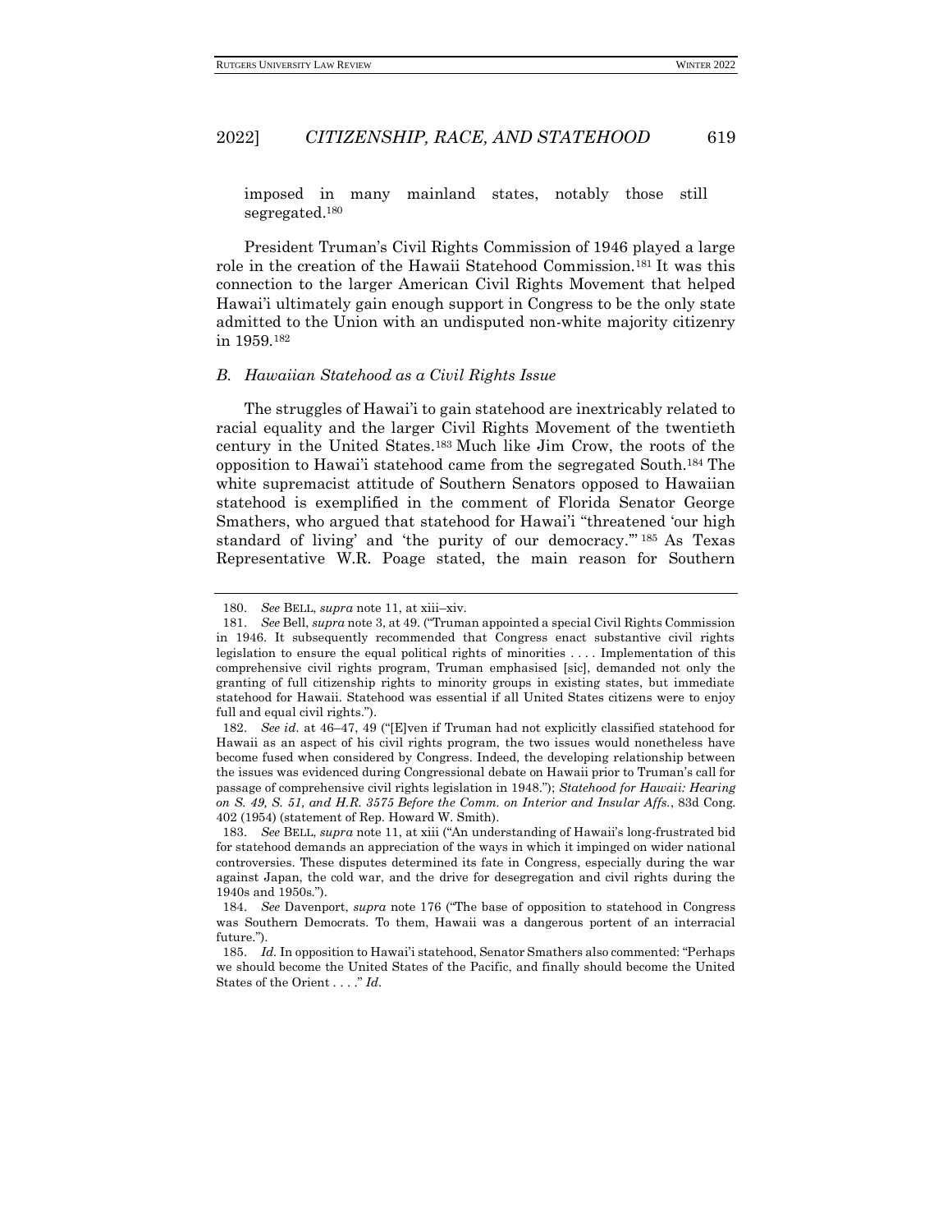imposed in many mainland states, notably those still segregated.[180]

President Truman's Civil Rights Commission of 1946 played a large role in the creation of the Hawaii Statehood Commission.[181] It was this connection to the larger American Civil Rights Movement that helped Hawai'i ultimately gain enough support in Congress to be the only state admitted to the Union with an undisputed non-white majority citizenry in 1959.[182]

### *B. Hawaiian Statehood as a Civil Rights Issue*

The struggles of Hawai'i to gain statehood are inextricably related to racial equality and the larger Civil Rights Movement of the twentieth century in the United States.[183] Much like Jim Crow, the roots of the opposition to Hawai'i statehood came from the segregated South.[184] The white supremacist attitude of Southern Senators opposed to Hawaiian statehood is exemplified in the comment of Florida Senator George Smathers, who argued that statehood for Hawai'i "threatened 'our high standard of living' and 'the purity of our democracy.'"[185] As Texas Representative W.R. Poage stated, the main reason for Southern

---

180. *See* BELL, *supra* note 11, at xiii–xiv.

181. *See* Bell, *supra* note 3, at 49. ("Truman appointed a special Civil Rights Commission in 1946. It subsequently recommended that Congress enact substantive civil rights legislation to ensure the equal political rights of minorities . . . . Implementation of this comprehensive civil rights program, Truman emphasised [sic], demanded not only the granting of full citizenship rights to minority groups in existing states, but immediate statehood for Hawaii. Statehood was essential if all United States citizens were to enjoy full and equal civil rights.").

182. *See id.* at 46–47, 49 ("[E]ven if Truman had not explicitly classified statehood for Hawaii as an aspect of his civil rights program, the two issues would nonetheless have become fused when considered by Congress. Indeed, the developing relationship between the issues was evidenced during Congressional debate on Hawaii prior to Truman's call for passage of comprehensive civil rights legislation in 1948."); *Statehood for Hawaii: Hearing on S. 49, S. 51, and H.R. 3575 Before the Comm. on Interior and Insular Affs.*, 83d Cong. 402 (1954) (statement of Rep. Howard W. Smith).

183. *See* BELL, *supra* note 11, at xiii ("An understanding of Hawaii's long-frustrated bid for statehood demands an appreciation of the ways in which it impinged on wider national controversies. These disputes determined its fate in Congress, especially during the war against Japan, the cold war, and the drive for desegregation and civil rights during the 1940s and 1950s.").

184. *See* Davenport, *supra* note 176 ("The base of opposition to statehood in Congress was Southern Democrats. To them, Hawaii was a dangerous portent of an interracial future.").

185. *Id.* In opposition to Hawai'i statehood, Senator Smathers also commented: "Perhaps we should become the United States of the Pacific, and finally should become the United States of the Orient . . . ." *Id.*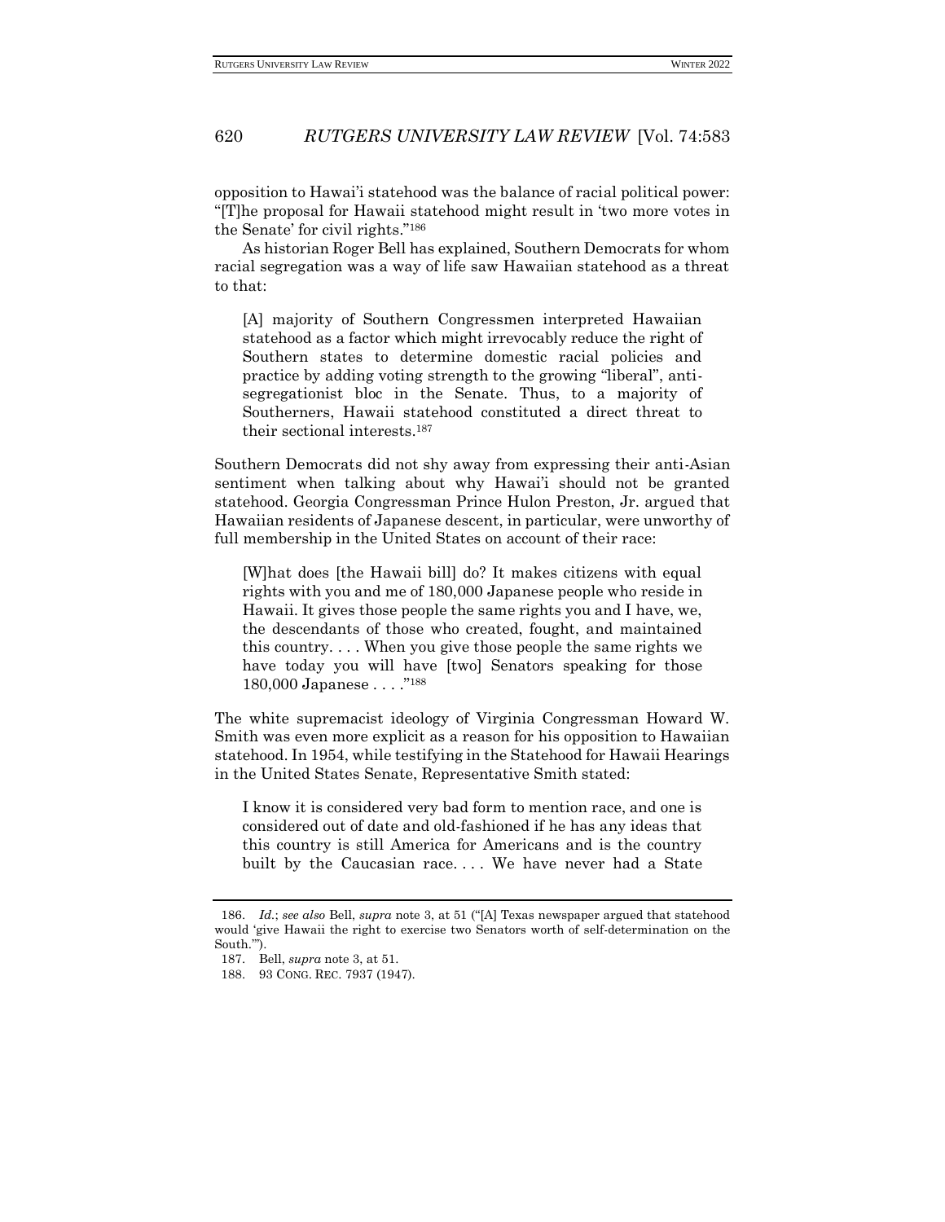opposition to Hawai'i statehood was the balance of racial political power: "[T]he proposal for Hawaii statehood might result in 'two more votes in the Senate' for civil rights."[186]

As historian Roger Bell has explained, Southern Democrats for whom racial segregation was a way of life saw Hawaiian statehood as a threat to that:

> [A] majority of Southern Congressmen interpreted Hawaiian statehood as a factor which might irrevocably reduce the right of Southern states to determine domestic racial policies and practice by adding voting strength to the growing "liberal", anti-segregationist bloc in the Senate. Thus, to a majority of Southerners, Hawaii statehood constituted a direct threat to their sectional interests.[187]

Southern Democrats did not shy away from expressing their anti-Asian sentiment when talking about why Hawai'i should not be granted statehood. Georgia Congressman Prince Hulon Preston, Jr. argued that Hawaiian residents of Japanese descent, in particular, were unworthy of full membership in the United States on account of their race:

> [W]hat does [the Hawaii bill] do? It makes citizens with equal rights with you and me of 180,000 Japanese people who reside in Hawaii. It gives those people the same rights you and I have, we, the descendants of those who created, fought, and maintained this country. . . . When you give those people the same rights we have today you will have [two] Senators speaking for those 180,000 Japanese . . . ."[188]

The white supremacist ideology of Virginia Congressman Howard W. Smith was even more explicit as a reason for his opposition to Hawaiian statehood. In 1954, while testifying in the Statehood for Hawaii Hearings in the United States Senate, Representative Smith stated:

> I know it is considered very bad form to mention race, and one is considered out of date and old-fashioned if he has any ideas that this country is still America for Americans and is the country built by the Caucasian race. . . . We have never had a State

---

186. *Id.*; *see also* Bell, *supra* note 3, at 51 ("[A] Texas newspaper argued that statehood would 'give Hawaii the right to exercise two Senators worth of self-determination on the South.'").

187. Bell, *supra* note 3, at 51.

188. 93 CONG. REC. 7937 (1947).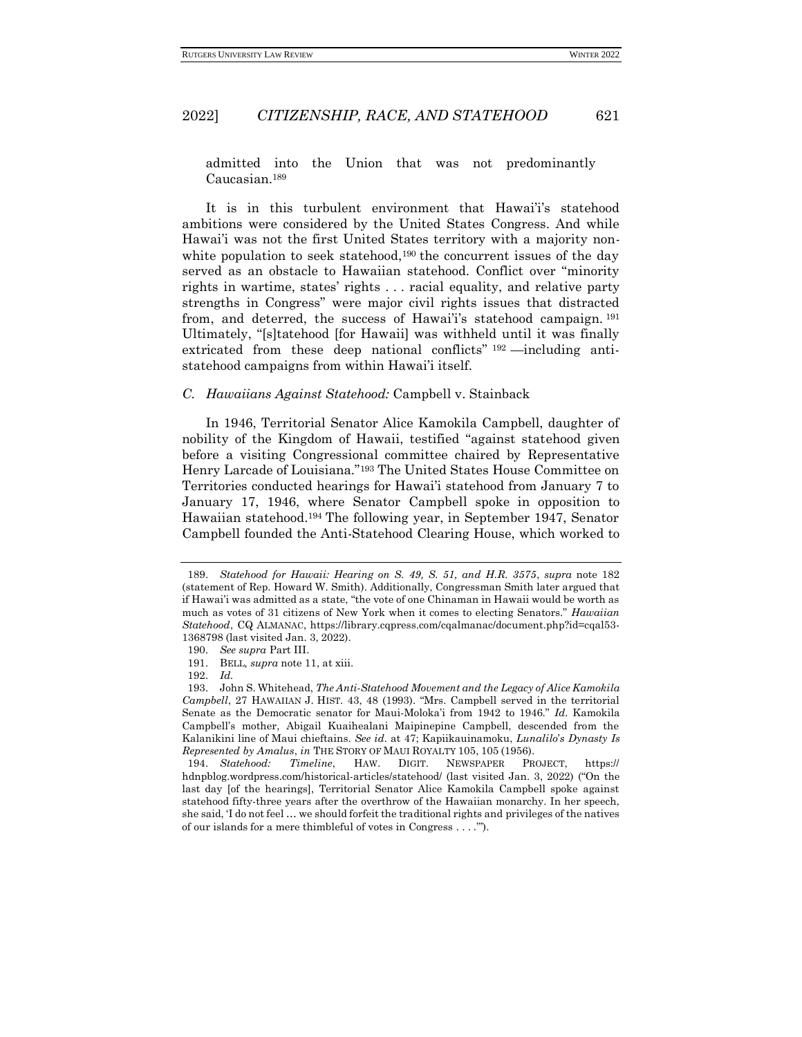admitted into the Union that was not predominantly Caucasian.[189]

It is in this turbulent environment that Hawai'i's statehood ambitions were considered by the United States Congress. And while Hawai'i was not the first United States territory with a majority non-white population to seek statehood,[190] the concurrent issues of the day served as an obstacle to Hawaiian statehood. Conflict over "minority rights in wartime, states' rights . . . racial equality, and relative party strengths in Congress" were major civil rights issues that distracted from, and deterred, the success of Hawai'i's statehood campaign.[191] Ultimately, "[s]tatehood [for Hawaii] was withheld until it was finally extricated from these deep national conflicts"[192] —including anti-statehood campaigns from within Hawai'i itself.

### C. *Hawaiians Against Statehood:* Campbell v. Stainback

In 1946, Territorial Senator Alice Kamokila Campbell, daughter of nobility of the Kingdom of Hawaii, testified "against statehood given before a visiting Congressional committee chaired by Representative Henry Larcade of Louisiana."[193] The United States House Committee on Territories conducted hearings for Hawai'i statehood from January 7 to January 17, 1946, where Senator Campbell spoke in opposition to Hawaiian statehood.[194] The following year, in September 1947, Senator Campbell founded the Anti-Statehood Clearing House, which worked to

---

189. *Statehood for Hawaii: Hearing on S. 49, S. 51, and H.R. 3575*, *supra* note 182 (statement of Rep. Howard W. Smith). Additionally, Congressman Smith later argued that if Hawai'i was admitted as a state, "the vote of one Chinaman in Hawaii would be worth as much as votes of 31 citizens of New York when it comes to electing Senators." *Hawaiian Statehood*, CQ ALMANAC, https://library.cqpress.com/cqalmanac/document.php?id=cqal53-1368798 (last visited Jan. 3, 2022).

190. *See supra* Part III.

191. BELL, *supra* note 11, at xiii.

192. *Id.*

193. John S. Whitehead, *The Anti-Statehood Movement and the Legacy of Alice Kamokila Campbell*, 27 HAWAIIAN J. HIST. 43, 48 (1993). "Mrs. Campbell served in the territorial Senate as the Democratic senator for Maui-Moloka'i from 1942 to 1946." *Id.* Kamokila Campbell's mother, Abigail Kuaihealani Maipinepine Campbell, descended from the Kalanikini line of Maui chieftains. *See id.* at 47; Kapiikauinamoku, *Lunalilo's Dynasty Is Represented by Amalus*, *in* THE STORY OF MAUI ROYALTY 105, 105 (1956).

194. *Statehood: Timeline*, HAW. DIGIT. NEWSPAPER PROJECT, https://hdnpblog.wordpress.com/historical-articles/statehood/ (last visited Jan. 3, 2022) ("On the last day [of the hearings], Territorial Senator Alice Kamokila Campbell spoke against statehood fifty-three years after the overthrow of the Hawaiian monarchy. In her speech, she said, 'I do not feel … we should forfeit the traditional rights and privileges of the natives of our islands for a mere thimbleful of votes in Congress . . . .'").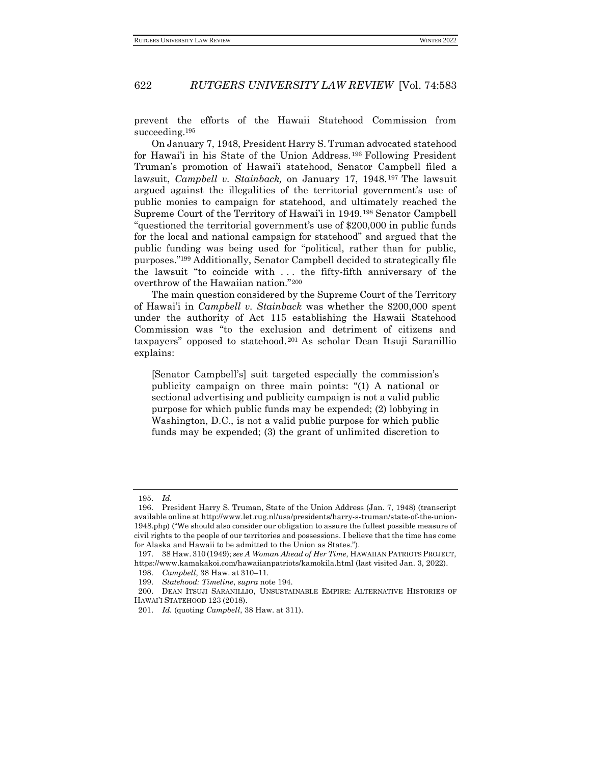prevent the efforts of the Hawaii Statehood Commission from succeeding.[195]

On January 7, 1948, President Harry S. Truman advocated statehood for Hawai'i in his State of the Union Address.[196] Following President Truman's promotion of Hawai'i statehood, Senator Campbell filed a lawsuit, *Campbell v. Stainback,* on January 17, 1948.[197] The lawsuit argued against the illegalities of the territorial government's use of public monies to campaign for statehood, and ultimately reached the Supreme Court of the Territory of Hawai'i in 1949.[198] Senator Campbell "questioned the territorial government's use of $200,000 in public funds for the local and national campaign for statehood" and argued that the public funding was being used for "political, rather than for public, purposes."[199] Additionally, Senator Campbell decided to strategically file the lawsuit "to coincide with . . . the fifty-fifth anniversary of the overthrow of the Hawaiian nation."[200]

The main question considered by the Supreme Court of the Territory of Hawai'i in *Campbell v. Stainback* was whether the $200,000 spent under the authority of Act 115 establishing the Hawaii Statehood Commission was "to the exclusion and detriment of citizens and taxpayers" opposed to statehood.[201] As scholar Dean Itsuji Saranillio explains:

> [Senator Campbell's] suit targeted especially the commission's publicity campaign on three main points: "(1) A national or sectional advertising and publicity campaign is not a valid public purpose for which public funds may be expended; (2) lobbying in Washington, D.C., is not a valid public purpose for which public funds may be expended; (3) the grant of unlimited discretion to

---

195. *Id.*

196. President Harry S. Truman, State of the Union Address (Jan. 7, 1948) (transcript available online at http://www.let.rug.nl/usa/presidents/harry-s-truman/state-of-the-union-1948.php) ("We should also consider our obligation to assure the fullest possible measure of civil rights to the people of our territories and possessions. I believe that the time has come for Alaska and Hawaii to be admitted to the Union as States.").

197. 38 Haw. 310 (1949); *see A Woman Ahead of Her Time*, HAWAIIAN PATRIOTS PROJECT, https://www.kamakakoi.com/hawaiianpatriots/kamokila.html (last visited Jan. 3, 2022).

198. *Campbell*, 38 Haw. at 310–11.

199. *Statehood: Timeline*, *supra* note 194.

200. DEAN ITSUJI SARANILLIO, UNSUSTAINABLE EMPIRE: ALTERNATIVE HISTORIES OF HAWAI'I STATEHOOD 123 (2018).

201. *Id.* (quoting *Campbell*, 38 Haw. at 311).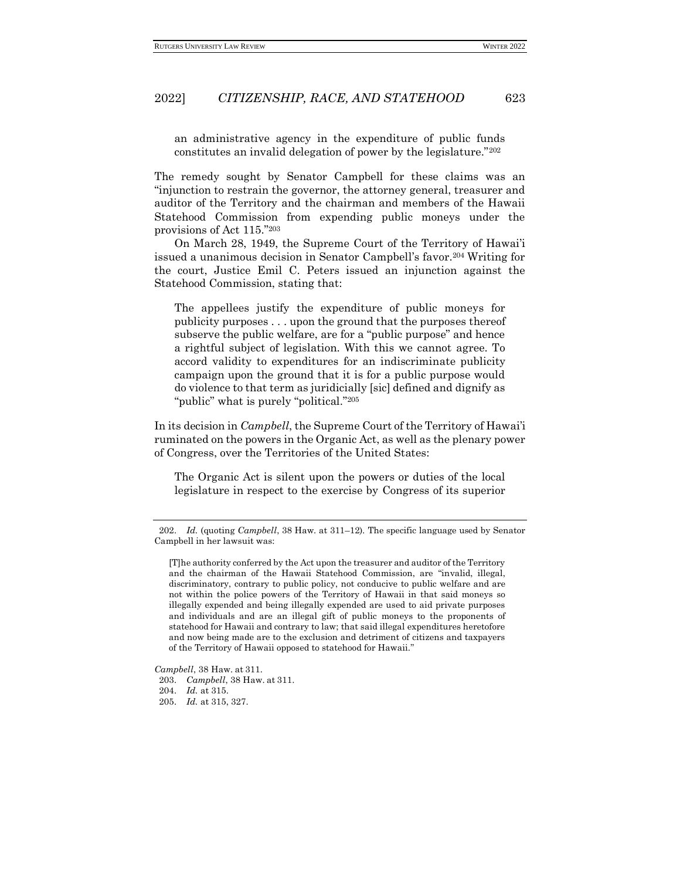an administrative agency in the expenditure of public funds constitutes an invalid delegation of power by the legislature."[202]

The remedy sought by Senator Campbell for these claims was an "injunction to restrain the governor, the attorney general, treasurer and auditor of the Territory and the chairman and members of the Hawaii Statehood Commission from expending public moneys under the provisions of Act 115."[203]

On March 28, 1949, the Supreme Court of the Territory of Hawai'i issued a unanimous decision in Senator Campbell's favor.[204] Writing for the court, Justice Emil C. Peters issued an injunction against the Statehood Commission, stating that:

> The appellees justify the expenditure of public moneys for publicity purposes . . . upon the ground that the purposes thereof subserve the public welfare, are for a "public purpose" and hence a rightful subject of legislation. With this we cannot agree. To accord validity to expenditures for an indiscriminate publicity campaign upon the ground that it is for a public purpose would do violence to that term as juridicially [sic] defined and dignify as "public" what is purely "political."[205]

In its decision in *Campbell*, the Supreme Court of the Territory of Hawai'i ruminated on the powers in the Organic Act, as well as the plenary power of Congress, over the Territories of the United States:

> The Organic Act is silent upon the powers or duties of the local legislature in respect to the exercise by Congress of its superior

---

202. *Id.* (quoting *Campbell*, 38 Haw. at 311–12). The specific language used by Senator Campbell in her lawsuit was:

> [T]he authority conferred by the Act upon the treasurer and auditor of the Territory and the chairman of the Hawaii Statehood Commission, are "invalid, illegal, discriminatory, contrary to public policy, not conducive to public welfare and are not within the police powers of the Territory of Hawaii in that said moneys so illegally expended and being illegally expended are used to aid private purposes and individuals and are an illegal gift of public moneys to the proponents of statehood for Hawaii and contrary to law; that said illegal expenditures heretofore and now being made are to the exclusion and detriment of citizens and taxpayers of the Territory of Hawaii opposed to statehood for Hawaii."

*Campbell*, 38 Haw. at 311.

203. *Campbell*, 38 Haw. at 311.

204. *Id.* at 315.

205. *Id.* at 315, 327.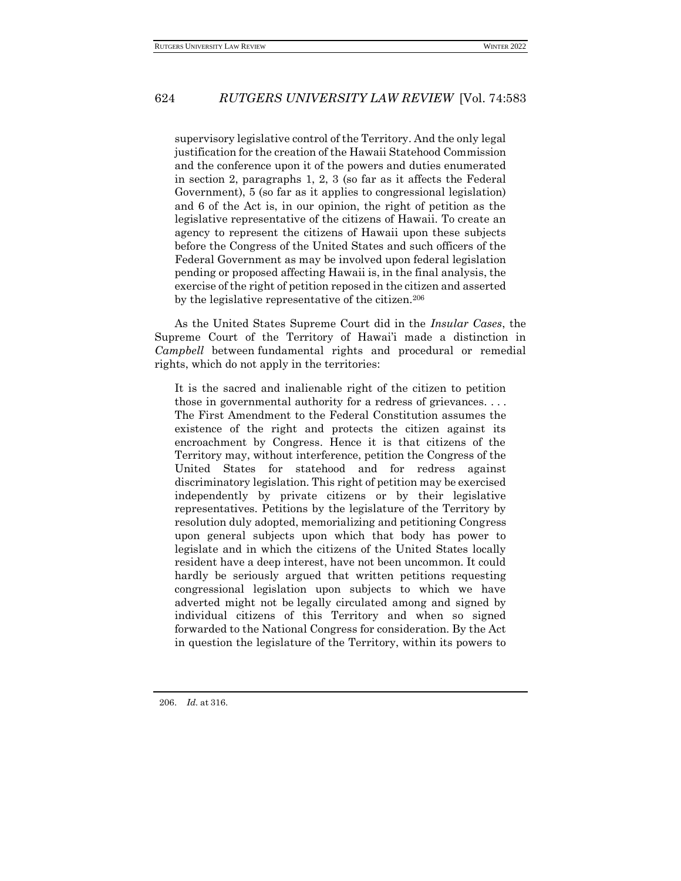> supervisory legislative control of the Territory. And the only legal justification for the creation of the Hawaii Statehood Commission and the conference upon it of the powers and duties enumerated in section 2, paragraphs 1, 2, 3 (so far as it affects the Federal Government), 5 (so far as it applies to congressional legislation) and 6 of the Act is, in our opinion, the right of petition as the legislative representative of the citizens of Hawaii. To create an agency to represent the citizens of Hawaii upon these subjects before the Congress of the United States and such officers of the Federal Government as may be involved upon federal legislation pending or proposed affecting Hawaii is, in the final analysis, the exercise of the right of petition reposed in the citizen and asserted by the legislative representative of the citizen.[206]

As the United States Supreme Court did in the *Insular Cases*, the Supreme Court of the Territory of Hawai'i made a distinction in *Campbell* between fundamental rights and procedural or remedial rights, which do not apply in the territories:

> It is the sacred and inalienable right of the citizen to petition those in governmental authority for a redress of grievances. . . . The First Amendment to the Federal Constitution assumes the existence of the right and protects the citizen against its encroachment by Congress. Hence it is that citizens of the Territory may, without interference, petition the Congress of the United States for statehood and for redress against discriminatory legislation. This right of petition may be exercised independently by private citizens or by their legislative representatives. Petitions by the legislature of the Territory by resolution duly adopted, memorializing and petitioning Congress upon general subjects upon which that body has power to legislate and in which the citizens of the United States locally resident have a deep interest, have not been uncommon. It could hardly be seriously argued that written petitions requesting congressional legislation upon subjects to which we have adverted might not be legally circulated among and signed by individual citizens of this Territory and when so signed forwarded to the National Congress for consideration. By the Act in question the legislature of the Territory, within its powers to

206. *Id.* at 316.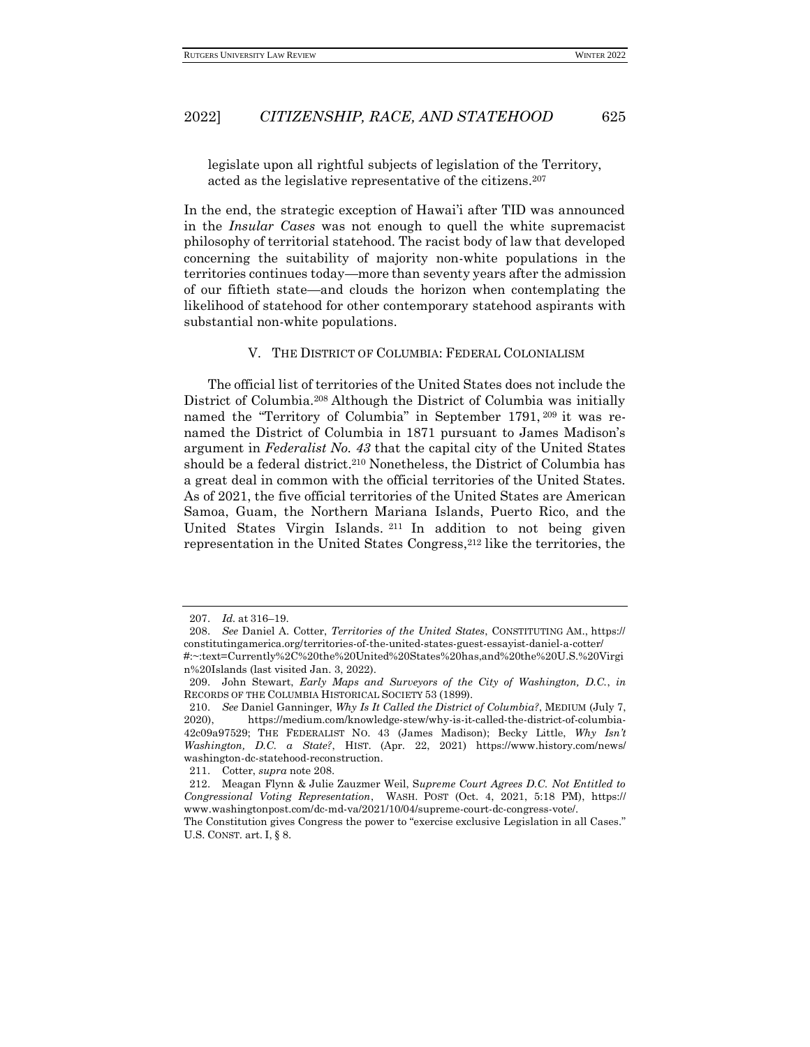legislate upon all rightful subjects of legislation of the Territory, acted as the legislative representative of the citizens.[207]

In the end, the strategic exception of Hawai'i after TID was announced in the *Insular Cases* was not enough to quell the white supremacist philosophy of territorial statehood. The racist body of law that developed concerning the suitability of majority non-white populations in the territories continues today—more than seventy years after the admission of our fiftieth state—and clouds the horizon when contemplating the likelihood of statehood for other contemporary statehood aspirants with substantial non-white populations.

## V. THE DISTRICT OF COLUMBIA: FEDERAL COLONIALISM

The official list of territories of the United States does not include the District of Columbia.[208] Although the District of Columbia was initially named the "Territory of Columbia" in September 1791,[209] it was renamed the District of Columbia in 1871 pursuant to James Madison's argument in *Federalist No. 43* that the capital city of the United States should be a federal district.[210] Nonetheless, the District of Columbia has a great deal in common with the official territories of the United States. As of 2021, the five official territories of the United States are American Samoa, Guam, the Northern Mariana Islands, Puerto Rico, and the United States Virgin Islands.[211] In addition to not being given representation in the United States Congress,[212] like the territories, the

---

207. *Id.* at 316–19.

208. *See* Daniel A. Cotter, *Territories of the United States*, CONSTITUTING AM., https://constitutingamerica.org/territories-of-the-united-states-guest-essayist-daniel-a-cotter/#:~:text=Currently%2C%20the%20United%20States%20has,and%20the%20U.S.%20Virgin%20Islands (last visited Jan. 3, 2022).

209. John Stewart, *Early Maps and Surveyors of the City of Washington, D.C.*, *in* RECORDS OF THE COLUMBIA HISTORICAL SOCIETY 53 (1899).

210. *See* Daniel Ganninger, *Why Is It Called the District of Columbia?*, MEDIUM (July 7, 2020), https://medium.com/knowledge-stew/why-is-it-called-the-district-of-columbia-42c09a97529; THE FEDERALIST NO. 43 (James Madison); Becky Little, *Why Isn't Washington, D.C. a State?*, HIST. (Apr. 22, 2021) https://www.history.com/news/washington-dc-statehood-reconstruction.

211. Cotter, *supra* note 208.

212. Meagan Flynn & Julie Zauzmer Weil, *Supreme Court Agrees D.C. Not Entitled to Congressional Voting Representation*, WASH. POST (Oct. 4, 2021, 5:18 PM), https://www.washingtonpost.com/dc-md-va/2021/10/04/supreme-court-dc-congress-vote/. The Constitution gives Congress the power to "exercise exclusive Legislation in all Cases." U.S. CONST. art. I, § 8.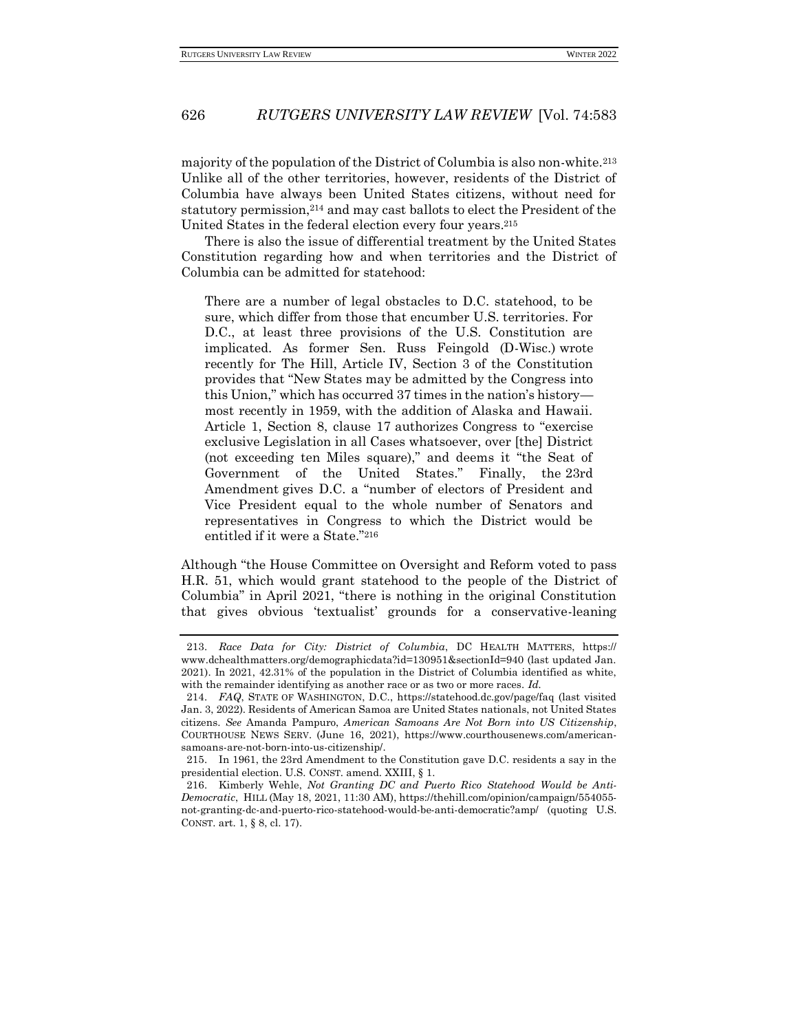majority of the population of the District of Columbia is also non-white.[213] Unlike all of the other territories, however, residents of the District of Columbia have always been United States citizens, without need for statutory permission,[214] and may cast ballots to elect the President of the United States in the federal election every four years.[215]

There is also the issue of differential treatment by the United States Constitution regarding how and when territories and the District of Columbia can be admitted for statehood:

> There are a number of legal obstacles to D.C. statehood, to be sure, which differ from those that encumber U.S. territories. For D.C., at least three provisions of the U.S. Constitution are implicated. As former Sen. Russ Feingold (D-Wisc.) wrote recently for The Hill, Article IV, Section 3 of the Constitution provides that "New States may be admitted by the Congress into this Union," which has occurred 37 times in the nation's history—most recently in 1959, with the addition of Alaska and Hawaii. Article 1, Section 8, clause 17 authorizes Congress to "exercise exclusive Legislation in all Cases whatsoever, over [the] District (not exceeding ten Miles square)," and deems it "the Seat of Government of the United States." Finally, the 23rd Amendment gives D.C. a "number of electors of President and Vice President equal to the whole number of Senators and representatives in Congress to which the District would be entitled if it were a State."[216]

Although "the House Committee on Oversight and Reform voted to pass H.R. 51, which would grant statehood to the people of the District of Columbia" in April 2021, "there is nothing in the original Constitution that gives obvious 'textualist' grounds for a conservative-leaning

---

213. *Race Data for City: District of Columbia*, DC HEALTH MATTERS, https://www.dchealthmatters.org/demographicdata?id=130951&sectionId=940 (last updated Jan. 2021). In 2021, 42.31% of the population in the District of Columbia identified as white, with the remainder identifying as another race or as two or more races. *Id.*

214. *FAQ*, STATE OF WASHINGTON, D.C., https://statehood.dc.gov/page/faq (last visited Jan. 3, 2022). Residents of American Samoa are United States nationals, not United States citizens. *See* Amanda Pampuro, *American Samoans Are Not Born into US Citizenship*, COURTHOUSE NEWS SERV. (June 16, 2021), https://www.courthousenews.com/american-samoans-are-not-born-into-us-citizenship/.

215. In 1961, the 23rd Amendment to the Constitution gave D.C. residents a say in the presidential election. U.S. CONST. amend. XXIII, § 1.

216. Kimberly Wehle, *Not Granting DC and Puerto Rico Statehood Would be Anti-Democratic*, HILL (May 18, 2021, 11:30 AM), https://thehill.com/opinion/campaign/554055-not-granting-dc-and-puerto-rico-statehood-would-be-anti-democratic?amp/ (quoting U.S. CONST. art. 1, § 8, cl. 17).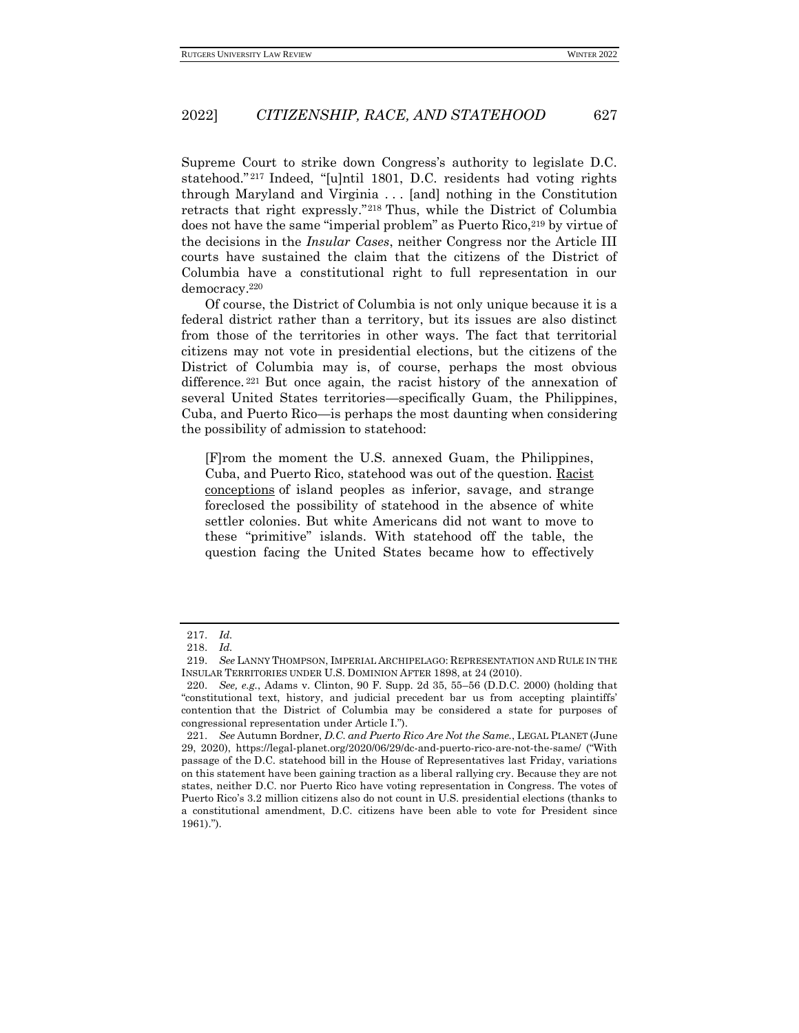Supreme Court to strike down Congress's authority to legislate D.C. statehood."[217] Indeed, "[u]ntil 1801, D.C. residents had voting rights through Maryland and Virginia . . . [and] nothing in the Constitution retracts that right expressly."[218] Thus, while the District of Columbia does not have the same "imperial problem" as Puerto Rico,[219] by virtue of the decisions in the *Insular Cases*, neither Congress nor the Article III courts have sustained the claim that the citizens of the District of Columbia have a constitutional right to full representation in our democracy.[220]

Of course, the District of Columbia is not only unique because it is a federal district rather than a territory, but its issues are also distinct from those of the territories in other ways. The fact that territorial citizens may not vote in presidential elections, but the citizens of the District of Columbia may is, of course, perhaps the most obvious difference.[221] But once again, the racist history of the annexation of several United States territories—specifically Guam, the Philippines, Cuba, and Puerto Rico—is perhaps the most daunting when considering the possibility of admission to statehood:

> [F]rom the moment the U.S. annexed Guam, the Philippines, Cuba, and Puerto Rico, statehood was out of the question. Racist conceptions of island peoples as inferior, savage, and strange foreclosed the possibility of statehood in the absence of white settler colonies. But white Americans did not want to move to these "primitive" islands. With statehood off the table, the question facing the United States became how to effectively

---

217. *Id.*

218. *Id.*

219. *See* LANNY THOMPSON, IMPERIAL ARCHIPELAGO: REPRESENTATION AND RULE IN THE INSULAR TERRITORIES UNDER U.S. DOMINION AFTER 1898, at 24 (2010).

220. *See, e.g.*, Adams v. Clinton, 90 F. Supp. 2d 35, 55–56 (D.D.C. 2000) (holding that "constitutional text, history, and judicial precedent bar us from accepting plaintiffs' contention that the District of Columbia may be considered a state for purposes of congressional representation under Article I.").

221. *See* Autumn Bordner, *D.C. and Puerto Rico Are Not the Same.*, LEGAL PLANET (June 29, 2020), https://legal-planet.org/2020/06/29/dc-and-puerto-rico-are-not-the-same/ ("With passage of the D.C. statehood bill in the House of Representatives last Friday, variations on this statement have been gaining traction as a liberal rallying cry. Because they are not states, neither D.C. nor Puerto Rico have voting representation in Congress. The votes of Puerto Rico's 3.2 million citizens also do not count in U.S. presidential elections (thanks to a constitutional amendment, D.C. citizens have been able to vote for President since 1961).").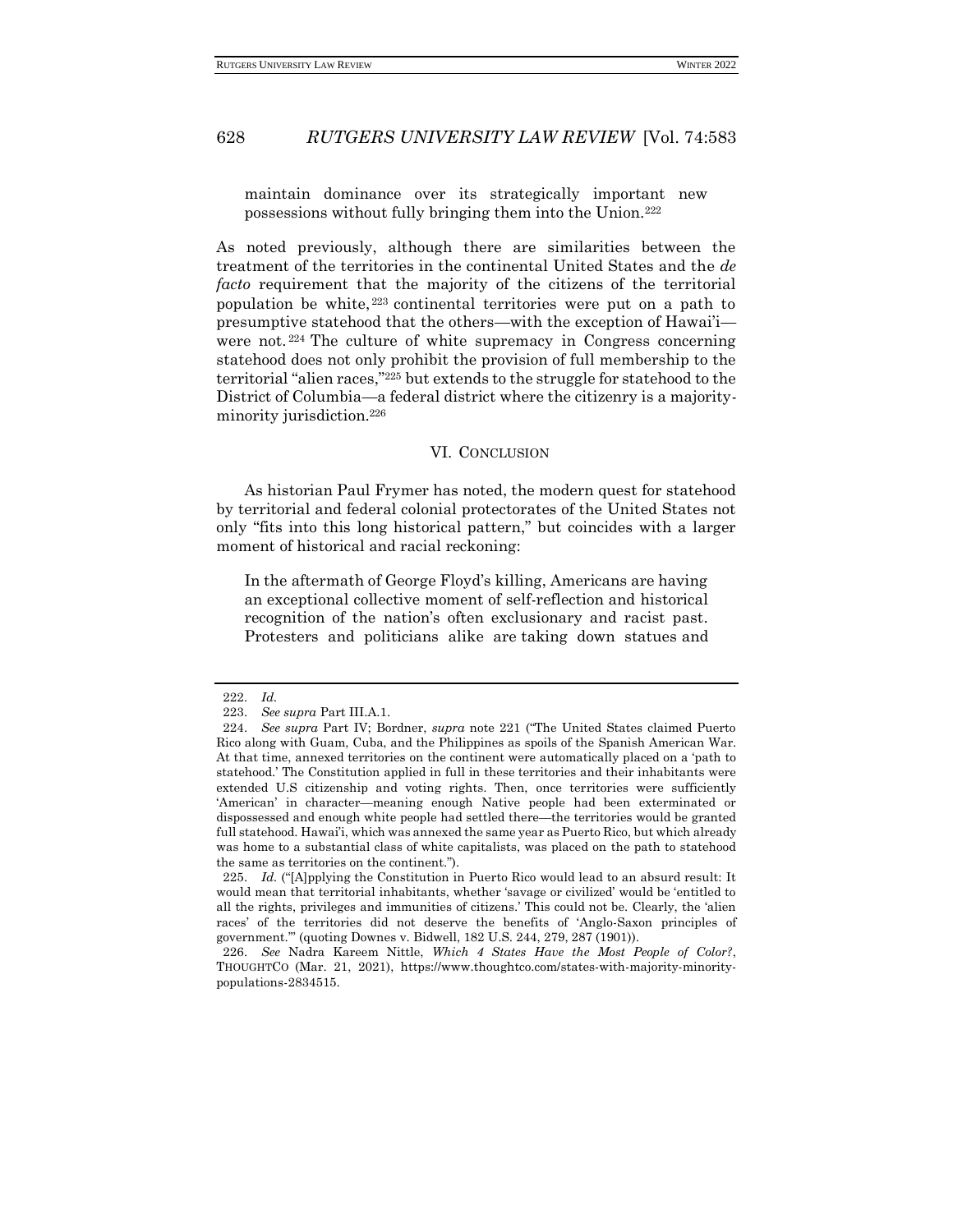> maintain dominance over its strategically important new possessions without fully bringing them into the Union.[222]

As noted previously, although there are similarities between the treatment of the territories in the continental United States and the *de facto* requirement that the majority of the citizens of the territorial population be white,[223] continental territories were put on a path to presumptive statehood that the others—with the exception of Hawai'i—were not.[224] The culture of white supremacy in Congress concerning statehood does not only prohibit the provision of full membership to the territorial "alien races,"[225] but extends to the struggle for statehood to the District of Columbia—a federal district where the citizenry is a majority-minority jurisdiction.[226]

## VI. CONCLUSION

As historian Paul Frymer has noted, the modern quest for statehood by territorial and federal colonial protectorates of the United States not only "fits into this long historical pattern," but coincides with a larger moment of historical and racial reckoning:

> In the aftermath of George Floyd's killing, Americans are having an exceptional collective moment of self-reflection and historical recognition of the nation's often exclusionary and racist past. Protesters and politicians alike are taking down statues and

---

222. *Id.*

223. *See supra* Part III.A.1.

224. *See supra* Part IV; Bordner, *supra* note 221 ("The United States claimed Puerto Rico along with Guam, Cuba, and the Philippines as spoils of the Spanish American War. At that time, annexed territories on the continent were automatically placed on a 'path to statehood.' The Constitution applied in full in these territories and their inhabitants were extended U.S citizenship and voting rights. Then, once territories were sufficiently 'American' in character—meaning enough Native people had been exterminated or dispossessed and enough white people had settled there—the territories would be granted full statehood. Hawai'i, which was annexed the same year as Puerto Rico, but which already was home to a substantial class of white capitalists, was placed on the path to statehood the same as territories on the continent.").

225. *Id.* ("[A]pplying the Constitution in Puerto Rico would lead to an absurd result: It would mean that territorial inhabitants, whether 'savage or civilized' would be 'entitled to all the rights, privileges and immunities of citizens.' This could not be. Clearly, the 'alien races' of the territories did not deserve the benefits of 'Anglo-Saxon principles of government.'" (quoting Downes v. Bidwell, 182 U.S. 244, 279, 287 (1901)).

226. *See* Nadra Kareem Nittle, *Which 4 States Have the Most People of Color?*, THOUGHTCO (Mar. 21, 2021), https://www.thoughtco.com/states-with-majority-minority-populations-2834515.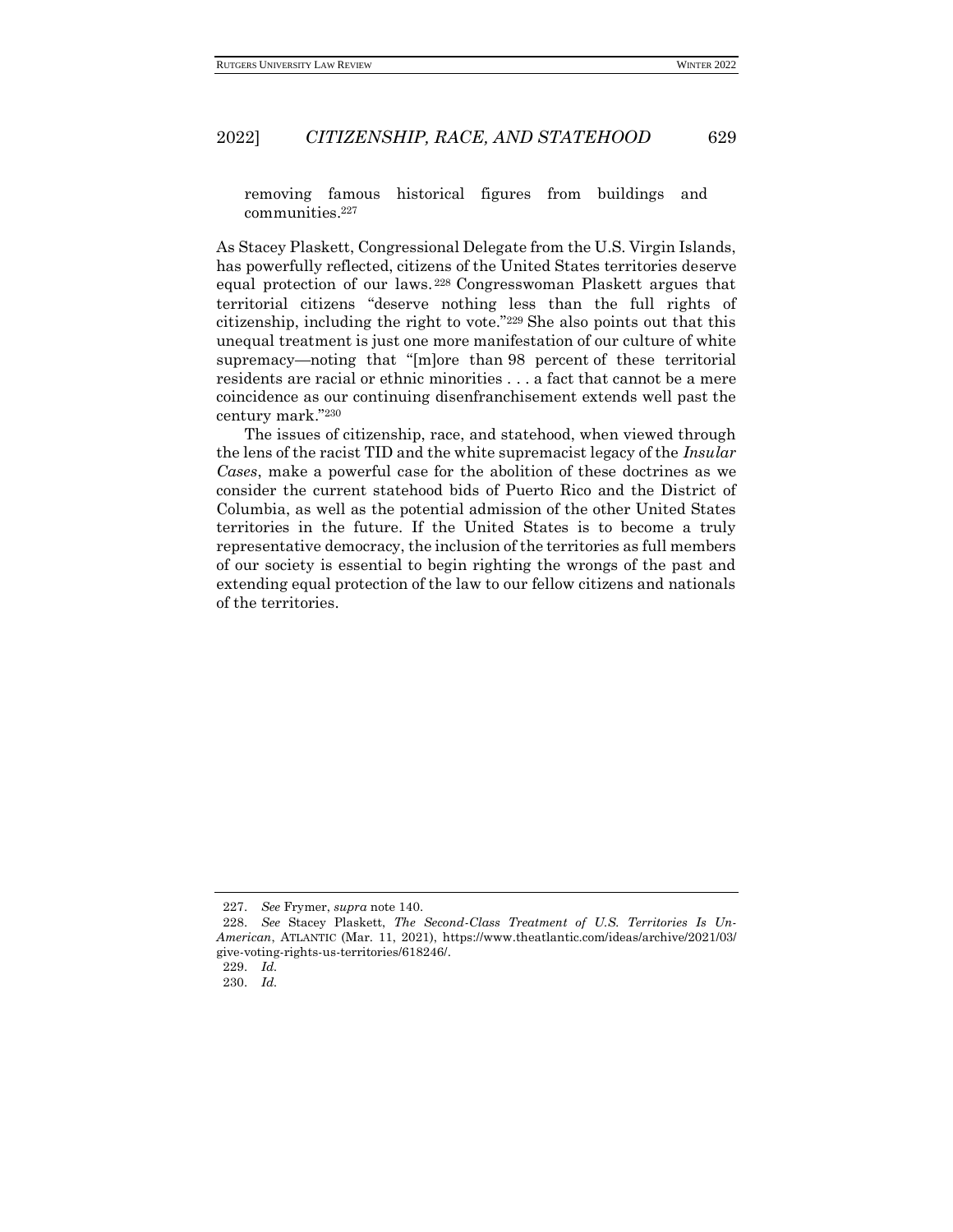removing famous historical figures from buildings and communities.[227]

As Stacey Plaskett, Congressional Delegate from the U.S. Virgin Islands, has powerfully reflected, citizens of the United States territories deserve equal protection of our laws.[228] Congresswoman Plaskett argues that territorial citizens "deserve nothing less than the full rights of citizenship, including the right to vote."[229] She also points out that this unequal treatment is just one more manifestation of our culture of white supremacy—noting that "[m]ore than 98 percent of these territorial residents are racial or ethnic minorities . . . a fact that cannot be a mere coincidence as our continuing disenfranchisement extends well past the century mark."[230]

The issues of citizenship, race, and statehood, when viewed through the lens of the racist TID and the white supremacist legacy of the *Insular Cases*, make a powerful case for the abolition of these doctrines as we consider the current statehood bids of Puerto Rico and the District of Columbia, as well as the potential admission of the other United States territories in the future. If the United States is to become a truly representative democracy, the inclusion of the territories as full members of our society is essential to begin righting the wrongs of the past and extending equal protection of the law to our fellow citizens and nationals of the territories.

---

227. *See* Frymer, *supra* note 140.

228. *See* Stacey Plaskett, *The Second-Class Treatment of U.S. Territories Is Un-American*, ATLANTIC (Mar. 11, 2021), https://www.theatlantic.com/ideas/archive/2021/03/give-voting-rights-us-territories/618246/.

229. *Id.*

230. *Id.*